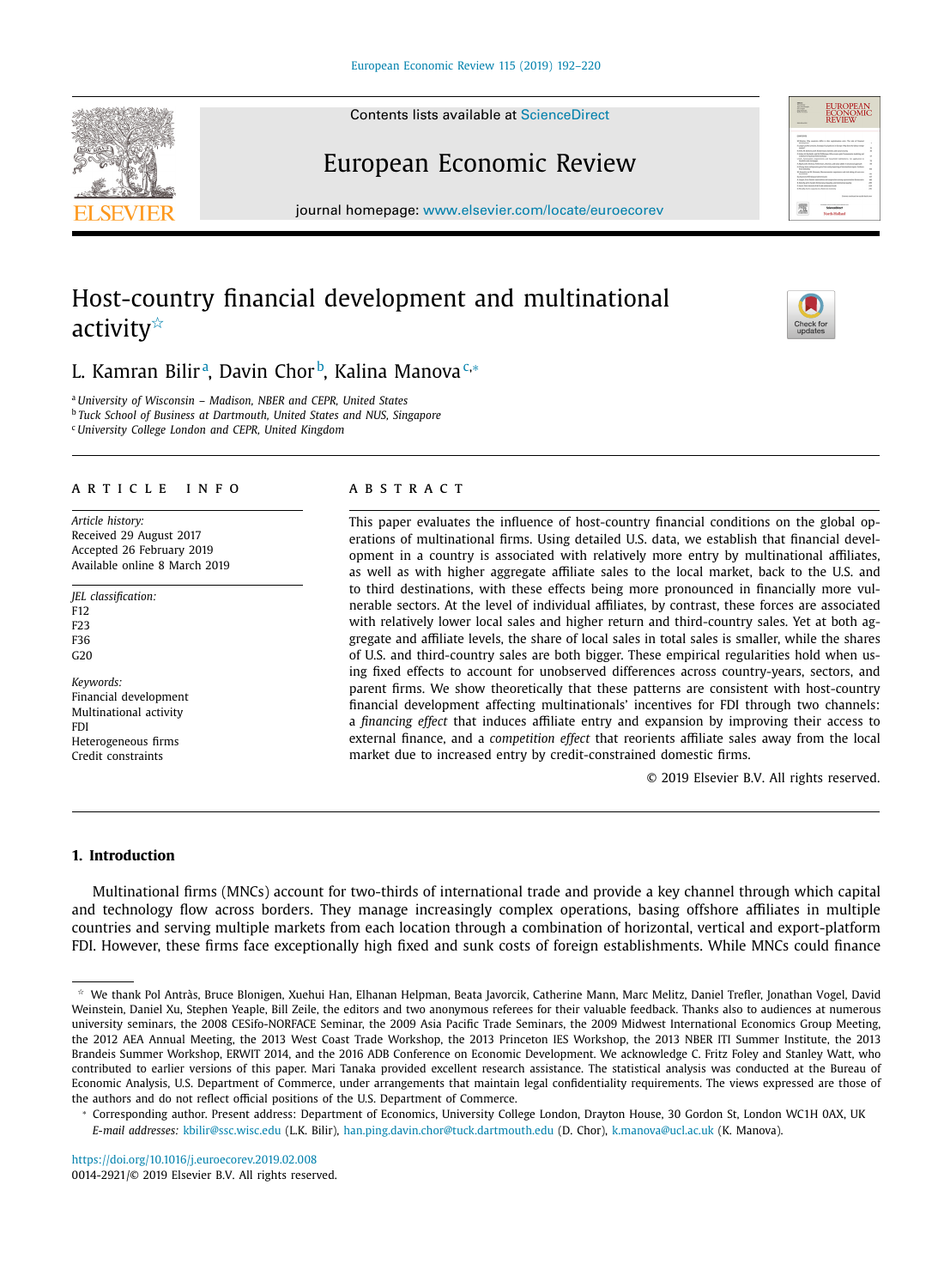# Host-country financial development and multinational activity[☆]

L. Kamran Bilir[a], Davin Chor[b], Kalina Manova[c,*]

[a] University of Wisconsin – Madison, NBER and CEPR, United States
[b] Tuck School of Business at Dartmouth, United States and NUS, Singapore
[c] University College London and CEPR, United Kingdom

## ARTICLE INFO

*Article history:*
Received 29 August 2017
Accepted 26 February 2019
Available online 8 March 2019

*JEL classification:*
F12
F23
F36
G20

*Keywords:*
Financial development
Multinational activity
FDI
Heterogeneous firms
Credit constraints

## ABSTRACT

This paper evaluates the influence of host-country financial conditions on the global operations of multinational firms. Using detailed U.S. data, we establish that financial development in a country is associated with relatively more entry by multinational affiliates, as well as with higher aggregate affiliate sales to the local market, back to the U.S. and to third destinations, with these effects being more pronounced in financially more vulnerable sectors. At the level of individual affiliates, by contrast, these forces are associated with relatively lower local sales and higher return and third-country sales. Yet at both aggregate and affiliate levels, the share of local sales in total sales is smaller, while the shares of U.S. and third-country sales are both bigger. These empirical regularities hold when using fixed effects to account for unobserved differences across country-years, sectors, and parent firms. We show theoretically that these patterns are consistent with host-country financial development affecting multinationals' incentives for FDI through two channels: a *financing effect* that induces affiliate entry and expansion by improving their access to external finance, and a *competition effect* that reorients affiliate sales away from the local market due to increased entry by credit-constrained domestic firms.

© 2019 Elsevier B.V. All rights reserved.

## 1. Introduction

Multinational firms (MNCs) account for two-thirds of international trade and provide a key channel through which capital and technology flow across borders. They manage increasingly complex operations, basing offshore affiliates in multiple countries and serving multiple markets from each location through a combination of horizontal, vertical and export-platform FDI. However, these firms face exceptionally high fixed and sunk costs of foreign establishments. While MNCs could finance

---

☆ We thank Pol Antràs, Bruce Blonigen, Xuehui Han, Elhanan Helpman, Beata Javorcik, Catherine Mann, Marc Melitz, Daniel Trefler, Jonathan Vogel, David Weinstein, Daniel Xu, Stephen Yeaple, Bill Zeile, the editors and two anonymous referees for their valuable feedback. Thanks also to audiences at numerous university seminars, the 2008 CESifo-NORFACE Seminar, the 2009 Asia Pacific Trade Seminars, the 2009 Midwest International Economics Group Meeting, the 2012 AEA Annual Meeting, the 2013 West Coast Trade Workshop, the 2013 Princeton IES Workshop, the 2013 NBER ITI Summer Institute, the 2013 Brandeis Summer Workshop, ERWIT 2014, and the 2016 ADB Conference on Economic Development. We acknowledge C. Fritz Foley and Stanley Watt, who contributed to earlier versions of this paper. Mari Tanaka provided excellent research assistance. The statistical analysis was conducted at the Bureau of Economic Analysis, U.S. Department of Commerce, under arrangements that maintain legal confidentiality requirements. The views expressed are those of the authors and do not reflect official positions of the U.S. Department of Commerce.

\* Corresponding author. Present address: Department of Economics, University College London, Drayton House, 30 Gordon St, London WC1H 0AX, UK
*E-mail addresses:* kbilir@ssc.wisc.edu (L.K. Bilir), han.ping.davin.chor@tuck.dartmouth.edu (D. Chor), k.manova@ucl.ac.uk (K. Manova).

https://doi.org/10.1016/j.euroecorev.2019.02.008
0014-2921/© 2019 Elsevier B.V. All rights reserved.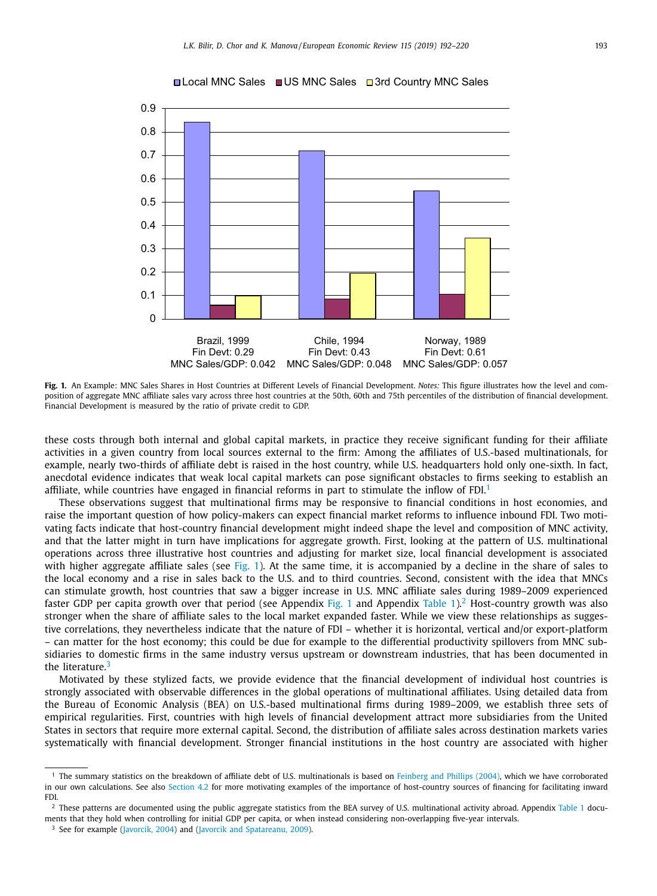Fig. 1. An Example: MNC Sales Shares in Host Countries at Different Levels of Financial Development. *Notes:* This figure illustrates how the level and composition of aggregate MNC affiliate sales vary across three host countries at the 50th, 60th and 75th percentiles of the distribution of financial development. Financial Development is measured by the ratio of private credit to GDP.

these costs through both internal and global capital markets, in practice they receive significant funding for their affiliate activities in a given country from local sources external to the firm: Among the affiliates of U.S.-based multinationals, for example, nearly two-thirds of affiliate debt is raised in the host country, while U.S. headquarters hold only one-sixth. In fact, anecdotal evidence indicates that weak local capital markets can pose significant obstacles to firms seeking to establish an affiliate, while countries have engaged in financial reforms in part to stimulate the inflow of FDI.[1]

These observations suggest that multinational firms may be responsive to financial conditions in host economies, and raise the important question of how policy-makers can expect financial market reforms to influence inbound FDI. Two motivating facts indicate that host-country financial development might indeed shape the level and composition of MNC activity, and that the latter might in turn have implications for aggregate growth. First, looking at the pattern of U.S. multinational operations across three illustrative host countries and adjusting for market size, local financial development is associated with higher aggregate affiliate sales (see Fig. 1). At the same time, it is accompanied by a decline in the share of sales to the local economy and a rise in sales back to the U.S. and to third countries. Second, consistent with the idea that MNCs can stimulate growth, host countries that saw a bigger increase in U.S. MNC affiliate sales during 1989–2009 experienced faster GDP per capita growth over that period (see Appendix Fig. 1 and Appendix Table 1).[2] Host-country growth was also stronger when the share of affiliate sales to the local market expanded faster. While we view these relationships as suggestive correlations, they nevertheless indicate that the nature of FDI – whether it is horizontal, vertical and/or export-platform – can matter for the host economy; this could be due for example to the differential productivity spillovers from MNC subsidiaries to domestic firms in the same industry versus upstream or downstream industries, that has been documented in the literature.[3]

Motivated by these stylized facts, we provide evidence that the financial development of individual host countries is strongly associated with observable differences in the global operations of multinational affiliates. Using detailed data from the Bureau of Economic Analysis (BEA) on U.S.-based multinational firms during 1989–2009, we establish three sets of empirical regularities. First, countries with high levels of financial development attract more subsidiaries from the United States in sectors that require more external capital. Second, the distribution of affiliate sales across destination markets varies systematically with financial development. Stronger financial institutions in the host country are associated with higher

---

[1] The summary statistics on the breakdown of affiliate debt of U.S. multinationals is based on Feinberg and Phillips (2004), which we have corroborated in our own calculations. See also Section 4.2 for more motivating examples of the importance of host-country sources of financing for facilitating inward FDI.

[2] These patterns are documented using the public aggregate statistics from the BEA survey of U.S. multinational activity abroad. Appendix Table 1 documents that they hold when controlling for initial GDP per capita, or when instead considering non-overlapping five-year intervals.

[3] See for example (Javorcik, 2004) and (Javorcik and Spatareanu, 2009).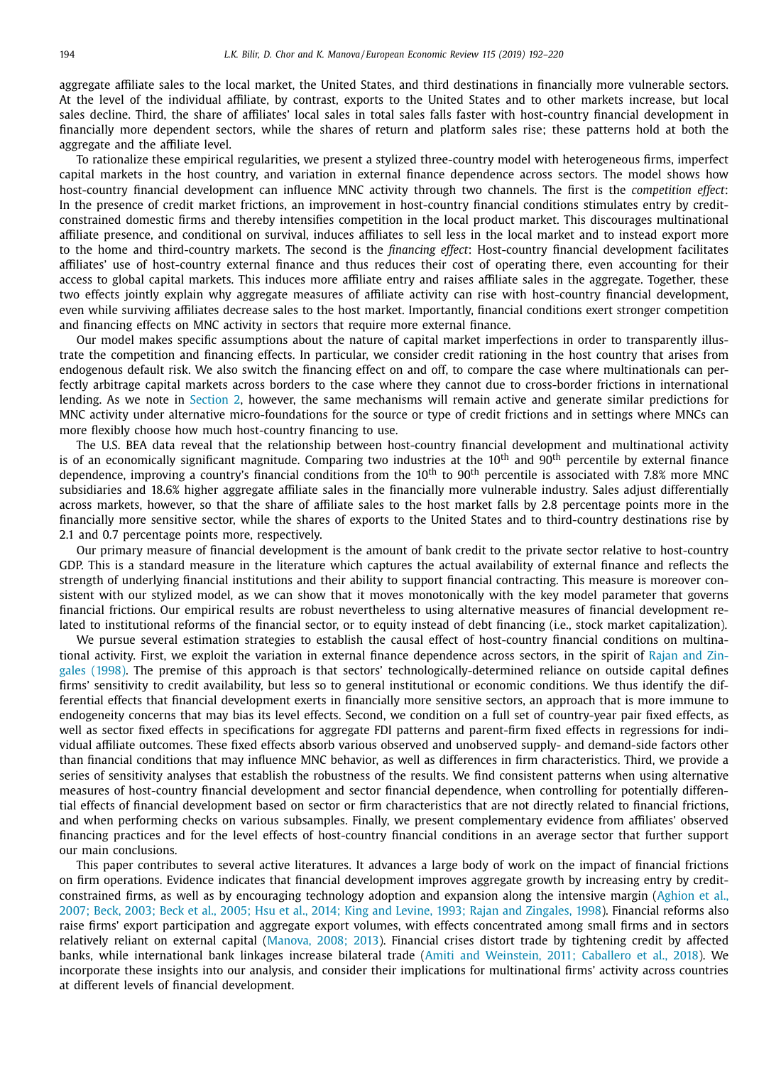aggregate affiliate sales to the local market, the United States, and third destinations in financially more vulnerable sectors. At the level of the individual affiliate, by contrast, exports to the United States and to other markets increase, but local sales decline. Third, the share of affiliates' local sales in total sales falls faster with host-country financial development in financially more dependent sectors, while the shares of return and platform sales rise; these patterns hold at both the aggregate and the affiliate level.

To rationalize these empirical regularities, we present a stylized three-country model with heterogeneous firms, imperfect capital markets in the host country, and variation in external finance dependence across sectors. The model shows how host-country financial development can influence MNC activity through two channels. The first is the *competition effect*: In the presence of credit market frictions, an improvement in host-country financial conditions stimulates entry by credit-constrained domestic firms and thereby intensifies competition in the local product market. This discourages multinational affiliate presence, and conditional on survival, induces affiliates to sell less in the local market and to instead export more to the home and third-country markets. The second is the *financing effect*: Host-country financial development facilitates affiliates' use of host-country external finance and thus reduces their cost of operating there, even accounting for their access to global capital markets. This induces more affiliate entry and raises affiliate sales in the aggregate. Together, these two effects jointly explain why aggregate measures of affiliate activity can rise with host-country financial development, even while surviving affiliates decrease sales to the host market. Importantly, financial conditions exert stronger competition and financing effects on MNC activity in sectors that require more external finance.

Our model makes specific assumptions about the nature of capital market imperfections in order to transparently illustrate the competition and financing effects. In particular, we consider credit rationing in the host country that arises from endogenous default risk. We also switch the financing effect on and off, to compare the case where multinationals can perfectly arbitrage capital markets across borders to the case where they cannot due to cross-border frictions in international lending. As we note in Section 2, however, the same mechanisms will remain active and generate similar predictions for MNC activity under alternative micro-foundations for the source or type of credit frictions and in settings where MNCs can more flexibly choose how much host-country financing to use.

The U.S. BEA data reveal that the relationship between host-country financial development and multinational activity is of an economically significant magnitude. Comparing two industries at the 10th and 90th percentile by external finance dependence, improving a country's financial conditions from the 10th to 90th percentile is associated with 7.8% more MNC subsidiaries and 18.6% higher aggregate affiliate sales in the financially more vulnerable industry. Sales adjust differentially across markets, however, so that the share of affiliate sales to the host market falls by 2.8 percentage points more in the financially more sensitive sector, while the shares of exports to the United States and to third-country destinations rise by 2.1 and 0.7 percentage points more, respectively.

Our primary measure of financial development is the amount of bank credit to the private sector relative to host-country GDP. This is a standard measure in the literature which captures the actual availability of external finance and reflects the strength of underlying financial institutions and their ability to support financial contracting. This measure is moreover consistent with our stylized model, as we can show that it moves monotonically with the key model parameter that governs financial frictions. Our empirical results are robust nevertheless to using alternative measures of financial development related to institutional reforms of the financial sector, or to equity instead of debt financing (i.e., stock market capitalization).

We pursue several estimation strategies to establish the causal effect of host-country financial conditions on multinational activity. First, we exploit the variation in external finance dependence across sectors, in the spirit of Rajan and Zingales (1998). The premise of this approach is that sectors' technologically-determined reliance on outside capital defines firms' sensitivity to credit availability, but less so to general institutional or economic conditions. We thus identify the differential effects that financial development exerts in financially more sensitive sectors, an approach that is more immune to endogeneity concerns that may bias its level effects. Second, we condition on a full set of country-year pair fixed effects, as well as sector fixed effects in specifications for aggregate FDI patterns and parent-firm fixed effects in regressions for individual affiliate outcomes. These fixed effects absorb various observed and unobserved supply- and demand-side factors other than financial conditions that may influence MNC behavior, as well as differences in firm characteristics. Third, we provide a series of sensitivity analyses that establish the robustness of the results. We find consistent patterns when using alternative measures of host-country financial development and sector financial dependence, when controlling for potentially differential effects of financial development based on sector or firm characteristics that are not directly related to financial frictions, and when performing checks on various subsamples. Finally, we present complementary evidence from affiliates' observed financing practices and for the level effects of host-country financial conditions in an average sector that further support our main conclusions.

This paper contributes to several active literatures. It advances a large body of work on the impact of financial frictions on firm operations. Evidence indicates that financial development improves aggregate growth by increasing entry by credit-constrained firms, as well as by encouraging technology adoption and expansion along the intensive margin (Aghion et al., 2007; Beck, 2003; Beck et al., 2005; Hsu et al., 2014; King and Levine, 1993; Rajan and Zingales, 1998). Financial reforms also raise firms' export participation and aggregate export volumes, with effects concentrated among small firms and in sectors relatively reliant on external capital (Manova, 2008; 2013). Financial crises distort trade by tightening credit by affected banks, while international bank linkages increase bilateral trade (Amiti and Weinstein, 2011; Caballero et al., 2018). We incorporate these insights into our analysis, and consider their implications for multinational firms' activity across countries at different levels of financial development.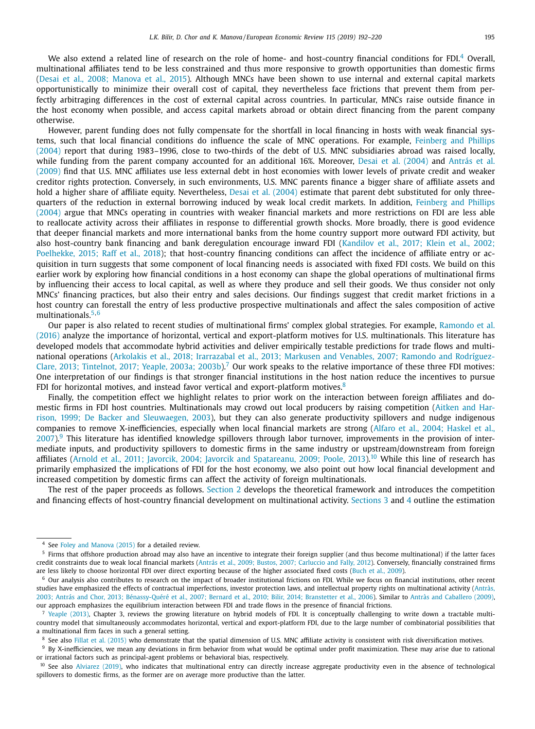We also extend a related line of research on the role of home- and host-country financial conditions for FDI.[4] Overall, multinational affiliates tend to be less constrained and thus more responsive to growth opportunities than domestic firms (Desai et al., 2008; Manova et al., 2015). Although MNCs have been shown to use internal and external capital markets opportunistically to minimize their overall cost of capital, they nevertheless face frictions that prevent them from perfectly arbitraging differences in the cost of external capital across countries. In particular, MNCs raise outside finance in the host economy when possible, and access capital markets abroad or obtain direct financing from the parent company otherwise.

However, parent funding does not fully compensate for the shortfall in local financing in hosts with weak financial systems, such that local financial conditions do influence the scale of MNC operations. For example, Feinberg and Phillips (2004) report that during 1983–1996, close to two-thirds of the debt of U.S. MNC subsidiaries abroad was raised locally, while funding from the parent company accounted for an additional 16%. Moreover, Desai et al. (2004) and Antràs et al. (2009) find that U.S. MNC affiliates use less external debt in host economies with lower levels of private credit and weaker creditor rights protection. Conversely, in such environments, U.S. MNC parents finance a bigger share of affiliate assets and hold a higher share of affiliate equity. Nevertheless, Desai et al. (2004) estimate that parent debt substituted for only three-quarters of the reduction in external borrowing induced by weak local credit markets. In addition, Feinberg and Phillips (2004) argue that MNCs operating in countries with weaker financial markets and more restrictions on FDI are less able to reallocate activity across their affiliates in response to differential growth shocks. More broadly, there is good evidence that deeper financial markets and more international banks from the home country support more outward FDI activity, but also host-country bank financing and bank deregulation encourage inward FDI (Kandilov et al., 2017; Klein et al., 2002; Poelhekke, 2015; Raff et al., 2018); that host-country financing conditions can affect the incidence of affiliate entry or acquisition in turn suggests that some component of local financing needs is associated with fixed FDI costs. We build on this earlier work by exploring how financial conditions in a host economy can shape the global operations of multinational firms by influencing their access to local capital, as well as where they produce and sell their goods. We thus consider not only MNCs' financing practices, but also their entry and sales decisions. Our findings suggest that credit market frictions in a host country can forestall the entry of less productive prospective multinationals and affect the sales composition of active multinationals.[5,6]

Our paper is also related to recent studies of multinational firms' complex global strategies. For example, Ramondo et al. (2016) analyze the importance of horizontal, vertical and export-platform motives for U.S. multinationals. This literature has developed models that accommodate hybrid activities and deliver empirically testable predictions for trade flows and multinational operations (Arkolakis et al., 2018; Irarrazabal et al., 2013; Markusen and Venables, 2007; Ramondo and Rodríguez-Clare, 2013; Tintelnot, 2017; Yeaple, 2003a; 2003b).[7] Our work speaks to the relative importance of these three FDI motives: One interpretation of our findings is that stronger financial institutions in the host nation reduce the incentives to pursue FDI for horizontal motives, and instead favor vertical and export-platform motives.[8]

Finally, the competition effect we highlight relates to prior work on the interaction between foreign affiliates and domestic firms in FDI host countries. Multinationals may crowd out local producers by raising competition (Aitken and Harrison, 1999; De Backer and Sleuwaegen, 2003), but they can also generate productivity spillovers and nudge indigenous companies to remove X-inefficiencies, especially when local financial markets are strong (Alfaro et al., 2004; Haskel et al., 2007).[9] This literature has identified knowledge spillovers through labor turnover, improvements in the provision of intermediate inputs, and productivity spillovers to domestic firms in the same industry or upstream/downstream from foreign affiliates (Arnold et al., 2011; Javorcik, 2004; Javorcik and Spatareanu, 2009; Poole, 2013).[10] While this line of research has primarily emphasized the implications of FDI for the host economy, we also point out how local financial development and increased competition by domestic firms can affect the activity of foreign multinationals.

The rest of the paper proceeds as follows. Section 2 develops the theoretical framework and introduces the competition and financing effects of host-country financial development on multinational activity. Sections 3 and 4 outline the estimation

---

[4] See Foley and Manova (2015) for a detailed review.

[5] Firms that offshore production abroad may also have an incentive to integrate their foreign supplier (and thus become multinational) if the latter faces credit constraints due to weak local financial markets (Antràs et al., 2009; Bustos, 2007; Carluccio and Fally, 2012). Conversely, financially constrained firms are less likely to choose horizontal FDI over direct exporting because of the higher associated fixed costs (Buch et al., 2009).

[6] Our analysis also contributes to research on the impact of broader institutional frictions on FDI. While we focus on financial institutions, other recent studies have emphasized the effects of contractual imperfections, investor protection laws, and intellectual property rights on multinational activity (Antràs, 2003; Antràs and Chor, 2013; Bénassy-Quéré et al., 2007; Bernard et al., 2010; Bilir, 2014; Branstetter et al., 2006). Similar to Antràs and Caballero (2009), our approach emphasizes the equilibrium interaction between FDI and trade flows in the presence of financial frictions.

[7] Yeaple (2013), Chapter 3, reviews the growing literature on hybrid models of FDI. It is conceptually challenging to write down a tractable multi-country model that simultaneously accommodates horizontal, vertical and export-platform FDI, due to the large number of combinatorial possibilities that a multinational firm faces in such a general setting.

[8] See also Fillat et al. (2015) who demonstrate that the spatial dimension of U.S. MNC affiliate activity is consistent with risk diversification motives.

[9] By X-inefficiencies, we mean any deviations in firm behavior from what would be optimal under profit maximization. These may arise due to rational or irrational factors such as principal-agent problems or behavioral bias, respectively.

[10] See also Alviarez (2019), who indicates that multinational entry can directly increase aggregate productivity even in the absence of technological spillovers to domestic firms, as the former are on average more productive than the latter.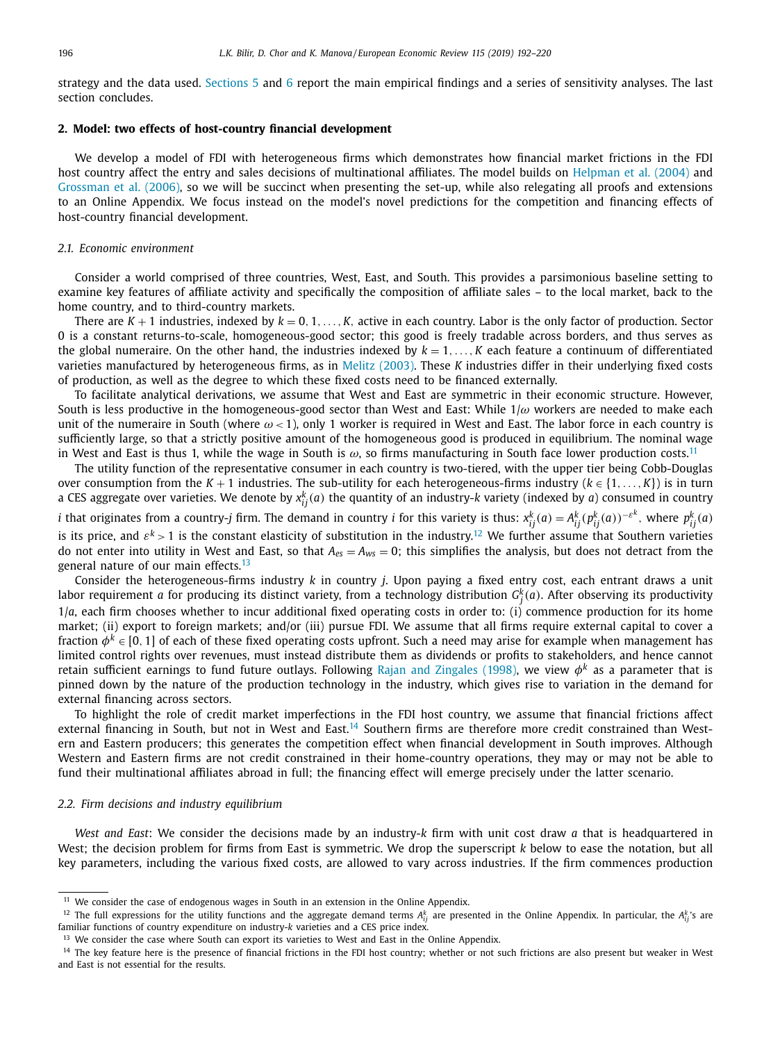strategy and the data used. Sections 5 and 6 report the main empirical findings and a series of sensitivity analyses. The last section concludes.

## 2. Model: two effects of host-country financial development

We develop a model of FDI with heterogeneous firms which demonstrates how financial market frictions in the FDI host country affect the entry and sales decisions of multinational affiliates. The model builds on Helpman et al. (2004) and Grossman et al. (2006), so we will be succinct when presenting the set-up, while also relegating all proofs and extensions to an Online Appendix. We focus instead on the model's novel predictions for the competition and financing effects of host-country financial development.

### 2.1. Economic environment

Consider a world comprised of three countries, West, East, and South. This provides a parsimonious baseline setting to examine key features of affiliate activity and specifically the composition of affiliate sales – to the local market, back to the home country, and to third-country markets.

There are $K+1$ industries, indexed by $k = 0, 1, \ldots, K$, active in each country. Labor is the only factor of production. Sector 0 is a constant returns-to-scale, homogeneous-good sector; this good is freely tradable across borders, and thus serves as the global numeraire. On the other hand, the industries indexed by $k = 1, \ldots, K$ each feature a continuum of differentiated varieties manufactured by heterogeneous firms, as in Melitz (2003). These $K$ industries differ in their underlying fixed costs of production, as well as the degree to which these fixed costs need to be financed externally.

To facilitate analytical derivations, we assume that West and East are symmetric in their economic structure. However, South is less productive in the homogeneous-good sector than West and East: While $1/\omega$ workers are needed to make each unit of the numeraire in South (where $\omega < 1$), only 1 worker is required in West and East. The labor force in each country is sufficiently large, so that a strictly positive amount of the homogeneous good is produced in equilibrium. The nominal wage in West and East is thus 1, while the wage in South is $\omega$, so firms manufacturing in South face lower production costs.[11]

The utility function of the representative consumer in each country is two-tiered, with the upper tier being Cobb-Douglas over consumption from the $K+1$ industries. The sub-utility for each heterogeneous-firms industry ($k \in \{1, \ldots, K\}$) is in turn a CES aggregate over varieties. We denote by $x_{ij}^k(a)$ the quantity of an industry-$k$ variety (indexed by $a$) consumed in country $i$ that originates from a country-$j$ firm. The demand in country $i$ for this variety is thus: $x_{ij}^k(a) = A_{ij}^k (p_{ij}^k(a))^{-\varepsilon^k}$, where $p_{ij}^k(a)$ is its price, and $\varepsilon^k > 1$ is the constant elasticity of substitution in the industry.[12] We further assume that Southern varieties do not enter into utility in West and East, so that $A_{es} = A_{ws} = 0$; this simplifies the analysis, but does not detract from the general nature of our main effects.[13]

Consider the heterogeneous-firms industry $k$ in country $j$. Upon paying a fixed entry cost, each entrant draws a unit labor requirement $a$ for producing its distinct variety, from a technology distribution $G_j^k(a)$. After observing its productivity $1/a$, each firm chooses whether to incur additional fixed operating costs in order to: (i) commence production for its home market; (ii) export to foreign markets; and/or (iii) pursue FDI. We assume that all firms require external capital to cover a fraction $\phi^k \in [0, 1]$ of each of these fixed operating costs upfront. Such a need may arise for example when management has limited control rights over revenues, must instead distribute them as dividends or profits to stakeholders, and hence cannot retain sufficient earnings to fund future outlays. Following Rajan and Zingales (1998), we view $\phi^k$ as a parameter that is pinned down by the nature of the production technology in the industry, which gives rise to variation in the demand for external financing across sectors.

To highlight the role of credit market imperfections in the FDI host country, we assume that financial frictions affect external financing in South, but not in West and East.[14] Southern firms are therefore more credit constrained than Western and Eastern producers; this generates the competition effect when financial development in South improves. Although Western and Eastern firms are not credit constrained in their home-country operations, they may or may not be able to fund their multinational affiliates abroad in full; the financing effect will emerge precisely under the latter scenario.

### 2.2. Firm decisions and industry equilibrium

*West and East*: We consider the decisions made by an industry-$k$ firm with unit cost draw $a$ that is headquartered in West; the decision problem for firms from East is symmetric. We drop the superscript $k$ below to ease the notation, but all key parameters, including the various fixed costs, are allowed to vary across industries. If the firm commences production

---

[11] We consider the case of endogenous wages in South in an extension in the Online Appendix.

[12] The full expressions for the utility functions and the aggregate demand terms $A_{ij}^k$ are presented in the Online Appendix. In particular, the $A_{ij}^k$'s are familiar functions of country expenditure on industry-$k$ varieties and a CES price index.

[13] We consider the case where South can export its varieties to West and East in the Online Appendix.

[14] The key feature here is the presence of financial frictions in the FDI host country; whether or not such frictions are also present but weaker in West and East is not essential for the results.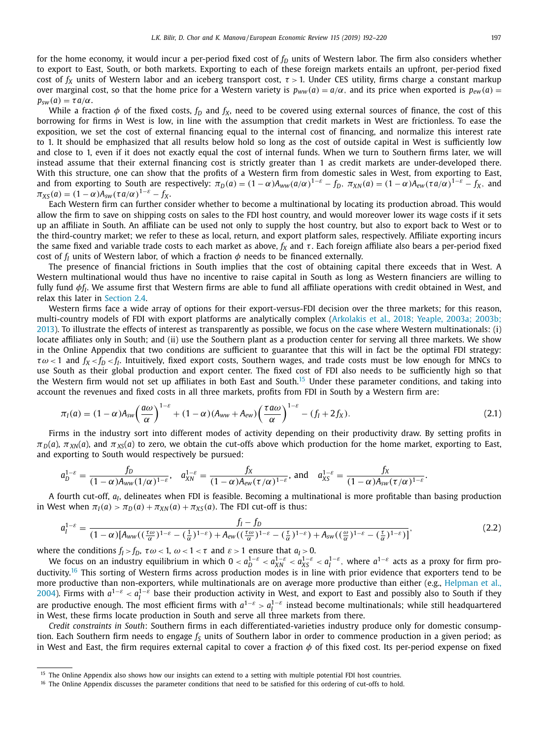for the home economy, it would incur a per-period fixed cost of $f_D$ units of Western labor. The firm also considers whether to export to East, South, or both markets. Exporting to each of these foreign markets entails an upfront, per-period fixed cost of $f_X$ units of Western labor and an iceberg transport cost, $\tau > 1$. Under CES utility, firms charge a constant markup over marginal cost, so that the home price for a Western variety is $p_{ww}(a) = a/\alpha$, and its price when exported is $p_{ew}(a) = p_{sw}(a) = \tau a/\alpha$.

While a fraction $\phi$ of the fixed costs, $f_D$ and $f_X$, need to be covered using external sources of finance, the cost of this borrowing for firms in West is low, in line with the assumption that credit markets in West are frictionless. To ease the exposition, we set the cost of external financing equal to the internal cost of financing, and normalize this interest rate to 1. It should be emphasized that all results below hold so long as the cost of outside capital in West is sufficiently low and close to 1, even if it does not exactly equal the cost of internal funds. When we turn to Southern firms later, we will instead assume that their external financing cost is strictly greater than 1 as credit markets are under-developed there. With this structure, one can show that the profits of a Western firm from domestic sales in West, from exporting to East, and from exporting to South are respectively: $\pi_D(a) = (1-\alpha)A_{ww}(a/\alpha)^{1-\varepsilon} - f_D$, $\pi_{XN}(a) = (1-\alpha)A_{ew}(\tau a/\alpha)^{1-\varepsilon} - f_X$, and $\pi_{XS}(a) = (1-\alpha)A_{sw}(\tau a/\alpha)^{1-\varepsilon} - f_X$.

Each Western firm can further consider whether to become a multinational by locating its production abroad. This would allow the firm to save on shipping costs on sales to the FDI host country, and would moreover lower its wage costs if it sets up an affiliate in South. An affiliate can be used not only to supply the host country, but also to export back to West or to the third-country market; we refer to these as local, return, and export platform sales, respectively. Affiliate exporting incurs the same fixed and variable trade costs to each market as above, $f_X$ and $\tau$. Each foreign affiliate also bears a per-period fixed cost of $f_I$ units of Western labor, of which a fraction $\phi$ needs to be financed externally.

The presence of financial frictions in South implies that the cost of obtaining capital there exceeds that in West. A Western multinational would thus have no incentive to raise capital in South as long as Western financiers are willing to fully fund $\phi f_I$. We assume first that Western firms are able to fund all affiliate operations with credit obtained in West, and relax this later in Section 2.4.

Western firms face a wide array of options for their export-versus-FDI decision over the three markets; for this reason, multi-country models of FDI with export platforms are analytically complex (Arkolakis et al., 2018; Yeaple, 2003a; 2003b; 2013). To illustrate the effects of interest as transparently as possible, we focus on the case where Western multinationals: (i) locate affiliates only in South; and (ii) use the Southern plant as a production center for serving all three markets. We show in the Online Appendix that two conditions are sufficient to guarantee that this will in fact be the optimal FDI strategy: $\tau\omega < 1$ and $f_X < f_D < f_I$. Intuitively, fixed export costs, Southern wages, and trade costs must be low enough for MNCs to use South as their global production and export center. The fixed cost of FDI also needs to be sufficiently high so that the Western firm would not set up affiliates in both East and South.[15] Under these parameter conditions, and taking into account the revenues and fixed costs in all three markets, profits from FDI in South by a Western firm are:

$$\pi_I(a) = (1-\alpha)A_{sw}\left(\frac{a\omega}{\alpha}\right)^{1-\varepsilon} + (1-\alpha)(A_{ww} + A_{ew})\left(\frac{\tau a\omega}{\alpha}\right)^{1-\varepsilon} - (f_I + 2f_X). \tag{2.1}$$

Firms in the industry sort into different modes of activity depending on their productivity draw. By setting profits in $\pi_D(a)$, $\pi_{XN}(a)$, and $\pi_{XS}(a)$ to zero, we obtain the cut-offs above which production for the home market, exporting to East, and exporting to South would respectively be pursued:

$$a_D^{1-\varepsilon} = \frac{f_D}{(1-\alpha)A_{ww}(1/\alpha)^{1-\varepsilon}}, \quad a_{XN}^{1-\varepsilon} = \frac{f_X}{(1-\alpha)A_{ew}(\tau/\alpha)^{1-\varepsilon}}, \text{ and } \quad a_{XS}^{1-\varepsilon} = \frac{f_X}{(1-\alpha)A_{sw}(\tau/\alpha)^{1-\varepsilon}}.$$

A fourth cut-off, $a_I$, delineates when FDI is feasible. Becoming a multinational is more profitable than basing production in West when $\pi_I(a) > \pi_D(a) + \pi_{XN}(a) + \pi_{XS}(a)$. The FDI cut-off is thus:

$$a_I^{1-\varepsilon} = \frac{f_I - f_D}{(1-\alpha)[A_{ww}((\frac{\tau\omega}{\alpha})^{1-\varepsilon} - (\frac{1}{\alpha})^{1-\varepsilon}) + A_{ew}((\frac{\tau\omega}{\alpha})^{1-\varepsilon} - (\frac{\tau}{\alpha})^{1-\varepsilon}) + A_{sw}((\frac{\omega}{\alpha})^{1-\varepsilon} - (\frac{\tau}{\alpha})^{1-\varepsilon})]}, \tag{2.2}$$

where the conditions $f_I > f_D$, $\tau\omega < 1$, $\omega < 1 < \tau$ and $\varepsilon > 1$ ensure that $a_I > 0$.

We focus on an industry equilibrium in which $0 < a_D^{1-\varepsilon} < a_{XN}^{1-\varepsilon} < a_{XS}^{1-\varepsilon} < a_I^{1-\varepsilon}$, where $a^{1-\varepsilon}$ acts as a proxy for firm productivity.[16] This sorting of Western firms across production modes is in line with prior evidence that exporters tend to be more productive than non-exporters, while multinationals are on average more productive than either (e.g., Helpman et al., 2004). Firms with $a^{1-\varepsilon} < a_I^{1-\varepsilon}$ base their production activity in West, and export to East and possibly also to South if they are productive enough. The most efficient firms with $a^{1-\varepsilon} > a_I^{1-\varepsilon}$ instead become multinationals; while still headquartered in West, these firms locate production in South and serve all three markets from there.

*Credit constraints in South*: Southern firms in each differentiated-varieties industry produce only for domestic consumption. Each Southern firm needs to engage $f_S$ units of Southern labor in order to commence production in a given period; as in West and East, the firm requires external capital to cover a fraction $\phi$ of this fixed cost. Its per-period expense on fixed

[15] The Online Appendix also shows how our insights can extend to a setting with multiple potential FDI host countries.

[16] The Online Appendix discusses the parameter conditions that need to be satisfied for this ordering of cut-offs to hold.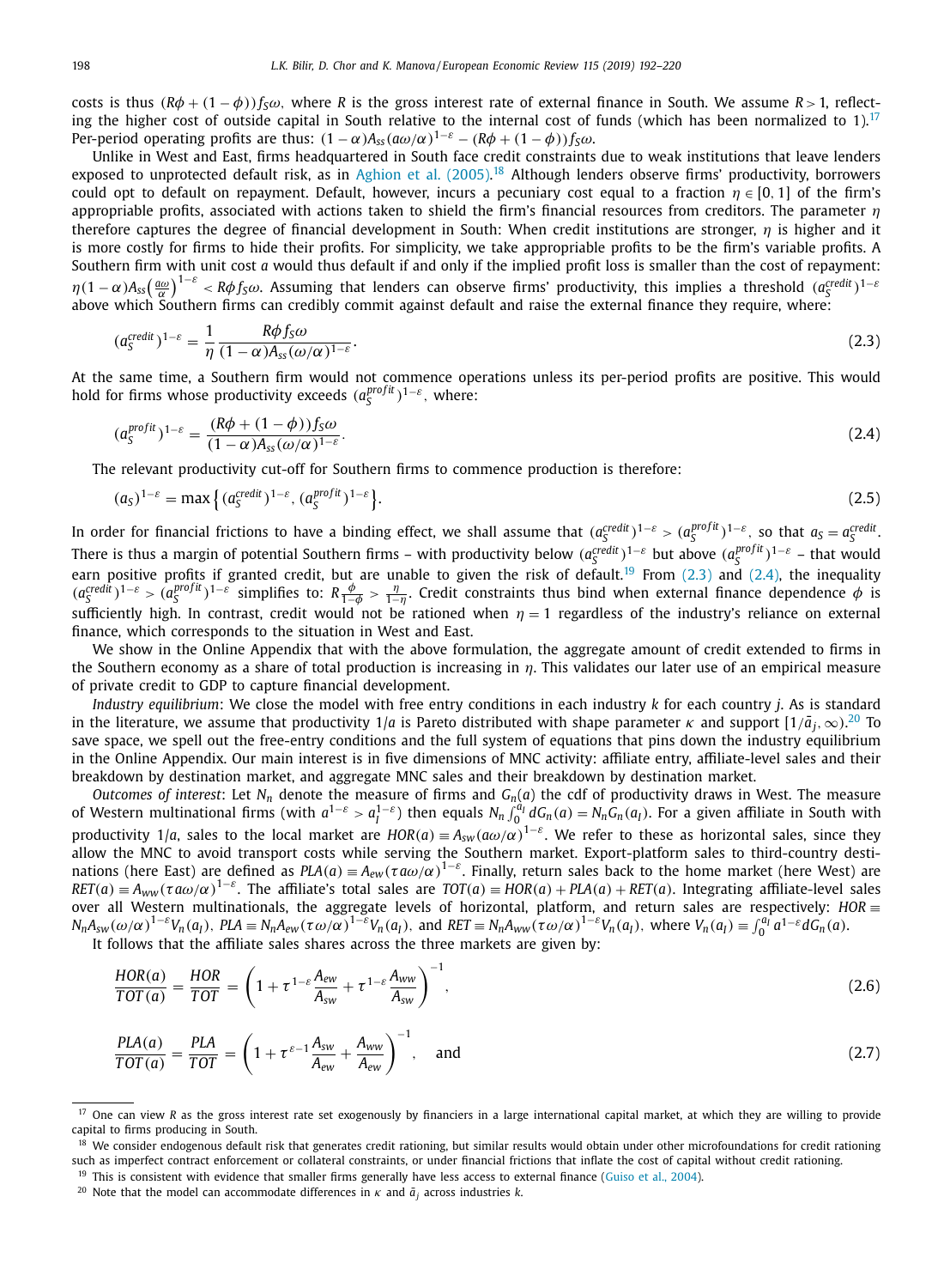costs is thus $(R\phi + (1-\phi))f_S\omega$, where $R$ is the gross interest rate of external finance in South. We assume $R > 1$, reflecting the higher cost of outside capital in South relative to the internal cost of funds (which has been normalized to 1).[17] Per-period operating profits are thus: $(1-\alpha)A_{ss}(a\omega/\alpha)^{1-\varepsilon} - (R\phi + (1-\phi))f_S\omega$.

Unlike in West and East, firms headquartered in South face credit constraints due to weak institutions that leave lenders exposed to unprotected default risk, as in Aghion et al. (2005).[18] Although lenders observe firms' productivity, borrowers could opt to default on repayment. Default, however, incurs a pecuniary cost equal to a fraction $\eta \in [0, 1]$ of the firm's appropriable profits, associated with actions taken to shield the firm's financial resources from creditors. The parameter $\eta$ therefore captures the degree of financial development in South: When credit institutions are stronger, $\eta$ is higher and it is more costly for firms to hide their profits. For simplicity, we take appropriable profits to be the firm's variable profits. A Southern firm with unit cost $a$ would thus default if and only if the implied profit loss is smaller than the cost of repayment: $\eta(1-\alpha)A_{ss}\left(\frac{a\omega}{\alpha}\right)^{1-\varepsilon} < R\phi f_S\omega$. Assuming that lenders can observe firms' productivity, this implies a threshold $(a_S^{credit})^{1-\varepsilon}$ above which Southern firms can credibly commit against default and raise the external finance they require, where:

$$(a_S^{credit})^{1-\varepsilon} = \frac{1}{\eta}\frac{R\phi f_S\omega}{(1-\alpha)A_{ss}(\omega/\alpha)^{1-\varepsilon}}. \tag{2.3}$$

At the same time, a Southern firm would not commence operations unless its per-period profits are positive. This would hold for firms whose productivity exceeds $(a_S^{profit})^{1-\varepsilon}$, where:

$$(a_S^{profit})^{1-\varepsilon} = \frac{(R\phi + (1-\phi))f_S\omega}{(1-\alpha)A_{ss}(\omega/\alpha)^{1-\varepsilon}}. \tag{2.4}$$

The relevant productivity cut-off for Southern firms to commence production is therefore:

$$(a_S)^{1-\varepsilon} = \max\left\{(a_S^{credit})^{1-\varepsilon}, (a_S^{profit})^{1-\varepsilon}\right\}. \tag{2.5}$$

In order for financial frictions to have a binding effect, we shall assume that $(a_S^{credit})^{1-\varepsilon} > (a_S^{profit})^{1-\varepsilon}$, so that $a_S = a_S^{credit}$. There is thus a margin of potential Southern firms – with productivity below $(a_S^{credit})^{1-\varepsilon}$ but above $(a_S^{profit})^{1-\varepsilon}$ – that would earn positive profits if granted credit, but are unable to given the risk of default.[19] From (2.3) and (2.4), the inequality $(a_S^{credit})^{1-\varepsilon} > (a_S^{profit})^{1-\varepsilon}$ simplifies to: $R\frac{\phi}{1-\phi} > \frac{\eta}{1-\eta}$. Credit constraints thus bind when external finance dependence $\phi$ is sufficiently high. In contrast, credit would not be rationed when $\eta = 1$ regardless of the industry's reliance on external finance, which corresponds to the situation in West and East.

We show in the Online Appendix that with the above formulation, the aggregate amount of credit extended to firms in the Southern economy as a share of total production is increasing in $\eta$. This validates our later use of an empirical measure of private credit to GDP to capture financial development.

*Industry equilibrium*: We close the model with free entry conditions in each industry $k$ for each country $j$. As is standard in the literature, we assume that productivity $1/a$ is Pareto distributed with shape parameter $\kappa$ and support $[1/\bar{a}_j, \infty)$.[20] To save space, we spell out the free-entry conditions and the full system of equations that pins down the industry equilibrium in the Online Appendix. Our main interest is in five dimensions of MNC activity: affiliate entry, affiliate-level sales and their breakdown by destination market, and aggregate MNC sales and their breakdown by destination market.

*Outcomes of interest*: Let $N_n$ denote the measure of firms and $G_n(a)$ the cdf of productivity draws in West. The measure of Western multinational firms (with $a^{1-\varepsilon} > a_I^{1-\varepsilon}$) then equals $N_n\int_0^{a_I} dG_n(a) = N_nG_n(a_I)$. For a given affiliate in South with productivity $1/a$, sales to the local market are $HOR(a) \equiv A_{sw}(a\omega/\alpha)^{1-\varepsilon}$. We refer to these as horizontal sales, since they allow the MNC to avoid transport costs while serving the Southern market. Export-platform sales to third-country destinations (here East) are defined as $PLA(a) \equiv A_{ew}(\tau a\omega/\alpha)^{1-\varepsilon}$. Finally, return sales back to the home market (here West) are $RET(a) \equiv A_{ww}(\tau a\omega/\alpha)^{1-\varepsilon}$. The affiliate's total sales are $TOT(a) \equiv HOR(a) + PLA(a) + RET(a)$. Integrating affiliate-level sales over all Western multinationals, the aggregate levels of horizontal, platform, and return sales are respectively: $HOR \equiv N_nA_{sw}(\omega/\alpha)^{1-\varepsilon}V_n(a_I)$, $PLA \equiv N_nA_{ew}(\tau\omega/\alpha)^{1-\varepsilon}V_n(a_I)$, and $RET \equiv N_nA_{ww}(\tau\omega/\alpha)^{1-\varepsilon}V_n(a_I)$, where $V_n(a_I) \equiv \int_0^{a_I} a^{1-\varepsilon}dG_n(a)$.

It follows that the affiliate sales shares across the three markets are given by:

$$\frac{HOR(a)}{TOT(a)} = \frac{HOR}{TOT} = \left(1 + \tau^{1-\varepsilon}\frac{A_{ew}}{A_{sw}} + \tau^{1-\varepsilon}\frac{A_{ww}}{A_{sw}}\right)^{-1}, \tag{2.6}$$

$$\frac{PLA(a)}{TOT(a)} = \frac{PLA}{TOT} = \left(1 + \tau^{\varepsilon-1}\frac{A_{sw}}{A_{ew}} + \frac{A_{ww}}{A_{ew}}\right)^{-1}, \quad \text{and} \tag{2.7}$$

---

[17] One can view $R$ as the gross interest rate set exogenously by financiers in a large international capital market, at which they are willing to provide capital to firms producing in South.

[18] We consider endogenous default risk that generates credit rationing, but similar results would obtain under other microfoundations for credit rationing such as imperfect contract enforcement or collateral constraints, or under financial frictions that inflate the cost of capital without credit rationing.

[19] This is consistent with evidence that smaller firms generally have less access to external finance (Guiso et al., 2004).

[20] Note that the model can accommodate differences in $\kappa$ and $\bar{a}_j$ across industries $k$.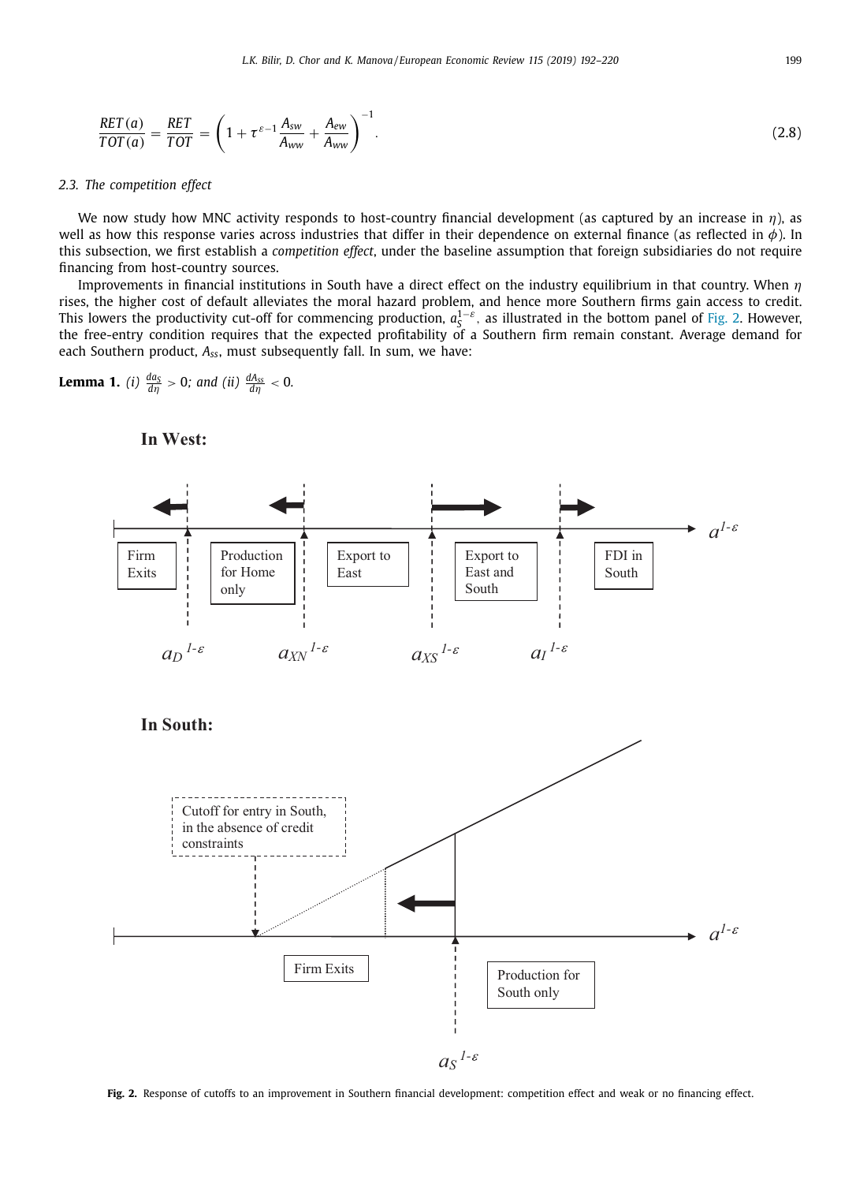$$\frac{RET(a)}{TOT(a)} = \frac{RET}{TOT} = \left(1 + \tau^{\varepsilon-1}\frac{A_{sw}}{A_{ww}} + \frac{A_{ew}}{A_{ww}}\right)^{-1}. \tag{2.8}$$

### 2.3. The competition effect

We now study how MNC activity responds to host-country financial development (as captured by an increase in $\eta$), as well as how this response varies across industries that differ in their dependence on external finance (as reflected in $\phi$). In this subsection, we first establish a *competition effect*, under the baseline assumption that foreign subsidiaries do not require financing from host-country sources.

Improvements in financial institutions in South have a direct effect on the industry equilibrium in that country. When $\eta$ rises, the higher cost of default alleviates the moral hazard problem, and hence more Southern firms gain access to credit. This lowers the productivity cut-off for commencing production, $a_S^{1-\varepsilon}$, as illustrated in the bottom panel of Fig. 2. However, the free-entry condition requires that the expected profitability of a Southern firm remain constant. Average demand for each Southern product, $A_{ss}$, must subsequently fall. In sum, we have:

**Lemma 1.** *(i)* $\frac{da_S}{d\eta} > 0$*; and (ii)* $\frac{dA_{ss}}{d\eta} < 0$.

**Fig. 2.** Response of cutoffs to an improvement in Southern financial development: competition effect and weak or no financing effect.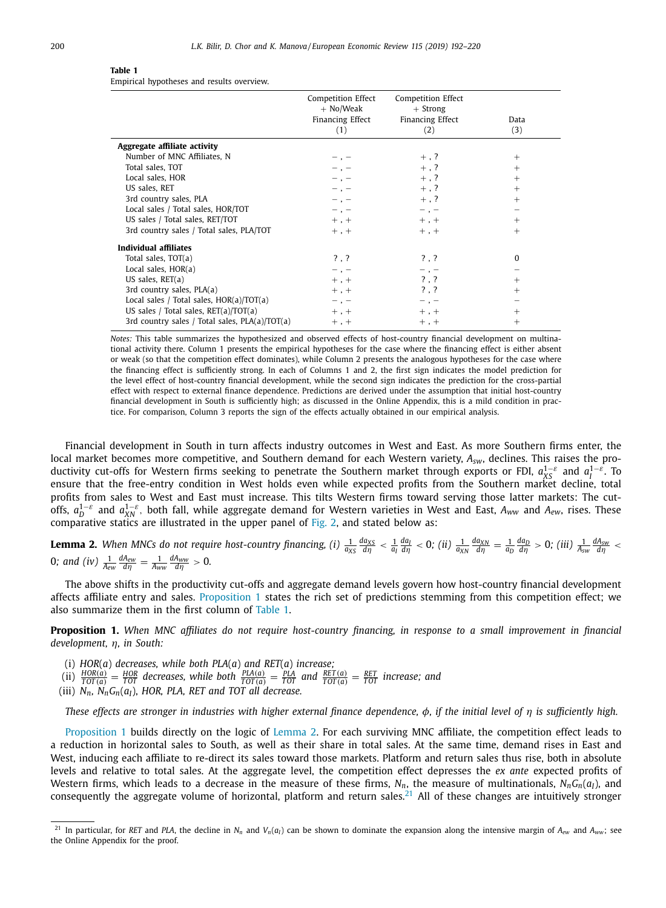**Table 1**
Empirical hypotheses and results overview.

| | Competition Effect + No/Weak Financing Effect (1) | Competition Effect + Strong Financing Effect (2) | Data (3) |
|---|---|---|---|
| **Aggregate affiliate activity** | | | |
| Number of MNC Affiliates, N | − , − | + , ? | + |
| Total sales, TOT | − , − | + , ? | + |
| Local sales, HOR | − , − | + , ? | + |
| US sales, RET | − , − | + , ? | + |
| 3rd country sales, PLA | − , − | + , ? | + |
| Local sales / Total sales, HOR/TOT | − , − | − , − | − |
| US sales / Total sales, RET/TOT | + , + | + , + | + |
| 3rd country sales / Total sales, PLA/TOT | + , + | + , + | + |
| **Individual affiliates** | | | |
| Total sales, TOT(a) | ? , ? | ? , ? | 0 |
| Local sales, HOR(a) | − , − | − , − | − |
| US sales, RET(a) | + , + | ? , ? | + |
| 3rd country sales, PLA(a) | + , + | ? , ? | + |
| Local sales / Total sales, HOR(a)/TOT(a) | − , − | − , − | − |
| US sales / Total sales, RET(a)/TOT(a) | + , + | + , + | + |
| 3rd country sales / Total sales, PLA(a)/TOT(a) | + , + | + , + | + |

*Notes:* This table summarizes the hypothesized and observed effects of host-country financial development on multinational activity there. Column 1 presents the empirical hypotheses for the case where the financing effect is either absent or weak (so that the competition effect dominates), while Column 2 presents the analogous hypotheses for the case where the financing effect is sufficiently strong. In each of Columns 1 and 2, the first sign indicates the model prediction for the level effect of host-country financial development, while the second sign indicates the prediction for the cross-partial effect with respect to external finance dependence. Predictions are derived under the assumption that initial host-country financial development in South is sufficiently high; as discussed in the Online Appendix, this is a mild condition in practice. For comparison, Column 3 reports the sign of the effects actually obtained in our empirical analysis.

Financial development in South in turn affects industry outcomes in West and East. As more Southern firms enter, the local market becomes more competitive, and Southern demand for each Western variety, $A_{sw}$, declines. This raises the productivity cut-offs for Western firms seeking to penetrate the Southern market through exports or FDI, $a_{XS}^{1-\varepsilon}$ and $a_I^{1-\varepsilon}$. To ensure that the free-entry condition in West holds even while expected profits from the Southern market decline, total profits from sales to West and East must increase. This tilts Western firms toward serving those latter markets: The cut-offs, $a_D^{1-\varepsilon}$ and $a_{XN}^{1-\varepsilon}$, both fall, while aggregate demand for Western varieties in West and East, $A_{ww}$ and $A_{ew}$, rises. These comparative statics are illustrated in the upper panel of Fig. 2, and stated below as:

**Lemma 2.** *When MNCs do not require host-country financing, (i)* $\frac{1}{a_{XS}}\frac{da_{XS}}{d\eta} < \frac{1}{a_I}\frac{da_I}{d\eta} < 0$*; (ii)* $\frac{1}{a_{XN}}\frac{da_{XN}}{d\eta} = \frac{1}{a_D}\frac{da_D}{d\eta} > 0$*; (iii)* $\frac{1}{A_{sw}}\frac{dA_{sw}}{d\eta} < 0$*; and (iv)* $\frac{1}{A_{ew}}\frac{dA_{ew}}{d\eta} = \frac{1}{A_{ww}}\frac{dA_{ww}}{d\eta} > 0$.

The above shifts in the productivity cut-offs and aggregate demand levels govern how host-country financial development affects affiliate entry and sales. Proposition 1 states the rich set of predictions stemming from this competition effect; we also summarize them in the first column of Table 1.

**Proposition 1.** *When MNC affiliates do not require host-country financing, in response to a small improvement in financial development,* $\eta$*, in South:*

(i) *HOR(a) decreases, while both PLA(a) and RET(a) increase;*
(ii) $\frac{HOR(a)}{TOT(a)} = \frac{HOR}{TOT}$ *decreases, while both* $\frac{PLA(a)}{TOT(a)} = \frac{PLA}{TOT}$ *and* $\frac{RET(a)}{TOT(a)} = \frac{RET}{TOT}$ *increase; and*
(iii) $N_n$*,* $N_nG_n(a_I)$*, HOR, PLA, RET and TOT all decrease.*

*These effects are stronger in industries with higher external finance dependence,* $\phi$*, if the initial level of* $\eta$ *is sufficiently high.*

Proposition 1 builds directly on the logic of Lemma 2. For each surviving MNC affiliate, the competition effect leads to a reduction in horizontal sales to South, as well as their share in total sales. At the same time, demand rises in East and West, inducing each affiliate to re-direct its sales toward those markets. Platform and return sales thus rise, both in absolute levels and relative to total sales. At the aggregate level, the competition effect depresses the *ex ante* expected profits of Western firms, which leads to a decrease in the measure of these firms, $N_n$, the measure of multinationals, $N_nG_n(a_I)$, and consequently the aggregate volume of horizontal, platform and return sales.[21] All of these changes are intuitively stronger

[21] In particular, for *RET* and *PLA*, the decline in $N_n$ and $V_n(a_I)$ can be shown to dominate the expansion along the intensive margin of $A_{ew}$ and $A_{ww}$; see the Online Appendix for the proof.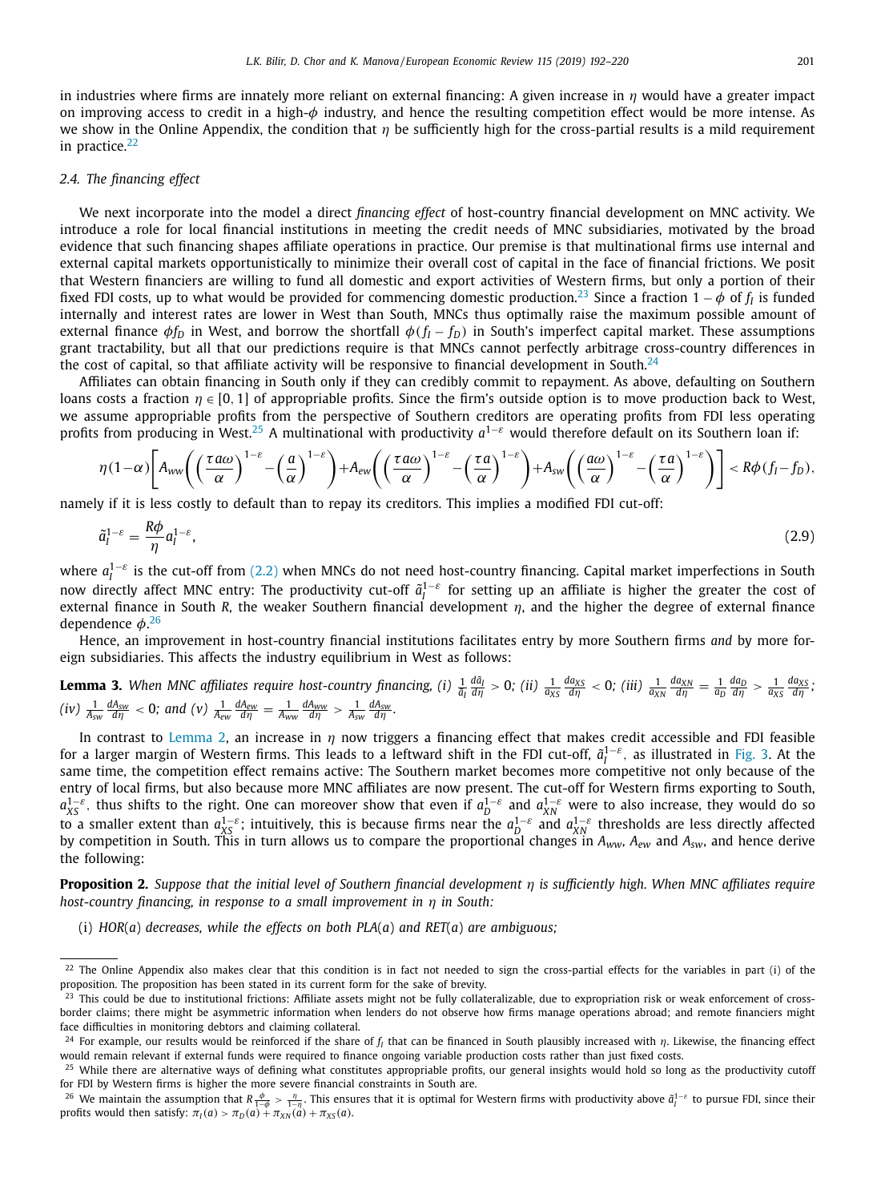in industries where firms are innately more reliant on external financing: A given increase in $\eta$ would have a greater impact on improving access to credit in a high-$\phi$ industry, and hence the resulting competition effect would be more intense. As we show in the Online Appendix, the condition that $\eta$ be sufficiently high for the cross-partial results is a mild requirement in practice.[22]

### 2.4. The financing effect

We next incorporate into the model a direct *financing effect* of host-country financial development on MNC activity. We introduce a role for local financial institutions in meeting the credit needs of MNC subsidiaries, motivated by the broad evidence that such financing shapes affiliate operations in practice. Our premise is that multinational firms use internal and external capital markets opportunistically to minimize their overall cost of capital in the face of financial frictions. We posit that Western financiers are willing to fund all domestic and export activities of Western firms, but only a portion of their fixed FDI costs, up to what would be provided for commencing domestic production.[23] Since a fraction $1-\phi$ of $f_I$ is funded internally and interest rates are lower in West than South, MNCs thus optimally raise the maximum possible amount of external finance $\phi f_D$ in West, and borrow the shortfall $\phi(f_I - f_D)$ in South's imperfect capital market. These assumptions grant tractability, but all that our predictions require is that MNCs cannot perfectly arbitrage cross-country differences in the cost of capital, so that affiliate activity will be responsive to financial development in South.[24]

Affiliates can obtain financing in South only if they can credibly commit to repayment. As above, defaulting on Southern loans costs a fraction $\eta \in [0, 1]$ of appropriable profits. Since the firm's outside option is to move production back to West, we assume appropriable profits from the perspective of Southern creditors are operating profits from FDI less operating profits from producing in West.[25] A multinational with productivity $a^{1-\varepsilon}$ would therefore default on its Southern loan if:

$$\eta(1-\alpha)\left[A_{ww}\left(\left(\frac{\tau a\omega}{\alpha}\right)^{1-\varepsilon}-\left(\frac{a}{\alpha}\right)^{1-\varepsilon}\right)+A_{ew}\left(\left(\frac{\tau a\omega}{\alpha}\right)^{1-\varepsilon}-\left(\frac{\tau a}{\alpha}\right)^{1-\varepsilon}\right)+A_{sw}\left(\left(\frac{a\omega}{\alpha}\right)^{1-\varepsilon}-\left(\frac{\tau a}{\alpha}\right)^{1-\varepsilon}\right)\right] < R\phi(f_I - f_D),$$

namely if it is less costly to default than to repay its creditors. This implies a modified FDI cut-off:

$$\tilde{a}_I^{1-\varepsilon} = \frac{R\phi}{\eta} a_I^{1-\varepsilon}, \tag{2.9}$$

where $a_I^{1-\varepsilon}$ is the cut-off from (2.2) when MNCs do not need host-country financing. Capital market imperfections in South now directly affect MNC entry: The productivity cut-off $\tilde{a}_I^{1-\varepsilon}$ for setting up an affiliate is higher the greater the cost of external finance in South $R$, the weaker Southern financial development $\eta$, and the higher the degree of external finance dependence $\phi$.[26]

Hence, an improvement in host-country financial institutions facilitates entry by more Southern firms *and* by more foreign subsidiaries. This affects the industry equilibrium in West as follows:

**Lemma 3.** *When MNC affiliates require host-country financing, (i)* $\frac{1}{\tilde{a}_I}\frac{d\tilde{a}_I}{d\eta} > 0$*; (ii)* $\frac{1}{a_{XS}}\frac{da_{XS}}{d\eta} < 0$*; (iii)* $\frac{1}{a_{XN}}\frac{da_{XN}}{d\eta} = \frac{1}{a_D}\frac{da_D}{d\eta} > \frac{1}{a_{XS}}\frac{da_{XS}}{d\eta}$*; (iv)* $\frac{1}{A_{sw}}\frac{dA_{sw}}{d\eta} < 0$*; and (v)* $\frac{1}{A_{ew}}\frac{dA_{ew}}{d\eta} = \frac{1}{A_{ww}}\frac{dA_{ww}}{d\eta} > \frac{1}{A_{sw}}\frac{dA_{sw}}{d\eta}$*.*

In contrast to Lemma 2, an increase in $\eta$ now triggers a financing effect that makes credit accessible and FDI feasible for a larger margin of Western firms. This leads to a leftward shift in the FDI cut-off, $\tilde{a}_I^{1-\varepsilon}$, as illustrated in Fig. 3. At the same time, the competition effect remains active: The Southern market becomes more competitive not only because of the entry of local firms, but also because more MNC affiliates are now present. The cut-off for Western firms exporting to South, $a_{XS}^{1-\varepsilon}$, thus shifts to the right. One can moreover show that even if $a_D^{1-\varepsilon}$ and $a_{XN}^{1-\varepsilon}$ were to also increase, they would do so to a smaller extent than $a_{XS}^{1-\varepsilon}$; intuitively, this is because firms near the $a_D^{1-\varepsilon}$ and $a_{XN}^{1-\varepsilon}$ thresholds are less directly affected by competition in South. This in turn allows us to compare the proportional changes in $A_{ww}$, $A_{ew}$ and $A_{sw}$, and hence derive the following:

**Proposition 2.** *Suppose that the initial level of Southern financial development $\eta$ is sufficiently high. When MNC affiliates require host-country financing, in response to a small improvement in $\eta$ in South:*

(i) *HOR(a) decreases, while the effects on both PLA(a) and RET(a) are ambiguous;*

---

[22] The Online Appendix also makes clear that this condition is in fact not needed to sign the cross-partial effects for the variables in part (i) of the proposition. The proposition has been stated in its current form for the sake of brevity.

[23] This could be due to institutional frictions: Affiliate assets might not be fully collateralizable, due to expropriation risk or weak enforcement of cross-border claims; there might be asymmetric information when lenders do not observe how firms manage operations abroad; and remote financiers might face difficulties in monitoring debtors and claiming collateral.

[24] For example, our results would be reinforced if the share of $f_I$ that can be financed in South plausibly increased with $\eta$. Likewise, the financing effect would remain relevant if external funds were required to finance ongoing variable production costs rather than just fixed costs.

[25] While there are alternative ways of defining what constitutes appropriable profits, our general insights would hold so long as the productivity cutoff for FDI by Western firms is higher the more severe financial constraints in South are.

[26] We maintain the assumption that $R\frac{\phi}{1-\phi} > \frac{\eta}{1-\eta}$. This ensures that it is optimal for Western firms with productivity above $\tilde{a}_I^{1-\varepsilon}$ to pursue FDI, since their profits would then satisfy: $\pi_I(a) > \pi_D(a) + \pi_{XN}(a) + \pi_{XS}(a)$.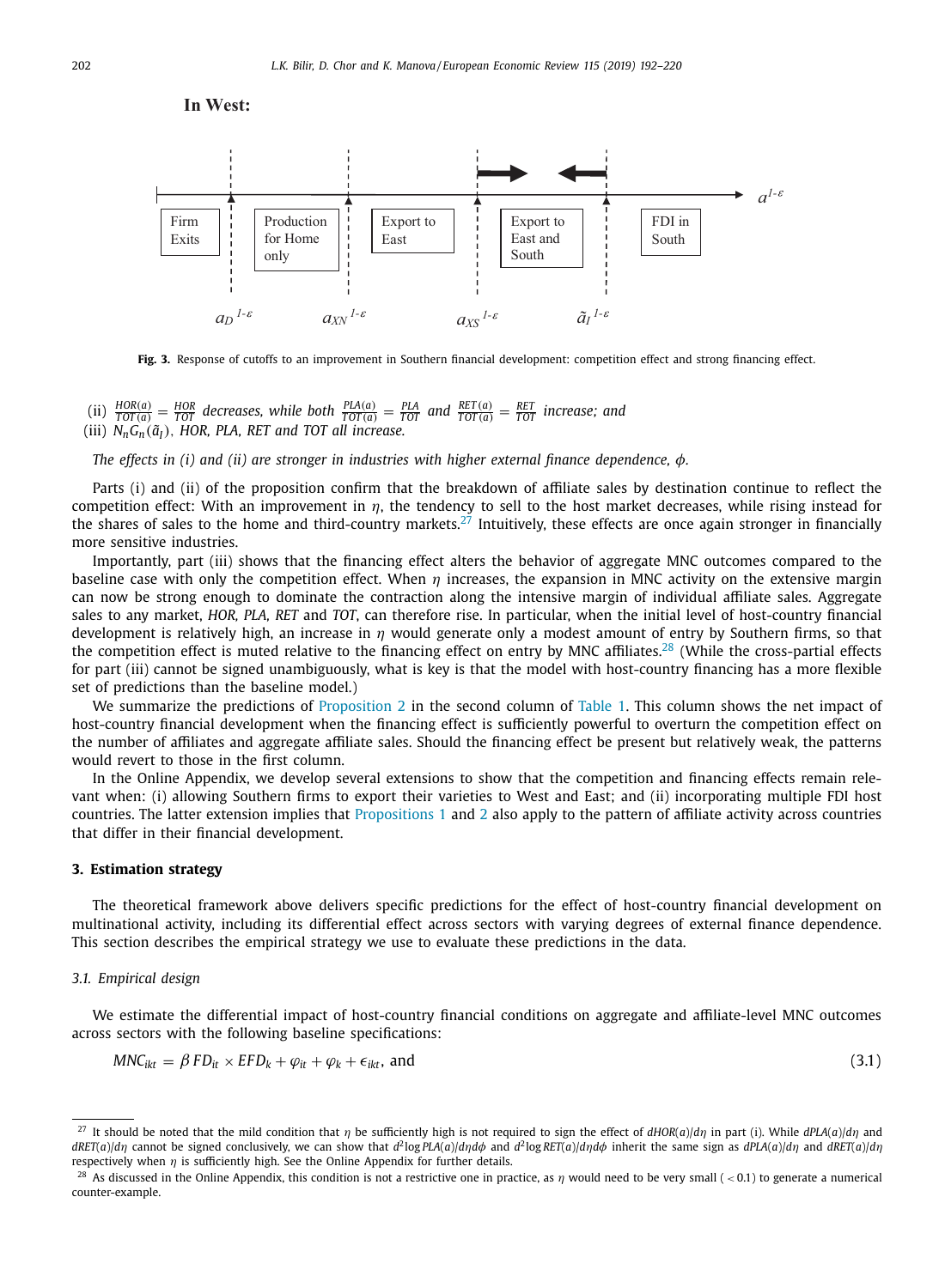**In West:**

Firm Exits | Production for Home only | Export to East | Export to East and South | FDI in South

$a_D^{1-\varepsilon}$ $a_{XN}^{1-\varepsilon}$ $a_{XS}^{1-\varepsilon}$ $\tilde{a}_I^{1-\varepsilon}$ $a^{1-\varepsilon}$

**Fig. 3.** Response of cutoffs to an improvement in Southern financial development: competition effect and strong financing effect.

(ii) $\frac{HOR(a)}{TOT(a)} = \frac{HOR}{TOT}$ *decreases, while both* $\frac{PLA(a)}{TOT(a)} = \frac{PLA}{TOT}$ *and* $\frac{RET(a)}{TOT(a)} = \frac{RET}{TOT}$ *increase; and*
(iii) $N_n G_n(\tilde{a}_I)$, *HOR, PLA, RET and TOT all increase.*

*The effects in (i) and (ii) are stronger in industries with higher external finance dependence, $\phi$.*

Parts (i) and (ii) of the proposition confirm that the breakdown of affiliate sales by destination continue to reflect the competition effect: With an improvement in $\eta$, the tendency to sell to the host market decreases, while rising instead for the shares of sales to the home and third-country markets.[27] Intuitively, these effects are once again stronger in financially more sensitive industries.

Importantly, part (iii) shows that the financing effect alters the behavior of aggregate MNC outcomes compared to the baseline case with only the competition effect. When $\eta$ increases, the expansion in MNC activity on the extensive margin can now be strong enough to dominate the contraction along the intensive margin of individual affiliate sales. Aggregate sales to any market, *HOR, PLA, RET* and *TOT*, can therefore rise. In particular, when the initial level of host-country financial development is relatively high, an increase in $\eta$ would generate only a modest amount of entry by Southern firms, so that the competition effect is muted relative to the financing effect on entry by MNC affiliates.[28] (While the cross-partial effects for part (iii) cannot be signed unambiguously, what is key is that the model with host-country financing has a more flexible set of predictions than the baseline model.)

We summarize the predictions of Proposition 2 in the second column of Table 1. This column shows the net impact of host-country financial development when the financing effect is sufficiently powerful to overturn the competition effect on the number of affiliates and aggregate affiliate sales. Should the financing effect be present but relatively weak, the patterns would revert to those in the first column.

In the Online Appendix, we develop several extensions to show that the competition and financing effects remain relevant when: (i) allowing Southern firms to export their varieties to West and East; and (ii) incorporating multiple FDI host countries. The latter extension implies that Propositions 1 and 2 also apply to the pattern of affiliate activity across countries that differ in their financial development.

## 3. Estimation strategy

The theoretical framework above delivers specific predictions for the effect of host-country financial development on multinational activity, including its differential effect across sectors with varying degrees of external finance dependence. This section describes the empirical strategy we use to evaluate these predictions in the data.

### 3.1. Empirical design

We estimate the differential impact of host-country financial conditions on aggregate and affiliate-level MNC outcomes across sectors with the following baseline specifications:

$$MNC_{ikt} = \beta\, FD_{it} \times EFD_k + \varphi_{it} + \varphi_k + \epsilon_{ikt}, \text{ and} \tag{3.1}$$

[27] It should be noted that the mild condition that $\eta$ be sufficiently high is not required to sign the effect of $dHOR(a)/d\eta$ in part (i). While $dPLA(a)/d\eta$ and $dRET(a)/d\eta$ cannot be signed conclusively, we can show that $d^2\log PLA(a)/d\eta d\phi$ and $d^2\log RET(a)/d\eta d\phi$ inherit the same sign as $dPLA(a)/d\eta$ and $dRET(a)/d\eta$ respectively when $\eta$ is sufficiently high. See the Online Appendix for further details.

[28] As discussed in the Online Appendix, this condition is not a restrictive one in practice, as $\eta$ would need to be very small ($<0.1$) to generate a numerical counter-example.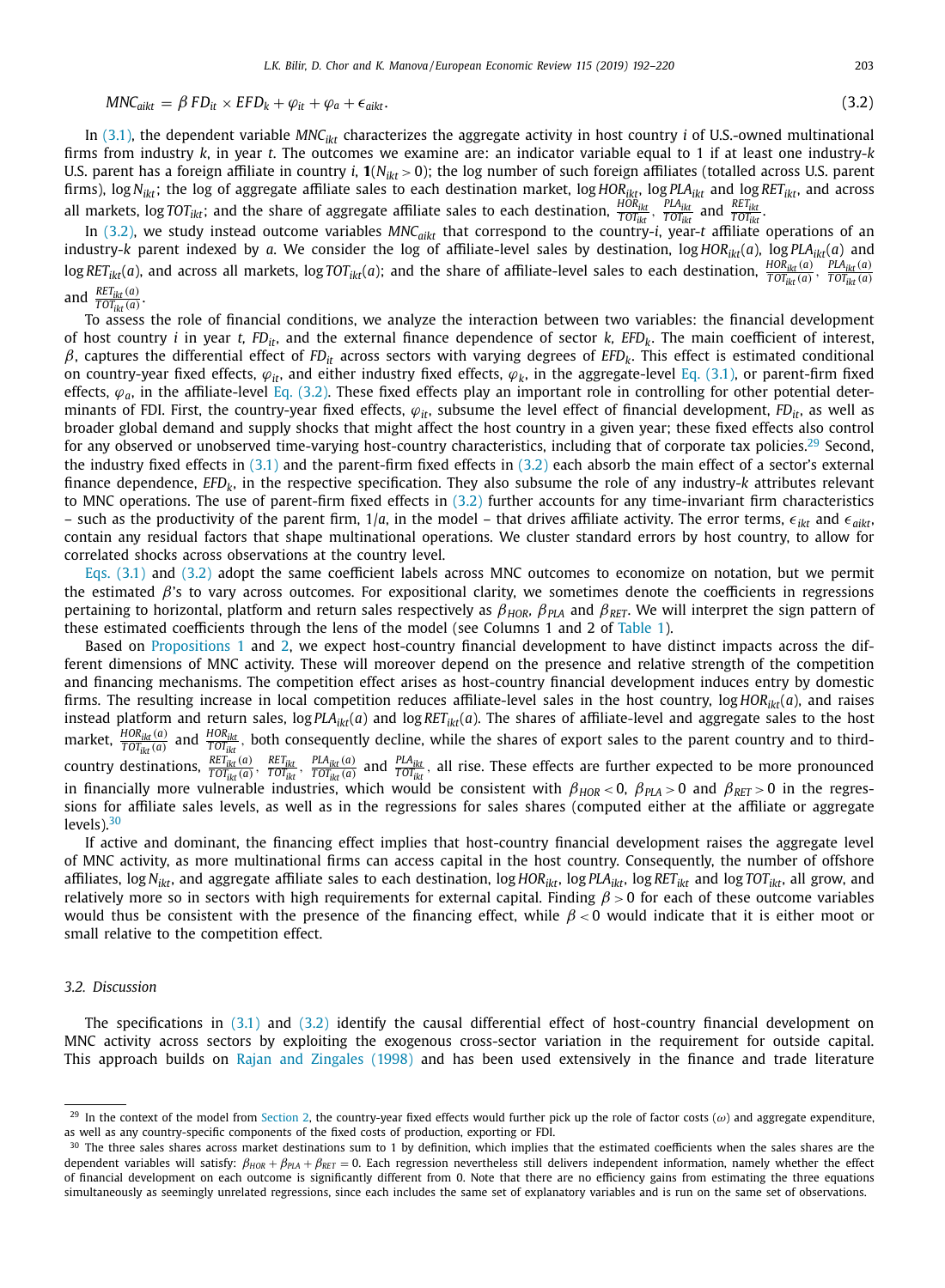$$MNC_{aikt} = \beta \, FD_{it} \times EFD_k + \varphi_{it} + \varphi_a + \epsilon_{aikt}. \tag{3.2}$$

In (3.1), the dependent variable $MNC_{ikt}$ characterizes the aggregate activity in host country $i$ of U.S.-owned multinational firms from industry $k$, in year $t$. The outcomes we examine are: an indicator variable equal to 1 if at least one industry-$k$ U.S. parent has a foreign affiliate in country $i$, $\mathbf{1}(N_{ikt} > 0)$; the log number of such foreign affiliates (totalled across U.S. parent firms), $\log N_{ikt}$; the log of aggregate affiliate sales to each destination market, $\log HOR_{ikt}$, $\log PLA_{ikt}$ and $\log RET_{ikt}$, and across all markets, $\log TOT_{ikt}$; and the share of aggregate affiliate sales to each destination, $\frac{HOR_{ikt}}{TOT_{ikt}}$, $\frac{PLA_{ikt}}{TOT_{ikt}}$ and $\frac{RET_{ikt}}{TOT_{ikt}}$.

In (3.2), we study instead outcome variables $MNC_{aikt}$ that correspond to the country-$i$, year-$t$ affiliate operations of an industry-$k$ parent indexed by $a$. We consider the log of affiliate-level sales by destination, $\log HOR_{ikt}(a)$, $\log PLA_{ikt}(a)$ and $\log RET_{ikt}(a)$, and across all markets, $\log TOT_{ikt}(a)$; and the share of affiliate-level sales to each destination, $\frac{HOR_{ikt}(a)}{TOT_{ikt}(a)}$, $\frac{PLA_{ikt}(a)}{TOT_{ikt}(a)}$ and $\frac{RET_{ikt}(a)}{TOT_{ikt}(a)}$.

To assess the role of financial conditions, we analyze the interaction between two variables: the financial development of host country $i$ in year $t$, $FD_{it}$, and the external finance dependence of sector $k$, $EFD_k$. The main coefficient of interest, $\beta$, captures the differential effect of $FD_{it}$ across sectors with varying degrees of $EFD_k$. This effect is estimated conditional on country-year fixed effects, $\varphi_{it}$, and either industry fixed effects, $\varphi_k$, in the aggregate-level Eq. (3.1), or parent-firm fixed effects, $\varphi_a$, in the affiliate-level Eq. (3.2). These fixed effects play an important role in controlling for other potential determinants of FDI. First, the country-year fixed effects, $\varphi_{it}$, subsume the level effect of financial development, $FD_{it}$, as well as broader global demand and supply shocks that might affect the host country in a given year; these fixed effects also control for any observed or unobserved time-varying host-country characteristics, including that of corporate tax policies.[29] Second, the industry fixed effects in (3.1) and the parent-firm fixed effects in (3.2) each absorb the main effect of a sector's external finance dependence, $EFD_k$, in the respective specification. They also subsume the role of any industry-$k$ attributes relevant to MNC operations. The use of parent-firm fixed effects in (3.2) further accounts for any time-invariant firm characteristics – such as the productivity of the parent firm, $1/a$, in the model – that drives affiliate activity. The error terms, $\epsilon_{ikt}$ and $\epsilon_{aikt}$, contain any residual factors that shape multinational operations. We cluster standard errors by host country, to allow for correlated shocks across observations at the country level.

Eqs. (3.1) and (3.2) adopt the same coefficient labels across MNC outcomes to economize on notation, but we permit the estimated $\beta$'s to vary across outcomes. For expositional clarity, we sometimes denote the coefficients in regressions pertaining to horizontal, platform and return sales respectively as $\beta_{HOR}$, $\beta_{PLA}$ and $\beta_{RET}$. We will interpret the sign pattern of these estimated coefficients through the lens of the model (see Columns 1 and 2 of Table 1).

Based on Propositions 1 and 2, we expect host-country financial development to have distinct impacts across the different dimensions of MNC activity. These will moreover depend on the presence and relative strength of the competition and financing mechanisms. The competition effect arises as host-country financial development induces entry by domestic firms. The resulting increase in local competition reduces affiliate-level sales in the host country, $\log HOR_{ikt}(a)$, and raises instead platform and return sales, $\log PLA_{ikt}(a)$ and $\log RET_{ikt}(a)$. The shares of affiliate-level and aggregate sales to the host market, $\frac{HOR_{ikt}(a)}{TOT_{ikt}(a)}$ and $\frac{HOR_{ikt}}{TOT_{ikt}}$, both consequently decline, while the shares of export sales to the parent country and to third-country destinations, $\frac{RET_{ikt}(a)}{TOT_{ikt}(a)}$, $\frac{RET_{ikt}}{TOT_{ikt}}$, $\frac{PLA_{ikt}(a)}{TOT_{ikt}(a)}$ and $\frac{PLA_{ikt}}{TOT_{ikt}}$, all rise. These effects are further expected to be more pronounced in financially more vulnerable industries, which would be consistent with $\beta_{HOR} < 0$, $\beta_{PLA} > 0$ and $\beta_{RET} > 0$ in the regressions for affiliate sales levels, as well as in the regressions for sales shares (computed either at the affiliate or aggregate levels).[30]

If active and dominant, the financing effect implies that host-country financial development raises the aggregate level of MNC activity, as more multinational firms can access capital in the host country. Consequently, the number of offshore affiliates, $\log N_{ikt}$, and aggregate affiliate sales to each destination, $\log HOR_{ikt}$, $\log PLA_{ikt}$, $\log RET_{ikt}$ and $\log TOT_{ikt}$, all grow, and relatively more so in sectors with high requirements for external capital. Finding $\beta > 0$ for each of these outcome variables would thus be consistent with the presence of the financing effect, while $\beta < 0$ would indicate that it is either moot or small relative to the competition effect.

### 3.2. Discussion

The specifications in (3.1) and (3.2) identify the causal differential effect of host-country financial development on MNC activity across sectors by exploiting the exogenous cross-sector variation in the requirement for outside capital. This approach builds on Rajan and Zingales (1998) and has been used extensively in the finance and trade literature

---

[29] In the context of the model from Section 2, the country-year fixed effects would further pick up the role of factor costs ($\omega$) and aggregate expenditure, as well as any country-specific components of the fixed costs of production, exporting or FDI.

[30] The three sales shares across market destinations sum to 1 by definition, which implies that the estimated coefficients when the sales shares are the dependent variables will satisfy: $\beta_{HOR} + \beta_{PLA} + \beta_{RET} = 0$. Each regression nevertheless still delivers independent information, namely whether the effect of financial development on each outcome is significantly different from 0. Note that there are no efficiency gains from estimating the three equations simultaneously as seemingly unrelated regressions, since each includes the same set of explanatory variables and is run on the same set of observations.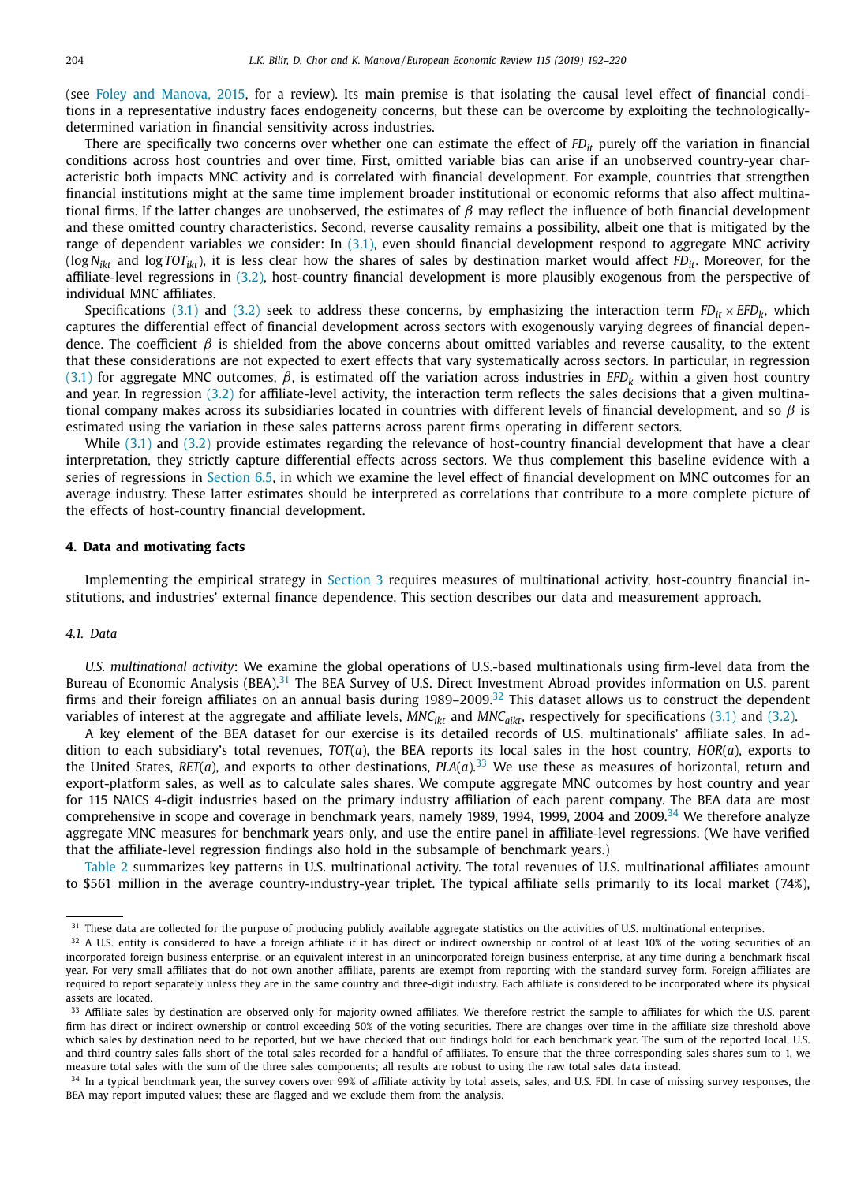(see Foley and Manova, 2015, for a review). Its main premise is that isolating the causal level effect of financial conditions in a representative industry faces endogeneity concerns, but these can be overcome by exploiting the technologically-determined variation in financial sensitivity across industries.

There are specifically two concerns over whether one can estimate the effect of $FD_{it}$ purely off the variation in financial conditions across host countries and over time. First, omitted variable bias can arise if an unobserved country-year characteristic both impacts MNC activity and is correlated with financial development. For example, countries that strengthen financial institutions might at the same time implement broader institutional or economic reforms that also affect multinational firms. If the latter changes are unobserved, the estimates of $\beta$ may reflect the influence of both financial development and these omitted country characteristics. Second, reverse causality remains a possibility, albeit one that is mitigated by the range of dependent variables we consider: In (3.1), even should financial development respond to aggregate MNC activity ($\log N_{ikt}$ and $\log TOT_{ikt}$), it is less clear how the shares of sales by destination market would affect $FD_{it}$. Moreover, for the affiliate-level regressions in (3.2), host-country financial development is more plausibly exogenous from the perspective of individual MNC affiliates.

Specifications (3.1) and (3.2) seek to address these concerns, by emphasizing the interaction term $FD_{it} \times EFD_k$, which captures the differential effect of financial development across sectors with exogenously varying degrees of financial dependence. The coefficient $\beta$ is shielded from the above concerns about omitted variables and reverse causality, to the extent that these considerations are not expected to exert effects that vary systematically across sectors. In particular, in regression (3.1) for aggregate MNC outcomes, $\beta$, is estimated off the variation across industries in $EFD_k$ within a given host country and year. In regression (3.2) for affiliate-level activity, the interaction term reflects the sales decisions that a given multinational company makes across its subsidiaries located in countries with different levels of financial development, and so $\beta$ is estimated using the variation in these sales patterns across parent firms operating in different sectors.

While (3.1) and (3.2) provide estimates regarding the relevance of host-country financial development that have a clear interpretation, they strictly capture differential effects across sectors. We thus complement this baseline evidence with a series of regressions in Section 6.5, in which we examine the level effect of financial development on MNC outcomes for an average industry. These latter estimates should be interpreted as correlations that contribute to a more complete picture of the effects of host-country financial development.

## 4. Data and motivating facts

Implementing the empirical strategy in Section 3 requires measures of multinational activity, host-country financial institutions, and industries' external finance dependence. This section describes our data and measurement approach.

### 4.1. Data

*U.S. multinational activity*: We examine the global operations of U.S.-based multinationals using firm-level data from the Bureau of Economic Analysis (BEA).[31] The BEA Survey of U.S. Direct Investment Abroad provides information on U.S. parent firms and their foreign affiliates on an annual basis during 1989–2009.[32] This dataset allows us to construct the dependent variables of interest at the aggregate and affiliate levels, $MNC_{ikt}$ and $MNC_{aikt}$, respectively for specifications (3.1) and (3.2).

A key element of the BEA dataset for our exercise is its detailed records of U.S. multinationals' affiliate sales. In addition to each subsidiary's total revenues, $TOT(a)$, the BEA reports its local sales in the host country, $HOR(a)$, exports to the United States, $RET(a)$, and exports to other destinations, $PLA(a)$.[33] We use these as measures of horizontal, return and export-platform sales, as well as to calculate sales shares. We compute aggregate MNC outcomes by host country and year for 115 NAICS 4-digit industries based on the primary industry affiliation of each parent company. The BEA data are most comprehensive in scope and coverage in benchmark years, namely 1989, 1994, 1999, 2004 and 2009.[34] We therefore analyze aggregate MNC measures for benchmark years only, and use the entire panel in affiliate-level regressions. (We have verified that the affiliate-level regression findings also hold in the subsample of benchmark years.)

Table 2 summarizes key patterns in U.S. multinational activity. The total revenues of U.S. multinational affiliates amount to \$561 million in the average country-industry-year triplet. The typical affiliate sells primarily to its local market (74%),

---

[31] These data are collected for the purpose of producing publicly available aggregate statistics on the activities of U.S. multinational enterprises.

[32] A U.S. entity is considered to have a foreign affiliate if it has direct or indirect ownership or control of at least 10% of the voting securities of an incorporated foreign business enterprise, or an equivalent interest in an unincorporated foreign business enterprise, at any time during a benchmark fiscal year. For very small affiliates that do not own another affiliate, parents are exempt from reporting with the standard survey form. Foreign affiliates are required to report separately unless they are in the same country and three-digit industry. Each affiliate is considered to be incorporated where its physical assets are located.

[33] Affiliate sales by destination are observed only for majority-owned affiliates. We therefore restrict the sample to affiliates for which the U.S. parent firm has direct or indirect ownership or control exceeding 50% of the voting securities. There are changes over time in the affiliate size threshold above which sales by destination need to be reported, but we have checked that our findings hold for each benchmark year. The sum of the reported local, U.S. and third-country sales falls short of the total sales recorded for a handful of affiliates. To ensure that the three corresponding sales shares sum to 1, we measure total sales with the sum of the three sales components; all results are robust to using the raw total sales data instead.

[34] In a typical benchmark year, the survey covers over 99% of affiliate activity by total assets, sales, and U.S. FDI. In case of missing survey responses, the BEA may report imputed values; these are flagged and we exclude them from the analysis.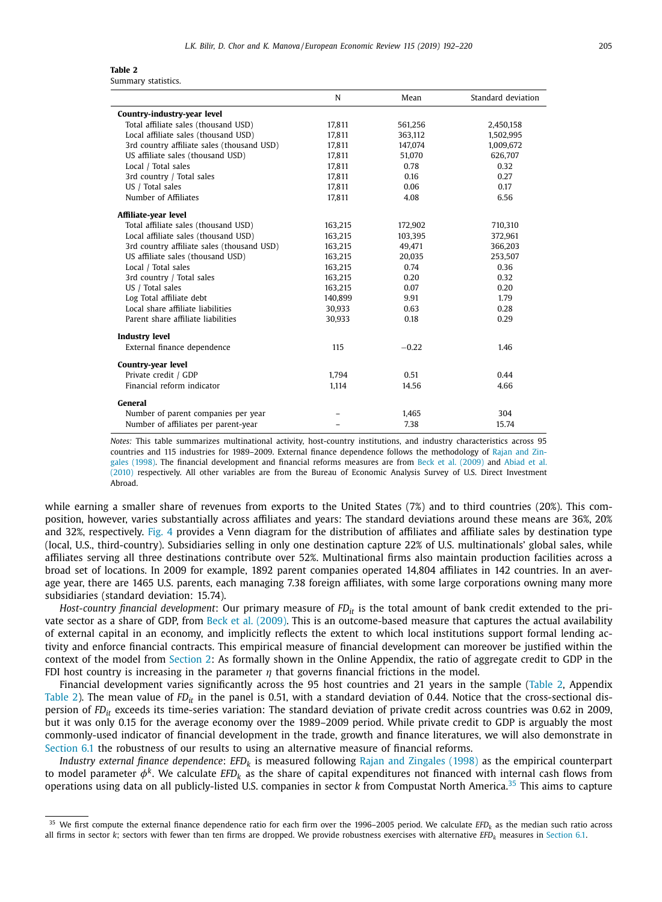**Table 2**

Summary statistics.

| | N | Mean | Standard deviation |
|---|---|---|---|
| **Country-industry-year level** | | | |
| Total affiliate sales (thousand USD) | 17,811 | 561,256 | 2,450,158 |
| Local affiliate sales (thousand USD) | 17,811 | 363,112 | 1,502,995 |
| 3rd country affiliate sales (thousand USD) | 17,811 | 147,074 | 1,009,672 |
| US affiliate sales (thousand USD) | 17,811 | 51,070 | 626,707 |
| Local / Total sales | 17,811 | 0.78 | 0.32 |
| 3rd country / Total sales | 17,811 | 0.16 | 0.27 |
| US / Total sales | 17,811 | 0.06 | 0.17 |
| Number of Affiliates | 17,811 | 4.08 | 6.56 |
| **Affiliate-year level** | | | |
| Total affiliate sales (thousand USD) | 163,215 | 172,902 | 710,310 |
| Local affiliate sales (thousand USD) | 163,215 | 103,395 | 372,961 |
| 3rd country affiliate sales (thousand USD) | 163,215 | 49,471 | 366,203 |
| US affiliate sales (thousand USD) | 163,215 | 20,035 | 253,507 |
| Local / Total sales | 163,215 | 0.74 | 0.36 |
| 3rd country / Total sales | 163,215 | 0.20 | 0.32 |
| US / Total sales | 163,215 | 0.07 | 0.20 |
| Log Total affiliate debt | 140,899 | 9.91 | 1.79 |
| Local share affiliate liabilities | 30,933 | 0.63 | 0.28 |
| Parent share affiliate liabilities | 30,933 | 0.18 | 0.29 |
| **Industry level** | | | |
| External finance dependence | 115 | −0.22 | 1.46 |
| **Country-year level** | | | |
| Private credit / GDP | 1,794 | 0.51 | 0.44 |
| Financial reform indicator | 1,114 | 14.56 | 4.66 |
| **General** | | | |
| Number of parent companies per year | – | 1,465 | 304 |
| Number of affiliates per parent-year | – | 7.38 | 15.74 |

*Notes:* This table summarizes multinational activity, host-country institutions, and industry characteristics across 95 countries and 115 industries for 1989–2009. External finance dependence follows the methodology of Rajan and Zingales (1998). The financial development and financial reforms measures are from Beck et al. (2009) and Abiad et al. (2010) respectively. All other variables are from the Bureau of Economic Analysis Survey of U.S. Direct Investment Abroad.

while earning a smaller share of revenues from exports to the United States (7%) and to third countries (20%). This composition, however, varies substantially across affiliates and years: The standard deviations around these means are 36%, 20% and 32%, respectively. Fig. 4 provides a Venn diagram for the distribution of affiliates and affiliate sales by destination type (local, U.S., third-country). Subsidiaries selling in only one destination capture 22% of U.S. multinationals' global sales, while affiliates serving all three destinations contribute over 52%. Multinational firms also maintain production facilities across a broad set of locations. In 2009 for example, 1892 parent companies operated 14,804 affiliates in 142 countries. In an average year, there are 1465 U.S. parents, each managing 7.38 foreign affiliates, with some large corporations owning many more subsidiaries (standard deviation: 15.74).

*Host-country financial development*: Our primary measure of $FD_{it}$ is the total amount of bank credit extended to the private sector as a share of GDP, from Beck et al. (2009). This is an outcome-based measure that captures the actual availability of external capital in an economy, and implicitly reflects the extent to which local institutions support formal lending activity and enforce financial contracts. This empirical measure of financial development can moreover be justified within the context of the model from Section 2: As formally shown in the Online Appendix, the ratio of aggregate credit to GDP in the FDI host country is increasing in the parameter $\eta$ that governs financial frictions in the model.

Financial development varies significantly across the 95 host countries and 21 years in the sample (Table 2, Appendix Table 2). The mean value of $FD_{it}$ in the panel is 0.51, with a standard deviation of 0.44. Notice that the cross-sectional dispersion of $FD_{it}$ exceeds its time-series variation: The standard deviation of private credit across countries was 0.62 in 2009, but it was only 0.15 for the average economy over the 1989–2009 period. While private credit to GDP is arguably the most commonly-used indicator of financial development in the trade, growth and finance literatures, we will also demonstrate in Section 6.1 the robustness of our results to using an alternative measure of financial reforms.

*Industry external finance dependence*: $EFD_k$ is measured following Rajan and Zingales (1998) as the empirical counterpart to model parameter $\phi^k$. We calculate $EFD_k$ as the share of capital expenditures not financed with internal cash flows from operations using data on all publicly-listed U.S. companies in sector $k$ from Compustat North America.[35] This aims to capture

[35] We first compute the external finance dependence ratio for each firm over the 1996–2005 period. We calculate $EFD_k$ as the median such ratio across all firms in sector $k$; sectors with fewer than ten firms are dropped. We provide robustness exercises with alternative $EFD_k$ measures in Section 6.1.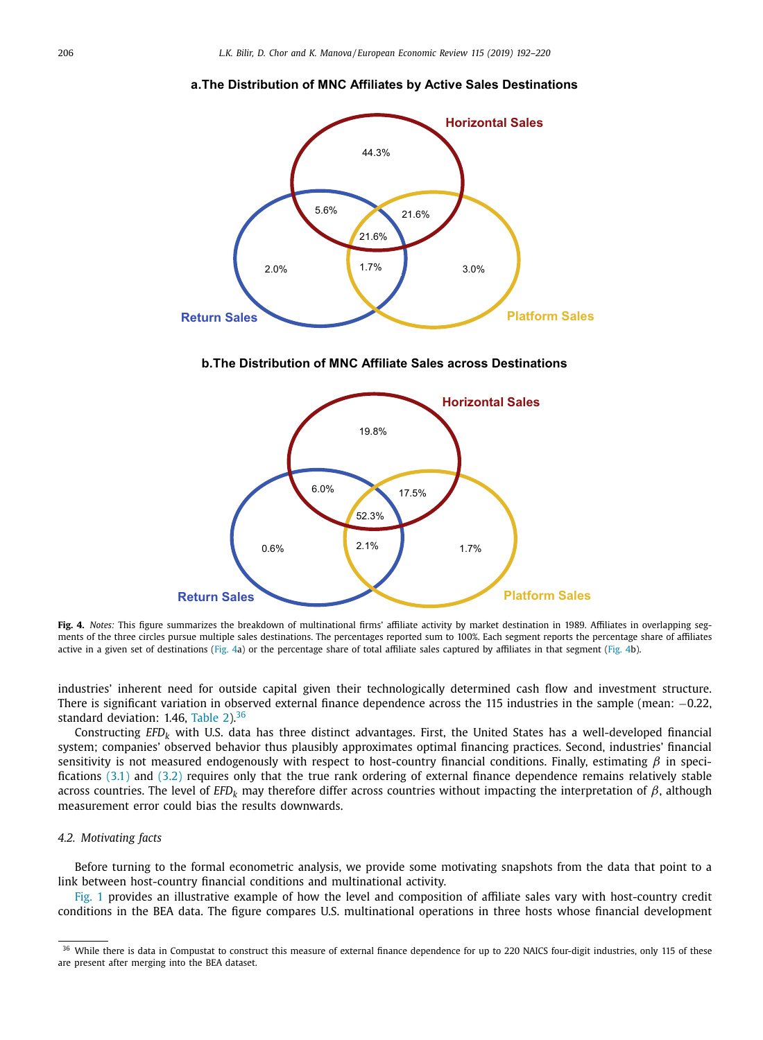**a.The Distribution of MNC Affiliates by Active Sales Destinations**

Horizontal Sales

44.3%

5.6%

21.6%

21.6%

2.0%

1.7%

3.0%

Return Sales

Platform Sales

**b.The Distribution of MNC Affiliate Sales across Destinations**

Horizontal Sales

19.8%

6.0%

17.5%

52.3%

0.6%

2.1%

1.7%

Return Sales

Platform Sales

**Fig. 4.** *Notes:* This figure summarizes the breakdown of multinational firms' affiliate activity by market destination in 1989. Affiliates in overlapping segments of the three circles pursue multiple sales destinations. The percentages reported sum to 100%. Each segment reports the percentage share of affiliates active in a given set of destinations (Fig. 4a) or the percentage share of total affiliate sales captured by affiliates in that segment (Fig. 4b).

industries' inherent need for outside capital given their technologically determined cash flow and investment structure. There is significant variation in observed external finance dependence across the 115 industries in the sample (mean: −0.22, standard deviation: 1.46, Table 2).[36]

Constructing $EFD_k$ with U.S. data has three distinct advantages. First, the United States has a well-developed financial system; companies' observed behavior thus plausibly approximates optimal financing practices. Second, industries' financial sensitivity is not measured endogenously with respect to host-country financial conditions. Finally, estimating $\beta$ in specifications (3.1) and (3.2) requires only that the true rank ordering of external finance dependence remains relatively stable across countries. The level of $EFD_k$ may therefore differ across countries without impacting the interpretation of $\beta$, although measurement error could bias the results downwards.

### *4.2. Motivating facts*

Before turning to the formal econometric analysis, we provide some motivating snapshots from the data that point to a link between host-country financial conditions and multinational activity.

Fig. 1 provides an illustrative example of how the level and composition of affiliate sales vary with host-country credit conditions in the BEA data. The figure compares U.S. multinational operations in three hosts whose financial development

[36] While there is data in Compustat to construct this measure of external finance dependence for up to 220 NAICS four-digit industries, only 115 of these are present after merging into the BEA dataset.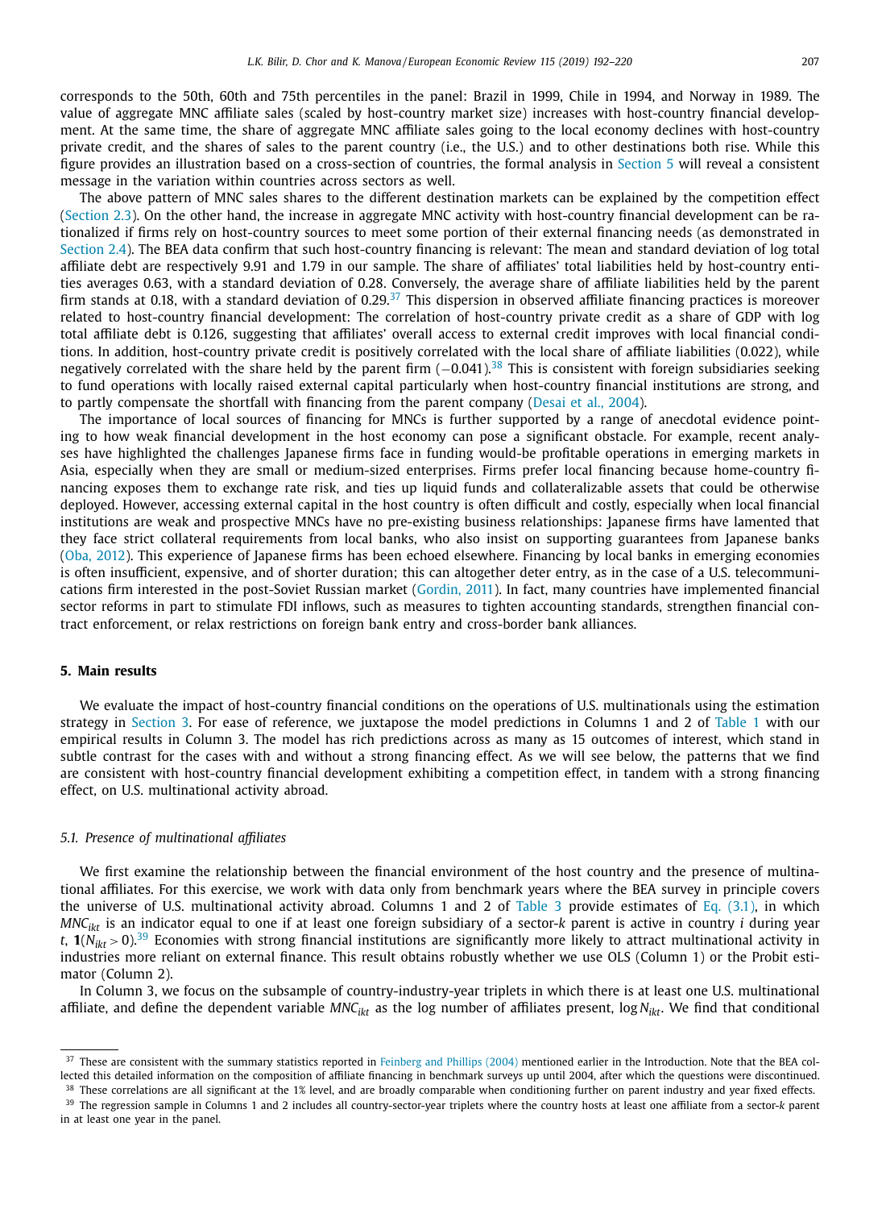corresponds to the 50th, 60th and 75th percentiles in the panel: Brazil in 1999, Chile in 1994, and Norway in 1989. The value of aggregate MNC affiliate sales (scaled by host-country market size) increases with host-country financial development. At the same time, the share of aggregate MNC affiliate sales going to the local economy declines with host-country private credit, and the shares of sales to the parent country (i.e., the U.S.) and to other destinations both rise. While this figure provides an illustration based on a cross-section of countries, the formal analysis in Section 5 will reveal a consistent message in the variation within countries across sectors as well.

The above pattern of MNC sales shares to the different destination markets can be explained by the competition effect (Section 2.3). On the other hand, the increase in aggregate MNC activity with host-country financial development can be rationalized if firms rely on host-country sources to meet some portion of their external financing needs (as demonstrated in Section 2.4). The BEA data confirm that such host-country financing is relevant: The mean and standard deviation of log total affiliate debt are respectively 9.91 and 1.79 in our sample. The share of affiliates' total liabilities held by host-country entities averages 0.63, with a standard deviation of 0.28. Conversely, the average share of affiliate liabilities held by the parent firm stands at 0.18, with a standard deviation of 0.29.[37] This dispersion in observed affiliate financing practices is moreover related to host-country financial development: The correlation of host-country private credit as a share of GDP with log total affiliate debt is 0.126, suggesting that affiliates' overall access to external credit improves with local financial conditions. In addition, host-country private credit is positively correlated with the local share of affiliate liabilities (0.022), while negatively correlated with the share held by the parent firm (−0.041).[38] This is consistent with foreign subsidiaries seeking to fund operations with locally raised external capital particularly when host-country financial institutions are strong, and to partly compensate the shortfall with financing from the parent company (Desai et al., 2004).

The importance of local sources of financing for MNCs is further supported by a range of anecdotal evidence pointing to how weak financial development in the host economy can pose a significant obstacle. For example, recent analyses have highlighted the challenges Japanese firms face in funding would-be profitable operations in emerging markets in Asia, especially when they are small or medium-sized enterprises. Firms prefer local financing because home-country financing exposes them to exchange rate risk, and ties up liquid funds and collateralizable assets that could be otherwise deployed. However, accessing external capital in the host country is often difficult and costly, especially when local financial institutions are weak and prospective MNCs have no pre-existing business relationships: Japanese firms have lamented that they face strict collateral requirements from local banks, who also insist on supporting guarantees from Japanese banks (Oba, 2012). This experience of Japanese firms has been echoed elsewhere. Financing by local banks in emerging economies is often insufficient, expensive, and of shorter duration; this can altogether deter entry, as in the case of a U.S. telecommunications firm interested in the post-Soviet Russian market (Gordin, 2011). In fact, many countries have implemented financial sector reforms in part to stimulate FDI inflows, such as measures to tighten accounting standards, strengthen financial contract enforcement, or relax restrictions on foreign bank entry and cross-border bank alliances.

## 5. Main results

We evaluate the impact of host-country financial conditions on the operations of U.S. multinationals using the estimation strategy in Section 3. For ease of reference, we juxtapose the model predictions in Columns 1 and 2 of Table 1 with our empirical results in Column 3. The model has rich predictions across as many as 15 outcomes of interest, which stand in subtle contrast for the cases with and without a strong financing effect. As we will see below, the patterns that we find are consistent with host-country financial development exhibiting a competition effect, in tandem with a strong financing effect, on U.S. multinational activity abroad.

### *5.1. Presence of multinational affiliates*

We first examine the relationship between the financial environment of the host country and the presence of multinational affiliates. For this exercise, we work with data only from benchmark years where the BEA survey in principle covers the universe of U.S. multinational activity abroad. Columns 1 and 2 of Table 3 provide estimates of Eq. (3.1), in which $MNC_{ikt}$ is an indicator equal to one if at least one foreign subsidiary of a sector-$k$ parent is active in country $i$ during year $t$, $\mathbf{1}(N_{ikt} > 0)$.[39] Economies with strong financial institutions are significantly more likely to attract multinational activity in industries more reliant on external finance. This result obtains robustly whether we use OLS (Column 1) or the Probit estimator (Column 2).

In Column 3, we focus on the subsample of country-industry-year triplets in which there is at least one U.S. multinational affiliate, and define the dependent variable $MNC_{ikt}$ as the log number of affiliates present, $\log N_{ikt}$. We find that conditional

---

[37] These are consistent with the summary statistics reported in Feinberg and Phillips (2004) mentioned earlier in the Introduction. Note that the BEA collected this detailed information on the composition of affiliate financing in benchmark surveys up until 2004, after which the questions were discontinued.

[38] These correlations are all significant at the 1% level, and are broadly comparable when conditioning further on parent industry and year fixed effects.

[39] The regression sample in Columns 1 and 2 includes all country-sector-year triplets where the country hosts at least one affiliate from a sector-$k$ parent in at least one year in the panel.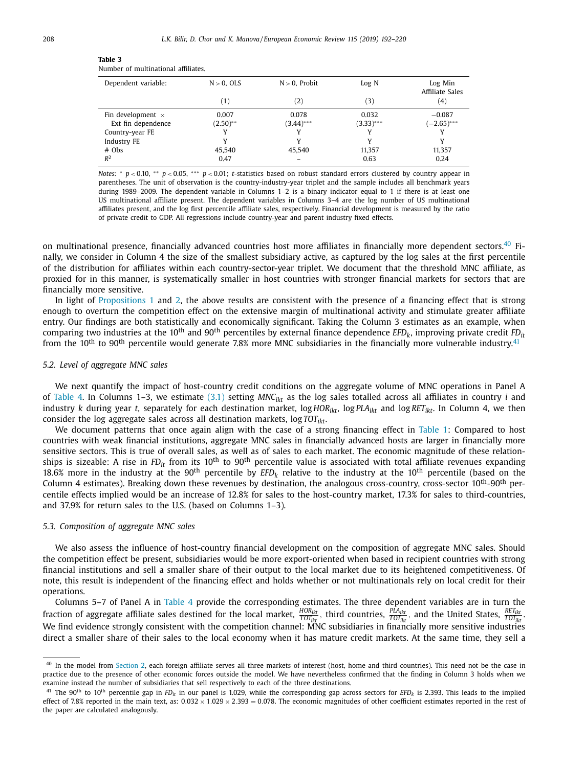**Table 3**
Number of multinational affiliates.

| Dependent variable: | N > 0, OLS | N > 0, Probit | Log N | Log Min Affiliate Sales |
|---|---|---|---|---|
| | (1) | (2) | (3) | (4) |
| Fin development × | 0.007 | 0.078 | 0.032 | −0.087 |
| Ext fin dependence | (2.50)** | (3.44)*** | (3.33)*** | (−2.65)*** |
| Country-year FE | Y | Y | Y | Y |
| Industry FE | Y | Y | Y | Y |
| # Obs | 45,540 | 45,540 | 11,357 | 11,357 |
| $R^2$ | 0.47 | – | 0.63 | 0.24 |

*Notes:* * $p<0.10$, ** $p<0.05$, *** $p<0.01$; *t*-statistics based on robust standard errors clustered by country appear in parentheses. The unit of observation is the country-industry-year triplet and the sample includes all benchmark years during 1989–2009. The dependent variable in Columns 1–2 is a binary indicator equal to 1 if there is at least one US multinational affiliate present. The dependent variables in Columns 3–4 are the log number of US multinational affiliates present, and the log first percentile affiliate sales, respectively. Financial development is measured by the ratio of private credit to GDP. All regressions include country-year and parent industry fixed effects.

on multinational presence, financially advanced countries host more affiliates in financially more dependent sectors.[40] Finally, we consider in Column 4 the size of the smallest subsidiary active, as captured by the log sales at the first percentile of the distribution for affiliates within each country-sector-year triplet. We document that the threshold MNC affiliate, as proxied for in this manner, is systematically smaller in host countries with stronger financial markets for sectors that are financially more sensitive.

In light of Propositions 1 and 2, the above results are consistent with the presence of a financing effect that is strong enough to overturn the competition effect on the extensive margin of multinational activity and stimulate greater affiliate entry. Our findings are both statistically and economically significant. Taking the Column 3 estimates as an example, when comparing two industries at the 10[th] and 90[th] percentiles by external finance dependence $EFD_k$, improving private credit $FD_{it}$ from the 10[th] to 90[th] percentile would generate 7.8% more MNC subsidiaries in the financially more vulnerable industry.[41]

### 5.2. Level of aggregate MNC sales

We next quantify the impact of host-country credit conditions on the aggregate volume of MNC operations in Panel A of Table 4. In Columns 1–3, we estimate (3.1) setting $MNC_{ikt}$ as the log sales totalled across all affiliates in country $i$ and industry $k$ during year $t$, separately for each destination market, $\log HOR_{ikt}$, $\log PLA_{ikt}$ and $\log RET_{ikt}$. In Column 4, we then consider the log aggregate sales across all destination markets, $\log TOT_{ikt}$.

We document patterns that once again align with the case of a strong financing effect in Table 1: Compared to host countries with weak financial institutions, aggregate MNC sales in financially advanced hosts are larger in financially more sensitive sectors. This is true of overall sales, as well as of sales to each market. The economic magnitude of these relationships is sizeable: A rise in $FD_{it}$ from its 10[th] to 90[th] percentile value is associated with total affiliate revenues expanding 18.6% more in the industry at the 90[th] percentile by $EFD_k$ relative to the industry at the 10[th] percentile (based on the Column 4 estimates). Breaking down these revenues by destination, the analogous cross-country, cross-sector 10[th]-90[th] percentile effects implied would be an increase of 12.8% for sales to the host-country market, 17.3% for sales to third-countries, and 37.9% for return sales to the U.S. (based on Columns 1–3).

### 5.3. Composition of aggregate MNC sales

We also assess the influence of host-country financial development on the composition of aggregate MNC sales. Should the competition effect be present, subsidiaries would be more export-oriented when based in recipient countries with strong financial institutions and sell a smaller share of their output to the local market due to its heightened competitiveness. Of note, this result is independent of the financing effect and holds whether or not multinationals rely on local credit for their operations.

Columns 5–7 of Panel A in Table 4 provide the corresponding estimates. The three dependent variables are in turn the fraction of aggregate affiliate sales destined for the local market, $\frac{HOR_{ikt}}{TOT_{ikt}}$, third countries, $\frac{PLA_{ikt}}{TOT_{ikt}}$, and the United States, $\frac{RET_{ikt}}{TOT_{ikt}}$. We find evidence strongly consistent with the competition channel: MNC subsidiaries in financially more sensitive industries direct a smaller share of their sales to the local economy when it has mature credit markets. At the same time, they sell a

---

[40] In the model from Section 2, each foreign affiliate serves all three markets of interest (host, home and third countries). This need not be the case in practice due to the presence of other economic forces outside the model. We have nevertheless confirmed that the finding in Column 3 holds when we examine instead the number of subsidiaries that sell respectively to each of the three destinations.

[41] The 90[th] to 10[th] percentile gap in $FD_{it}$ in our panel is 1.029, while the corresponding gap across sectors for $EFD_k$ is 2.393. This leads to the implied effect of 7.8% reported in the main text, as: $0.032 \times 1.029 \times 2.393 = 0.078$. The economic magnitudes of other coefficient estimates reported in the rest of the paper are calculated analogously.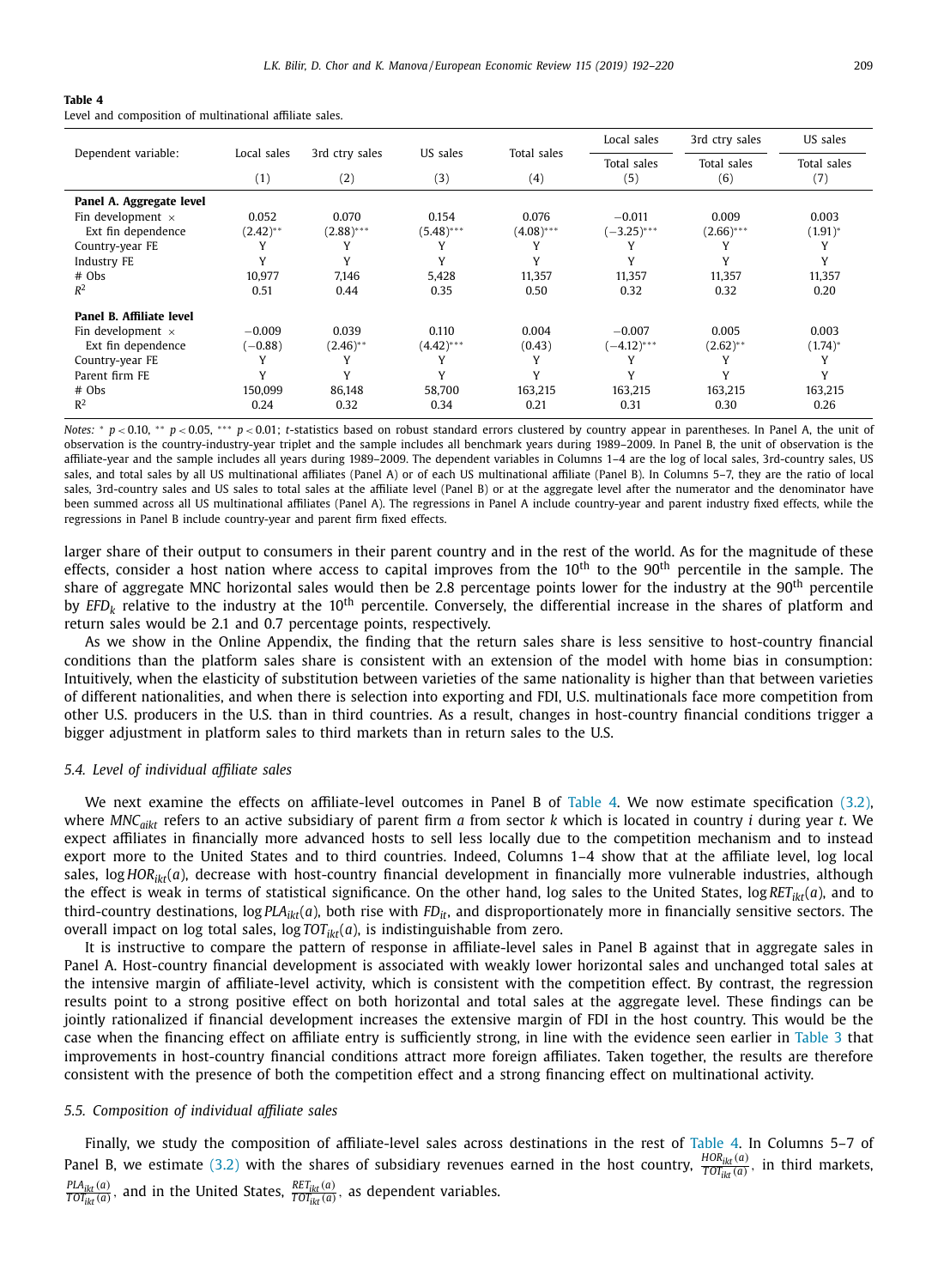**Table 4**
Level and composition of multinational affiliate sales.

| Dependent variable: | Local sales | 3rd ctry sales | US sales | Total sales | Local sales / Total sales | 3rd ctry sales / Total sales | US sales / Total sales |
|---|---|---|---|---|---|---|---|
| | (1) | (2) | (3) | (4) | (5) | (6) | (7) |
| **Panel A. Aggregate level** | | | | | | | |
| Fin development × | 0.052 | 0.070 | 0.154 | 0.076 | −0.011 | 0.009 | 0.003 |
| Ext fin dependence | (2.42)** | (2.88)*** | (5.48)*** | (4.08)*** | (−3.25)*** | (2.66)*** | (1.91)* |
| Country-year FE | Y | Y | Y | Y | Y | Y | Y |
| Industry FE | Y | Y | Y | Y | Y | Y | Y |
| # Obs | 10,977 | 7,146 | 5,428 | 11,357 | 11,357 | 11,357 | 11,357 |
| $R^2$ | 0.51 | 0.44 | 0.35 | 0.50 | 0.32 | 0.32 | 0.20 |
| **Panel B. Affiliate level** | | | | | | | |
| Fin development × | −0.009 | 0.039 | 0.110 | 0.004 | −0.007 | 0.005 | 0.003 |
| Ext fin dependence | (−0.88) | (2.46)** | (4.42)*** | (0.43) | (−4.12)*** | (2.62)** | (1.74)* |
| Country-year FE | Y | Y | Y | Y | Y | Y | Y |
| Parent firm FE | Y | Y | Y | Y | Y | Y | Y |
| # Obs | 150,099 | 86,148 | 58,700 | 163,215 | 163,215 | 163,215 | 163,215 |
| $R^2$ | 0.24 | 0.32 | 0.34 | 0.21 | 0.31 | 0.30 | 0.26 |

*Notes:* * $p < 0.10$, ** $p < 0.05$, *** $p < 0.01$; *t*-statistics based on robust standard errors clustered by country appear in parentheses. In Panel A, the unit of observation is the country-industry-year triplet and the sample includes all benchmark years during 1989–2009. In Panel B, the unit of observation is the affiliate-year and the sample includes all years during 1989–2009. The dependent variables in Columns 1–4 are the log of local sales, 3rd-country sales, US sales, and total sales by all US multinational affiliates (Panel A) or of each US multinational affiliate (Panel B). In Columns 5–7, they are the ratio of local sales, 3rd-country sales and US sales to total sales at the affiliate level (Panel B) or at the aggregate level after the numerator and the denominator have been summed across all US multinational affiliates (Panel A). The regressions in Panel A include country-year and parent industry fixed effects, while the regressions in Panel B include country-year and parent firm fixed effects.

larger share of their output to consumers in their parent country and in the rest of the world. As for the magnitude of these effects, consider a host nation where access to capital improves from the 10th to the 90th percentile in the sample. The share of aggregate MNC horizontal sales would then be 2.8 percentage points lower for the industry at the 90th percentile by $EFD_k$ relative to the industry at the 10th percentile. Conversely, the differential increase in the shares of platform and return sales would be 2.1 and 0.7 percentage points, respectively.

As we show in the Online Appendix, the finding that the return sales share is less sensitive to host-country financial conditions than the platform sales share is consistent with an extension of the model with home bias in consumption: Intuitively, when the elasticity of substitution between varieties of the same nationality is higher than that between varieties of different nationalities, and when there is selection into exporting and FDI, U.S. multinationals face more competition from other U.S. producers in the U.S. than in third countries. As a result, changes in host-country financial conditions trigger a bigger adjustment in platform sales to third markets than in return sales to the U.S.

### *5.4. Level of individual affiliate sales*

We next examine the effects on affiliate-level outcomes in Panel B of Table 4. We now estimate specification (3.2), where $MNC_{aikt}$ refers to an active subsidiary of parent firm *a* from sector *k* which is located in country *i* during year *t*. We expect affiliates in financially more advanced hosts to sell less locally due to the competition mechanism and to instead export more to the United States and to third countries. Indeed, Columns 1–4 show that at the affiliate level, log local sales, $\log HOR_{ikt}(a)$, decrease with host-country financial development in financially more vulnerable industries, although the effect is weak in terms of statistical significance. On the other hand, log sales to the United States, $\log RET_{ikt}(a)$, and to third-country destinations, $\log PLA_{ikt}(a)$, both rise with $FD_{it}$, and disproportionately more in financially sensitive sectors. The overall impact on log total sales, $\log TOT_{ikt}(a)$, is indistinguishable from zero.

It is instructive to compare the pattern of response in affiliate-level sales in Panel B against that in aggregate sales in Panel A. Host-country financial development is associated with weakly lower horizontal sales and unchanged total sales at the intensive margin of affiliate-level activity, which is consistent with the competition effect. By contrast, the regression results point to a strong positive effect on both horizontal and total sales at the aggregate level. These findings can be jointly rationalized if financial development increases the extensive margin of FDI in the host country. This would be the case when the financing effect on affiliate entry is sufficiently strong, in line with the evidence seen earlier in Table 3 that improvements in host-country financial conditions attract more foreign affiliates. Taken together, the results are therefore consistent with the presence of both the competition effect and a strong financing effect on multinational activity.

### *5.5. Composition of individual affiliate sales*

Finally, we study the composition of affiliate-level sales across destinations in the rest of Table 4. In Columns 5–7 of Panel B, we estimate (3.2) with the shares of subsidiary revenues earned in the host country, $\frac{HOR_{ikt}(a)}{TOT_{ikt}(a)}$, in third markets, $\frac{PLA_{ikt}(a)}{TOT_{ikt}(a)}$, and in the United States, $\frac{RET_{ikt}(a)}{TOT_{ikt}(a)}$, as dependent variables.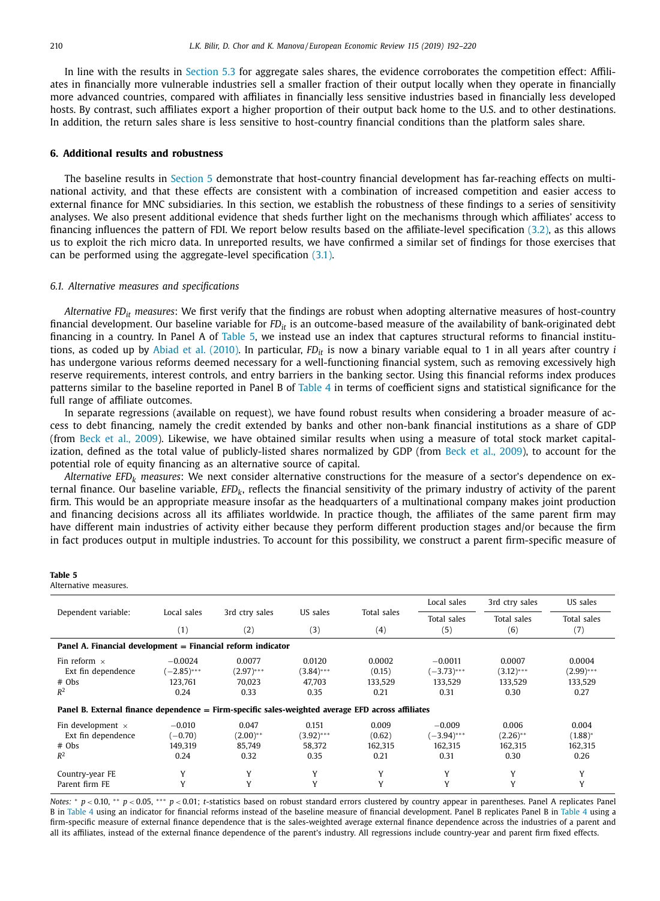In line with the results in Section 5.3 for aggregate sales shares, the evidence corroborates the competition effect: Affiliates in financially more vulnerable industries sell a smaller fraction of their output locally when they operate in financially more advanced countries, compared with affiliates in financially less sensitive industries based in financially less developed hosts. By contrast, such affiliates export a higher proportion of their output back home to the U.S. and to other destinations. In addition, the return sales share is less sensitive to host-country financial conditions than the platform sales share.

## 6. Additional results and robustness

The baseline results in Section 5 demonstrate that host-country financial development has far-reaching effects on multinational activity, and that these effects are consistent with a combination of increased competition and easier access to external finance for MNC subsidiaries. In this section, we establish the robustness of these findings to a series of sensitivity analyses. We also present additional evidence that sheds further light on the mechanisms through which affiliates' access to financing influences the pattern of FDI. We report below results based on the affiliate-level specification (3.2), as this allows us to exploit the rich micro data. In unreported results, we have confirmed a similar set of findings for those exercises that can be performed using the aggregate-level specification (3.1).

### 6.1. Alternative measures and specifications

*Alternative $FD_{it}$ measures*: We first verify that the findings are robust when adopting alternative measures of host-country financial development. Our baseline variable for $FD_{it}$ is an outcome-based measure of the availability of bank-originated debt financing in a country. In Panel A of Table 5, we instead use an index that captures structural reforms to financial institutions, as coded up by Abiad et al. (2010). In particular, $FD_{it}$ is now a binary variable equal to 1 in all years after country $i$ has undergone various reforms deemed necessary for a well-functioning financial system, such as removing excessively high reserve requirements, interest controls, and entry barriers in the banking sector. Using this financial reforms index produces patterns similar to the baseline reported in Panel B of Table 4 in terms of coefficient signs and statistical significance for the full range of affiliate outcomes.

In separate regressions (available on request), we have found robust results when considering a broader measure of access to debt financing, namely the credit extended by banks and other non-bank financial institutions as a share of GDP (from Beck et al., 2009). Likewise, we have obtained similar results when using a measure of total stock market capitalization, defined as the total value of publicly-listed shares normalized by GDP (from Beck et al., 2009), to account for the potential role of equity financing as an alternative source of capital.

*Alternative $EFD_k$ measures*: We next consider alternative constructions for the measure of a sector's dependence on external finance. Our baseline variable, $EFD_k$, reflects the financial sensitivity of the primary industry of activity of the parent firm. This would be an appropriate measure insofar as the headquarters of a multinational company makes joint production and financing decisions across all its affiliates worldwide. In practice though, the affiliates of the same parent firm may have different main industries of activity either because they perform different production stages and/or because the firm in fact produces output in multiple industries. To account for this possibility, we construct a parent firm-specific measure of

**Table 5**
Alternative measures.

| Dependent variable: | Local sales | 3rd ctry sales | US sales | Total sales | Local sales / Total sales | 3rd ctry sales / Total sales | US sales / Total sales |
|---|---|---|---|---|---|---|---|
| | (1) | (2) | (3) | (4) | (5) | (6) | (7) |
| **Panel A. Financial development = Financial reform indicator** | | | | | | | |
| Fin reform × Ext fin dependence | −0.0024 | 0.0077 | 0.0120 | 0.0002 | −0.0011 | 0.0007 | 0.0004 |
| | (−2.85)*** | (2.97)*** | (3.84)*** | (0.15) | (−3.73)*** | (3.12)*** | (2.99)*** |
| # Obs | 123,761 | 70,023 | 47,703 | 133,529 | 133,529 | 133,529 | 133,529 |
| $R^2$ | 0.24 | 0.33 | 0.35 | 0.21 | 0.31 | 0.30 | 0.27 |
| **Panel B. External finance dependence = Firm-specific sales-weighted average EFD across affiliates** | | | | | | | |
| Fin development × Ext fin dependence | −0.010 | 0.047 | 0.151 | 0.009 | −0.009 | 0.006 | 0.004 |
| | (−0.70) | (2.00)** | (3.92)*** | (0.62) | (−3.94)*** | (2.26)** | (1.88)* |
| # Obs | 149,319 | 85,749 | 58,372 | 162,315 | 162,315 | 162,315 | 162,315 |
| $R^2$ | 0.24 | 0.32 | 0.35 | 0.21 | 0.31 | 0.30 | 0.26 |
| Country-year FE | Y | Y | Y | Y | Y | Y | Y |
| Parent firm FE | Y | Y | Y | Y | Y | Y | Y |

*Notes:* * $p < 0.10$, ** $p < 0.05$, *** $p < 0.01$; $t$-statistics based on robust standard errors clustered by country appear in parentheses. Panel A replicates Panel B in Table 4 using an indicator for financial reforms instead of the baseline measure of financial development. Panel B replicates Panel B in Table 4 using a firm-specific measure of external finance dependence that is the sales-weighted average external finance dependence across the industries of a parent and all its affiliates, instead of the external finance dependence of the parent's industry. All regressions include country-year and parent firm fixed effects.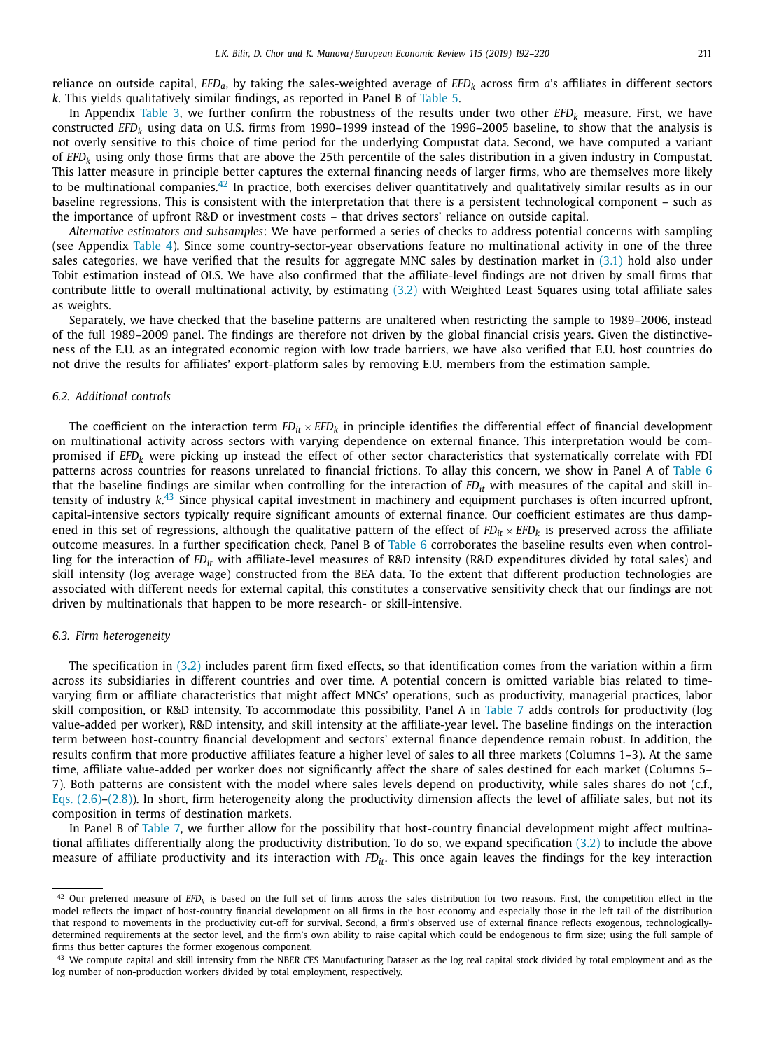reliance on outside capital, $EFD_a$, by taking the sales-weighted average of $EFD_k$ across firm $a$'s affiliates in different sectors $k$. This yields qualitatively similar findings, as reported in Panel B of Table 5.

In Appendix Table 3, we further confirm the robustness of the results under two other $EFD_k$ measure. First, we have constructed $EFD_k$ using data on U.S. firms from 1990–1999 instead of the 1996–2005 baseline, to show that the analysis is not overly sensitive to this choice of time period for the underlying Compustat data. Second, we have computed a variant of $EFD_k$ using only those firms that are above the 25th percentile of the sales distribution in a given industry in Compustat. This latter measure in principle better captures the external financing needs of larger firms, who are themselves more likely to be multinational companies.[42] In practice, both exercises deliver quantitatively and qualitatively similar results as in our baseline regressions. This is consistent with the interpretation that there is a persistent technological component – such as the importance of upfront R&D or investment costs – that drives sectors' reliance on outside capital.

*Alternative estimators and subsamples*: We have performed a series of checks to address potential concerns with sampling (see Appendix Table 4). Since some country-sector-year observations feature no multinational activity in one of the three sales categories, we have verified that the results for aggregate MNC sales by destination market in (3.1) hold also under Tobit estimation instead of OLS. We have also confirmed that the affiliate-level findings are not driven by small firms that contribute little to overall multinational activity, by estimating (3.2) with Weighted Least Squares using total affiliate sales as weights.

Separately, we have checked that the baseline patterns are unaltered when restricting the sample to 1989–2006, instead of the full 1989–2009 panel. The findings are therefore not driven by the global financial crisis years. Given the distinctiveness of the E.U. as an integrated economic region with low trade barriers, we have also verified that E.U. host countries do not drive the results for affiliates' export-platform sales by removing E.U. members from the estimation sample.

### 6.2. Additional controls

The coefficient on the interaction term $FD_{it} \times EFD_k$ in principle identifies the differential effect of financial development on multinational activity across sectors with varying dependence on external finance. This interpretation would be compromised if $EFD_k$ were picking up instead the effect of other sector characteristics that systematically correlate with FDI patterns across countries for reasons unrelated to financial frictions. To allay this concern, we show in Panel A of Table 6 that the baseline findings are similar when controlling for the interaction of $FD_{it}$ with measures of the capital and skill intensity of industry $k$.[43] Since physical capital investment in machinery and equipment purchases is often incurred upfront, capital-intensive sectors typically require significant amounts of external finance. Our coefficient estimates are thus dampened in this set of regressions, although the qualitative pattern of the effect of $FD_{it} \times EFD_k$ is preserved across the affiliate outcome measures. In a further specification check, Panel B of Table 6 corroborates the baseline results even when controlling for the interaction of $FD_{it}$ with affiliate-level measures of R&D intensity (R&D expenditures divided by total sales) and skill intensity (log average wage) constructed from the BEA data. To the extent that different production technologies are associated with different needs for external capital, this constitutes a conservative sensitivity check that our findings are not driven by multinationals that happen to be more research- or skill-intensive.

### 6.3. Firm heterogeneity

The specification in (3.2) includes parent firm fixed effects, so that identification comes from the variation within a firm across its subsidiaries in different countries and over time. A potential concern is omitted variable bias related to time-varying firm or affiliate characteristics that might affect MNCs' operations, such as productivity, managerial practices, labor skill composition, or R&D intensity. To accommodate this possibility, Panel A in Table 7 adds controls for productivity (log value-added per worker), R&D intensity, and skill intensity at the affiliate-year level. The baseline findings on the interaction term between host-country financial development and sectors' external finance dependence remain robust. In addition, the results confirm that more productive affiliates feature a higher level of sales to all three markets (Columns 1–3). At the same time, affiliate value-added per worker does not significantly affect the share of sales destined for each market (Columns 5–7). Both patterns are consistent with the model where sales levels depend on productivity, while sales shares do not (c.f., Eqs. (2.6)–(2.8)). In short, firm heterogeneity along the productivity dimension affects the level of affiliate sales, but not its composition in terms of destination markets.

In Panel B of Table 7, we further allow for the possibility that host-country financial development might affect multinational affiliates differentially along the productivity distribution. To do so, we expand specification (3.2) to include the above measure of affiliate productivity and its interaction with $FD_{it}$. This once again leaves the findings for the key interaction

---

[42] Our preferred measure of $EFD_k$ is based on the full set of firms across the sales distribution for two reasons. First, the competition effect in the model reflects the impact of host-country financial development on all firms in the host economy and especially those in the left tail of the distribution that respond to movements in the productivity cut-off for survival. Second, a firm's observed use of external finance reflects exogenous, technologically-determined requirements at the sector level, and the firm's own ability to raise capital which could be endogenous to firm size; using the full sample of firms thus better captures the former exogenous component.

[43] We compute capital and skill intensity from the NBER CES Manufacturing Dataset as the log real capital stock divided by total employment and as the log number of non-production workers divided by total employment, respectively.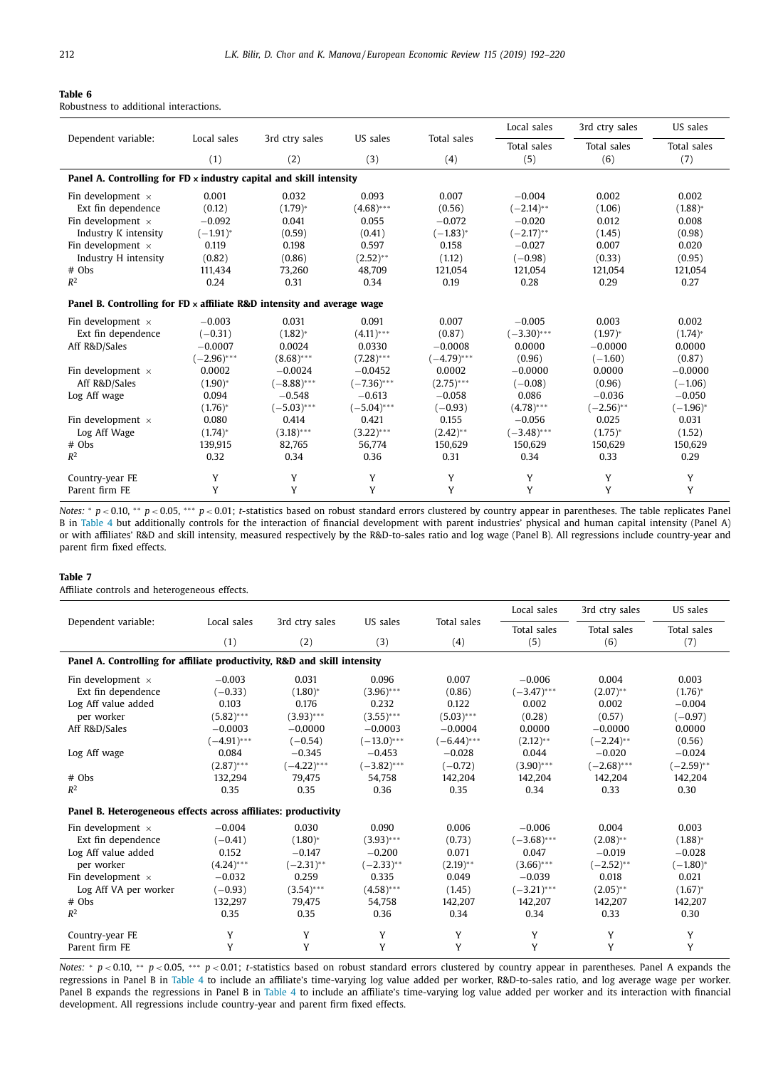**Table 6**
Robustness to additional interactions.

| Dependent variable: | Local sales | 3rd ctry sales | US sales | Total sales | Local sales / Total sales | 3rd ctry sales / Total sales | US sales / Total sales |
|---|---|---|---|---|---|---|---|
| | (1) | (2) | (3) | (4) | (5) | (6) | (7) |
| **Panel A. Controlling for FD × industry capital and skill intensity** | | | | | | | |
| Fin development × | 0.001 | 0.032 | 0.093 | 0.007 | −0.004 | 0.002 | 0.002 |
| Ext fin dependence | (0.12) | (1.79)* | (4.68)*** | (0.56) | (−2.14)** | (1.06) | (1.88)* |
| Fin development × | −0.092 | 0.041 | 0.055 | −0.072 | −0.020 | 0.012 | 0.008 |
| Industry K intensity | (−1.91)* | (0.59) | (0.41) | (−1.83)* | (−2.17)** | (1.45) | (0.98) |
| Fin development × | 0.119 | 0.198 | 0.597 | 0.158 | −0.027 | 0.007 | 0.020 |
| Industry H intensity | (0.82) | (0.86) | (2.52)** | (1.12) | (−0.98) | (0.33) | (0.95) |
| # Obs | 111,434 | 73,260 | 48,709 | 121,054 | 121,054 | 121,054 | 121,054 |
| $R^2$ | 0.24 | 0.31 | 0.34 | 0.19 | 0.28 | 0.29 | 0.27 |
| **Panel B. Controlling for FD × affiliate R&D intensity and average wage** | | | | | | | |
| Fin development × | −0.003 | 0.031 | 0.091 | 0.007 | −0.005 | 0.003 | 0.002 |
| Ext fin dependence | (−0.31) | (1.82)* | (4.11)*** | (0.87) | (−3.30)*** | (1.97)* | (1.74)* |
| Aff R&D/Sales | −0.0007 | 0.0024 | 0.0330 | −0.0008 | 0.0000 | −0.0000 | 0.0000 |
| | (−2.96)*** | (8.68)*** | (7.28)*** | (−4.79)*** | (0.96) | (−1.60) | (0.87) |
| Fin development × | 0.0002 | −0.0024 | −0.0452 | 0.0002 | −0.0000 | 0.0000 | −0.0000 |
| Aff R&D/Sales | (1.90)* | (−8.88)*** | (−7.36)*** | (2.75)*** | (−0.08) | (0.96) | (−1.06) |
| Log Aff wage | 0.094 | −0.548 | −0.613 | −0.058 | 0.086 | −0.036 | −0.050 |
| | (1.76)* | (−5.03)*** | (−5.04)*** | (−0.93) | (4.78)*** | (−2.56)** | (−1.96)* |
| Fin development × | 0.080 | 0.414 | 0.421 | 0.155 | −0.056 | 0.025 | 0.031 |
| Log Aff Wage | (1.74)* | (3.18)*** | (3.22)*** | (2.42)** | (−3.48)*** | (1.75)* | (1.52) |
| # Obs | 139,915 | 82,765 | 56,774 | 150,629 | 150,629 | 150,629 | 150,629 |
| $R^2$ | 0.32 | 0.34 | 0.36 | 0.31 | 0.34 | 0.33 | 0.29 |
| Country-year FE | Y | Y | Y | Y | Y | Y | Y |
| Parent firm FE | Y | Y | Y | Y | Y | Y | Y |

*Notes:* * $p < 0.10$, ** $p < 0.05$, *** $p < 0.01$; *t*-statistics based on robust standard errors clustered by country appear in parentheses. The table replicates Panel B in Table 4 but additionally controls for the interaction of financial development with parent industries' physical and human capital intensity (Panel A) or with affiliates' R&D and skill intensity, measured respectively by the R&D-to-sales ratio and log wage (Panel B). All regressions include country-year and parent firm fixed effects.

**Table 7**
Affiliate controls and heterogeneous effects.

| Dependent variable: | Local sales | 3rd ctry sales | US sales | Total sales | Local sales / Total sales | 3rd ctry sales / Total sales | US sales / Total sales |
|---|---|---|---|---|---|---|---|
| | (1) | (2) | (3) | (4) | (5) | (6) | (7) |
| **Panel A. Controlling for affiliate productivity, R&D and skill intensity** | | | | | | | |
| Fin development × | −0.003 | 0.031 | 0.096 | 0.007 | −0.006 | 0.004 | 0.003 |
| Ext fin dependence | (−0.33) | (1.80)* | (3.96)*** | (0.86) | (−3.47)*** | (2.07)** | (1.76)* |
| Log Aff value added | 0.103 | 0.176 | 0.232 | 0.122 | 0.002 | 0.002 | −0.004 |
| per worker | (5.82)*** | (3.93)*** | (3.55)*** | (5.03)*** | (0.28) | (0.57) | (−0.97) |
| Aff R&D/Sales | −0.0003 | −0.0000 | −0.0003 | −0.0004 | 0.0000 | −0.0000 | 0.0000 |
| | (−4.91)*** | (−0.54) | (−13.0)*** | (−6.44)*** | (2.12)** | (−2.24)** | (0.56) |
| Log Aff wage | 0.084 | −0.345 | −0.453 | −0.028 | 0.044 | −0.020 | −0.024 |
| | (2.87)*** | (−4.22)*** | (−3.82)*** | (−0.72) | (3.90)*** | (−2.68)*** | (−2.59)** |
| # Obs | 132,294 | 79,475 | 54,758 | 142,204 | 142,204 | 142,204 | 142,204 |
| $R^2$ | 0.35 | 0.35 | 0.36 | 0.35 | 0.34 | 0.33 | 0.30 |
| **Panel B. Heterogeneous effects across affiliates: productivity** | | | | | | | |
| Fin development × | −0.004 | 0.030 | 0.090 | 0.006 | −0.006 | 0.004 | 0.003 |
| Ext fin dependence | (−0.41) | (1.80)* | (3.93)*** | (0.73) | (−3.68)*** | (2.08)** | (1.88)* |
| Log Aff value added | 0.152 | −0.147 | −0.200 | 0.071 | 0.047 | −0.019 | −0.028 |
| per worker | (4.24)*** | (−2.31)** | (−2.33)** | (2.19)** | (3.66)*** | (−2.52)** | (−1.80)* |
| Fin development × | −0.032 | 0.259 | 0.335 | 0.049 | −0.039 | 0.018 | 0.021 |
| Log Aff VA per worker | (−0.93) | (3.54)*** | (4.58)*** | (1.45) | (−3.21)*** | (2.05)** | (1.67)* |
| # Obs | 132,297 | 79,475 | 54,758 | 142,207 | 142,207 | 142,207 | 142,207 |
| $R^2$ | 0.35 | 0.35 | 0.36 | 0.34 | 0.34 | 0.33 | 0.30 |
| Country-year FE | Y | Y | Y | Y | Y | Y | Y |
| Parent firm FE | Y | Y | Y | Y | Y | Y | Y |

*Notes:* * $p < 0.10$, ** $p < 0.05$, *** $p < 0.01$; *t*-statistics based on robust standard errors clustered by country appear in parentheses. Panel A expands the regressions in Panel B in Table 4 to include an affiliate's time-varying log value added per worker, R&D-to-sales ratio, and log average wage per worker. Panel B expands the regressions in Panel B in Table 4 to include an affiliate's time-varying log value added per worker and its interaction with financial development. All regressions include country-year and parent firm fixed effects.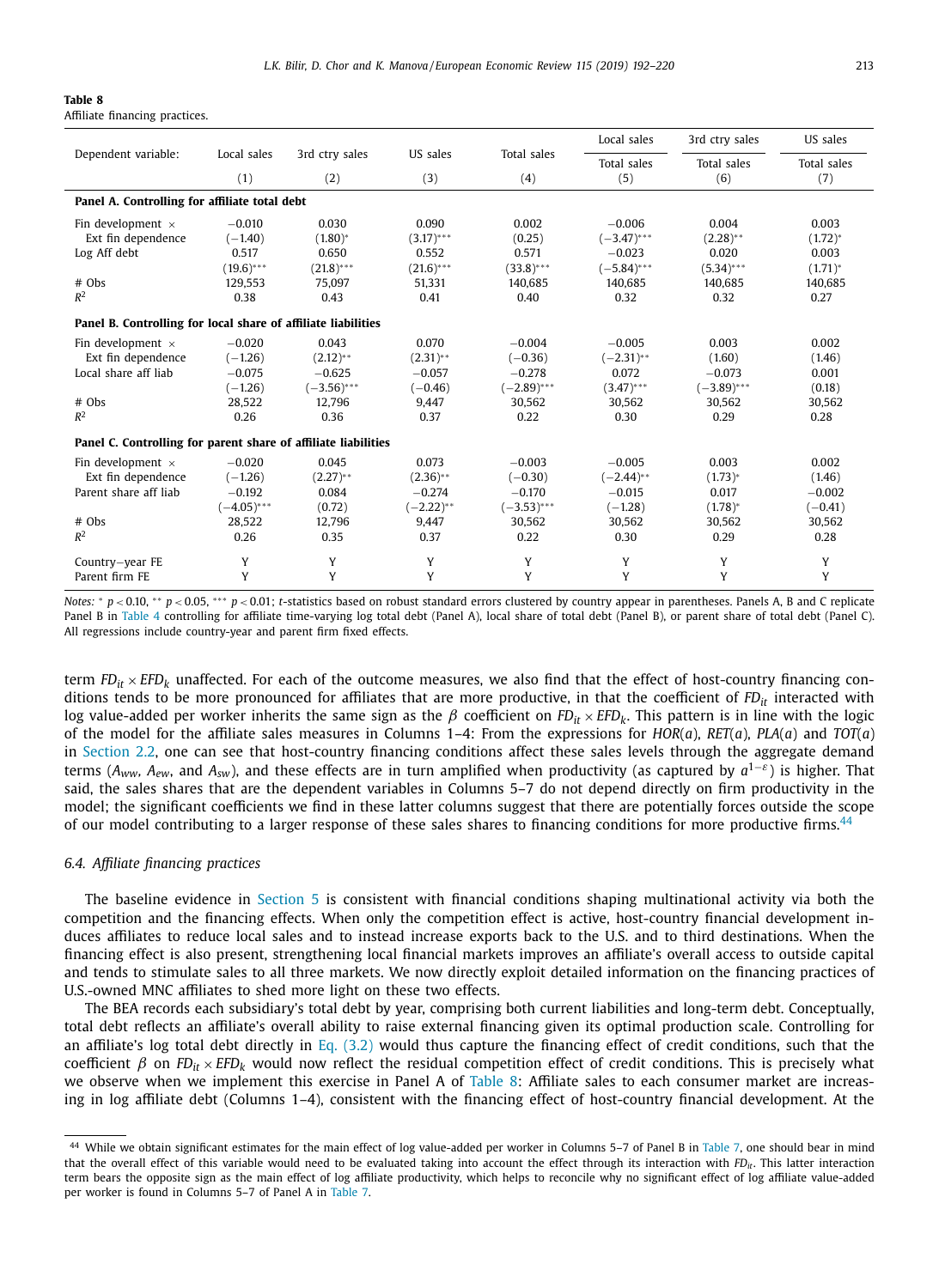**Table 8**
Affiliate financing practices.

| Dependent variable: | Local sales | 3rd ctry sales | US sales | Total sales | Local sales / Total sales | 3rd ctry sales / Total sales | US sales / Total sales |
|---|---|---|---|---|---|---|---|
| | (1) | (2) | (3) | (4) | (5) | (6) | (7) |
| **Panel A. Controlling for affiliate total debt** | | | | | | | |
| Fin development × Ext fin dependence | −0.010 | 0.030 | 0.090 | 0.002 | −0.006 | 0.004 | 0.003 |
| | (−1.40) | (1.80)* | (3.17)*** | (0.25) | (−3.47)*** | (2.28)** | (1.72)* |
| Log Aff debt | 0.517 | 0.650 | 0.552 | 0.571 | −0.023 | 0.020 | 0.003 |
| | (19.6)*** | (21.8)*** | (21.6)*** | (33.8)*** | (−5.84)*** | (5.34)*** | (1.71)* |
| # Obs | 129,553 | 75,097 | 51,331 | 140,685 | 140,685 | 140,685 | 140,685 |
| $R^2$ | 0.38 | 0.43 | 0.41 | 0.40 | 0.32 | 0.32 | 0.27 |
| **Panel B. Controlling for local share of affiliate liabilities** | | | | | | | |
| Fin development × Ext fin dependence | −0.020 | 0.043 | 0.070 | −0.004 | −0.005 | 0.003 | 0.002 |
| | (−1.26) | (2.12)** | (2.31)** | (−0.36) | (−2.31)** | (1.60) | (1.46) |
| Local share aff liab | −0.075 | −0.625 | −0.057 | −0.278 | 0.072 | −0.073 | 0.001 |
| | (−1.26) | (−3.56)*** | (−0.46) | (−2.89)*** | (3.47)*** | (−3.89)*** | (0.18) |
| # Obs | 28,522 | 12,796 | 9,447 | 30,562 | 30,562 | 30,562 | 30,562 |
| $R^2$ | 0.26 | 0.36 | 0.37 | 0.22 | 0.30 | 0.29 | 0.28 |
| **Panel C. Controlling for parent share of affiliate liabilities** | | | | | | | |
| Fin development × Ext fin dependence | −0.020 | 0.045 | 0.073 | −0.003 | −0.005 | 0.003 | 0.002 |
| | (−1.26) | (2.27)** | (2.36)** | (−0.30) | (−2.44)** | (1.73)* | (1.46) |
| Parent share aff liab | −0.192 | 0.084 | −0.274 | −0.170 | −0.015 | 0.017 | −0.002 |
| | (−4.05)*** | (0.72) | (−2.22)** | (−3.53)*** | (−1.28) | (1.78)* | (−0.41) |
| # Obs | 28,522 | 12,796 | 9,447 | 30,562 | 30,562 | 30,562 | 30,562 |
| $R^2$ | 0.26 | 0.35 | 0.37 | 0.22 | 0.30 | 0.29 | 0.28 |
| Country−year FE | Y | Y | Y | Y | Y | Y | Y |
| Parent firm FE | Y | Y | Y | Y | Y | Y | Y |

*Notes:* * $p < 0.10$, ** $p < 0.05$, *** $p < 0.01$; *t*-statistics based on robust standard errors clustered by country appear in parentheses. Panels A, B and C replicate Panel B in Table 4 controlling for affiliate time-varying log total debt (Panel A), local share of total debt (Panel B), or parent share of total debt (Panel C). All regressions include country-year and parent firm fixed effects.

term $FD_{it} \times EFD_k$ unaffected. For each of the outcome measures, we also find that the effect of host-country financing conditions tends to be more pronounced for affiliates that are more productive, in that the coefficient of $FD_{it}$ interacted with log value-added per worker inherits the same sign as the $\beta$ coefficient on $FD_{it} \times EFD_k$. This pattern is in line with the logic of the model for the affiliate sales measures in Columns 1–4: From the expressions for $HOR(a)$, $RET(a)$, $PLA(a)$ and $TOT(a)$ in Section 2.2, one can see that host-country financing conditions affect these sales levels through the aggregate demand terms ($A_{ww}$, $A_{ew}$, and $A_{sw}$), and these effects are in turn amplified when productivity (as captured by $a^{1-\varepsilon}$) is higher. That said, the sales shares that are the dependent variables in Columns 5–7 do not depend directly on firm productivity in the model; the significant coefficients we find in these latter columns suggest that there are potentially forces outside the scope of our model contributing to a larger response of these sales shares to financing conditions for more productive firms.[44]

### 6.4. Affiliate financing practices

The baseline evidence in Section 5 is consistent with financial conditions shaping multinational activity via both the competition and the financing effects. When only the competition effect is active, host-country financial development induces affiliates to reduce local sales and to instead increase exports back to the U.S. and to third destinations. When the financing effect is also present, strengthening local financial markets improves an affiliate's overall access to outside capital and tends to stimulate sales to all three markets. We now directly exploit detailed information on the financing practices of U.S.-owned MNC affiliates to shed more light on these two effects.

The BEA records each subsidiary's total debt by year, comprising both current liabilities and long-term debt. Conceptually, total debt reflects an affiliate's overall ability to raise external financing given its optimal production scale. Controlling for an affiliate's log total debt directly in Eq. (3.2) would thus capture the financing effect of credit conditions, such that the coefficient $\beta$ on $FD_{it} \times EFD_k$ would now reflect the residual competition effect of credit conditions. This is precisely what we observe when we implement this exercise in Panel A of Table 8: Affiliate sales to each consumer market are increasing in log affiliate debt (Columns 1–4), consistent with the financing effect of host-country financial development. At the

[44] While we obtain significant estimates for the main effect of log value-added per worker in Columns 5–7 of Panel B in Table 7, one should bear in mind that the overall effect of this variable would need to be evaluated taking into account the effect through its interaction with $FD_{it}$. This latter interaction term bears the opposite sign as the main effect of log affiliate productivity, which helps to reconcile why no significant effect of log affiliate value-added per worker is found in Columns 5–7 of Panel A in Table 7.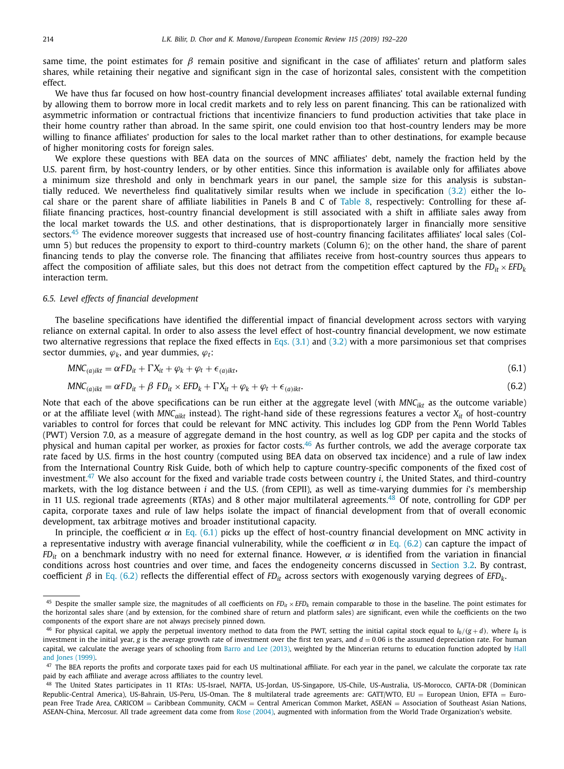same time, the point estimates for $\beta$ remain positive and significant in the case of affiliates' return and platform sales shares, while retaining their negative and significant sign in the case of horizontal sales, consistent with the competition effect.

We have thus far focused on how host-country financial development increases affiliates' total available external funding by allowing them to borrow more in local credit markets and to rely less on parent financing. This can be rationalized with asymmetric information or contractual frictions that incentivize financiers to fund production activities that take place in their home country rather than abroad. In the same spirit, one could envision too that host-country lenders may be more willing to finance affiliates' production for sales to the local market rather than to other destinations, for example because of higher monitoring costs for foreign sales.

We explore these questions with BEA data on the sources of MNC affiliates' debt, namely the fraction held by the U.S. parent firm, by host-country lenders, or by other entities. Since this information is available only for affiliates above a minimum size threshold and only in benchmark years in our panel, the sample size for this analysis is substantially reduced. We nevertheless find qualitatively similar results when we include in specification (3.2) either the local share or the parent share of affiliate liabilities in Panels B and C of Table 8, respectively: Controlling for these affiliate financing practices, host-country financial development is still associated with a shift in affiliate sales away from the local market towards the U.S. and other destinations, that is disproportionately larger in financially more sensitive sectors.[45] The evidence moreover suggests that increased use of host-country financing facilitates affiliates' local sales (Column 5) but reduces the propensity to export to third-country markets (Column 6); on the other hand, the share of parent financing tends to play the converse role. The financing that affiliates receive from host-country sources thus appears to affect the composition of affiliate sales, but this does not detract from the competition effect captured by the $FD_{it} \times EFD_k$ interaction term.

### 6.5. Level effects of financial development

The baseline specifications have identified the differential impact of financial development across sectors with varying reliance on external capital. In order to also assess the level effect of host-country financial development, we now estimate two alternative regressions that replace the fixed effects in Eqs. (3.1) and (3.2) with a more parsimonious set that comprises sector dummies, $\varphi_k$, and year dummies, $\varphi_t$:

$$MNC_{(a)ikt} = \alpha FD_{it} + \Gamma X_{it} + \varphi_k + \varphi_t + \epsilon_{(a)ikt}, \tag{6.1}$$

$$MNC_{(a)ikt} = \alpha FD_{it} + \beta \; FD_{it} \times EFD_k + \Gamma X_{it} + \varphi_k + \varphi_t + \epsilon_{(a)ikt}. \tag{6.2}$$

Note that each of the above specifications can be run either at the aggregate level (with $MNC_{ikt}$ as the outcome variable) or at the affiliate level (with $MNC_{aikt}$ instead). The right-hand side of these regressions features a vector $X_{it}$ of host-country variables to control for forces that could be relevant for MNC activity. This includes log GDP from the Penn World Tables (PWT) Version 7.0, as a measure of aggregate demand in the host country, as well as log GDP per capita and the stocks of physical and human capital per worker, as proxies for factor costs.[46] As further controls, we add the average corporate tax rate faced by U.S. firms in the host country (computed using BEA data on observed tax incidence) and a rule of law index from the International Country Risk Guide, both of which help to capture country-specific components of the fixed cost of investment.[47] We also account for the fixed and variable trade costs between country $i$, the United States, and third-country markets, with the log distance between $i$ and the U.S. (from CEPII), as well as time-varying dummies for $i$'s membership in 11 U.S. regional trade agreements (RTAs) and 8 other major multilateral agreements.[48] Of note, controlling for GDP per capita, corporate taxes and rule of law helps isolate the impact of financial development from that of overall economic development, tax arbitrage motives and broader institutional capacity.

In principle, the coefficient $\alpha$ in Eq. (6.1) picks up the effect of host-country financial development on MNC activity in a representative industry with average financial vulnerability, while the coefficient $\alpha$ in Eq. (6.2) can capture the impact of $FD_{it}$ on a benchmark industry with no need for external finance. However, $\alpha$ is identified from the variation in financial conditions across host countries and over time, and faces the endogeneity concerns discussed in Section 3.2. By contrast, coefficient $\beta$ in Eq. (6.2) reflects the differential effect of $FD_{it}$ across sectors with exogenously varying degrees of $EFD_k$.

---

[45] Despite the smaller sample size, the magnitudes of all coefficients on $FD_{it} \times EFD_k$ remain comparable to those in the baseline. The point estimates for the horizontal sales share (and by extension, for the combined share of return and platform sales) are significant, even while the coefficients on the two components of the export share are not always precisely pinned down.

[46] For physical capital, we apply the perpetual inventory method to data from the PWT, setting the initial capital stock equal to $I_0/(g + d)$, where $I_0$ is investment in the initial year, $g$ is the average growth rate of investment over the first ten years, and $d = 0.06$ is the assumed depreciation rate. For human capital, we calculate the average years of schooling from Barro and Lee (2013), weighted by the Mincerian returns to education function adopted by Hall and Jones (1999).

[47] The BEA reports the profits and corporate taxes paid for each US multinational affiliate. For each year in the panel, we calculate the corporate tax rate paid by each affiliate and average across affiliates to the country level.

[48] The United States participates in 11 RTAs: US-Israel, NAFTA, US-Jordan, US-Singapore, US-Chile, US-Australia, US-Morocco, CAFTA-DR (Dominican Republic-Central America), US-Bahrain, US-Peru, US-Oman. The 8 multilateral trade agreements are: GATT/WTO, EU = European Union, EFTA = European Free Trade Area, CARICOM = Caribbean Community, CACM = Central American Common Market, ASEAN = Association of Southeast Asian Nations, ASEAN-China, Mercosur. All trade agreement data come from Rose (2004), augmented with information from the World Trade Organization's website.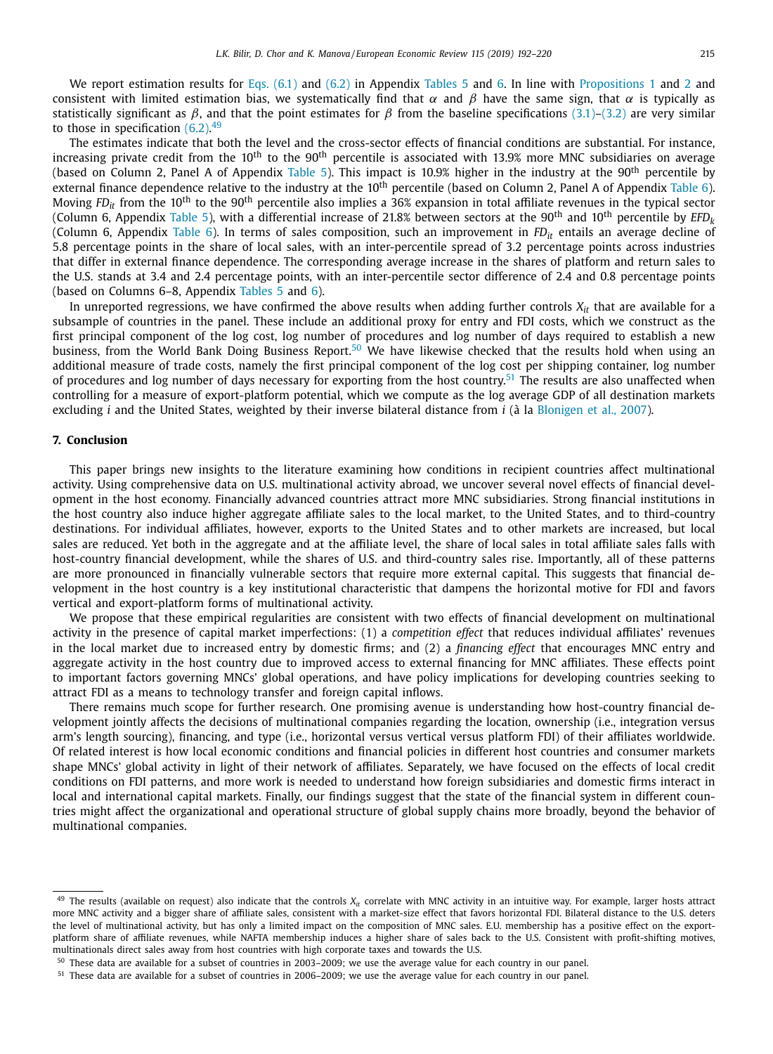We report estimation results for Eqs. (6.1) and (6.2) in Appendix Tables 5 and 6. In line with Propositions 1 and 2 and consistent with limited estimation bias, we systematically find that $\alpha$ and $\beta$ have the same sign, that $\alpha$ is typically as statistically significant as $\beta$, and that the point estimates for $\beta$ from the baseline specifications (3.1)–(3.2) are very similar to those in specification (6.2).[49]

The estimates indicate that both the level and the cross-sector effects of financial conditions are substantial. For instance, increasing private credit from the 10[th] to the 90[th] percentile is associated with 13.9% more MNC subsidiaries on average (based on Column 2, Panel A of Appendix Table 5). This impact is 10.9% higher in the industry at the 90[th] percentile by external finance dependence relative to the industry at the 10[th] percentile (based on Column 2, Panel A of Appendix Table 6). Moving $FD_{it}$ from the 10[th] to the 90[th] percentile also implies a 36% expansion in total affiliate revenues in the typical sector (Column 6, Appendix Table 5), with a differential increase of 21.8% between sectors at the 90[th] and 10[th] percentile by $EFD_k$ (Column 6, Appendix Table 6). In terms of sales composition, such an improvement in $FD_{it}$ entails an average decline of 5.8 percentage points in the share of local sales, with an inter-percentile spread of 3.2 percentage points across industries that differ in external finance dependence. The corresponding average increase in the shares of platform and return sales to the U.S. stands at 3.4 and 2.4 percentage points, with an inter-percentile sector difference of 2.4 and 0.8 percentage points (based on Columns 6–8, Appendix Tables 5 and 6).

In unreported regressions, we have confirmed the above results when adding further controls $X_{it}$ that are available for a subsample of countries in the panel. These include an additional proxy for entry and FDI costs, which we construct as the first principal component of the log cost, log number of procedures and log number of days required to establish a new business, from the World Bank Doing Business Report.[50] We have likewise checked that the results hold when using an additional measure of trade costs, namely the first principal component of the log cost per shipping container, log number of procedures and log number of days necessary for exporting from the host country.[51] The results are also unaffected when controlling for a measure of export-platform potential, which we compute as the log average GDP of all destination markets excluding $i$ and the United States, weighted by their inverse bilateral distance from $i$ (à la Blonigen et al., 2007).

## 7. Conclusion

This paper brings new insights to the literature examining how conditions in recipient countries affect multinational activity. Using comprehensive data on U.S. multinational activity abroad, we uncover several novel effects of financial development in the host economy. Financially advanced countries attract more MNC subsidiaries. Strong financial institutions in the host country also induce higher aggregate affiliate sales to the local market, to the United States, and to third-country destinations. For individual affiliates, however, exports to the United States and to other markets are increased, but local sales are reduced. Yet both in the aggregate and at the affiliate level, the share of local sales in total affiliate sales falls with host-country financial development, while the shares of U.S. and third-country sales rise. Importantly, all of these patterns are more pronounced in financially vulnerable sectors that require more external capital. This suggests that financial development in the host country is a key institutional characteristic that dampens the horizontal motive for FDI and favors vertical and export-platform forms of multinational activity.

We propose that these empirical regularities are consistent with two effects of financial development on multinational activity in the presence of capital market imperfections: (1) a *competition effect* that reduces individual affiliates' revenues in the local market due to increased entry by domestic firms; and (2) a *financing effect* that encourages MNC entry and aggregate activity in the host country due to improved access to external financing for MNC affiliates. These effects point to important factors governing MNCs' global operations, and have policy implications for developing countries seeking to attract FDI as a means to technology transfer and foreign capital inflows.

There remains much scope for further research. One promising avenue is understanding how host-country financial development jointly affects the decisions of multinational companies regarding the location, ownership (i.e., integration versus arm's length sourcing), financing, and type (i.e., horizontal versus vertical versus platform FDI) of their affiliates worldwide. Of related interest is how local economic conditions and financial policies in different host countries and consumer markets shape MNCs' global activity in light of their network of affiliates. Separately, we have focused on the effects of local credit conditions on FDI patterns, and more work is needed to understand how foreign subsidiaries and domestic firms interact in local and international capital markets. Finally, our findings suggest that the state of the financial system in different countries might affect the organizational and operational structure of global supply chains more broadly, beyond the behavior of multinational companies.

---

[49] The results (available on request) also indicate that the controls $X_{it}$ correlate with MNC activity in an intuitive way. For example, larger hosts attract more MNC activity and a bigger share of affiliate sales, consistent with a market-size effect that favors horizontal FDI. Bilateral distance to the U.S. deters the level of multinational activity, but has only a limited impact on the composition of MNC sales. E.U. membership has a positive effect on the export-platform share of affiliate revenues, while NAFTA membership induces a higher share of sales back to the U.S. Consistent with profit-shifting motives, multinationals direct sales away from host countries with high corporate taxes and towards the U.S.

[50] These data are available for a subset of countries in 2003–2009; we use the average value for each country in our panel.

[51] These data are available for a subset of countries in 2006–2009; we use the average value for each country in our panel.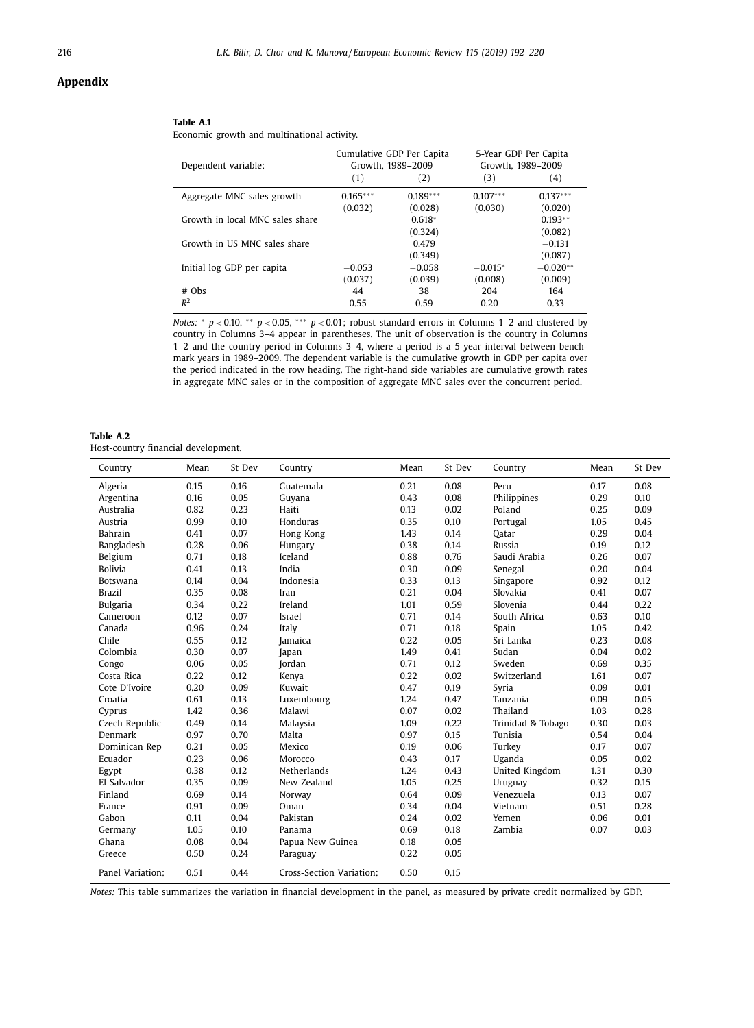## Appendix

**Table A.1**
Economic growth and multinational activity.

| Dependent variable: | Cumulative GDP Per Capita Growth, 1989–2009 | | 5-Year GDP Per Capita Growth, 1989–2009 | |
|---|---|---|---|---|
| | (1) | (2) | (3) | (4) |
| Aggregate MNC sales growth | 0.165*** | 0.189*** | 0.107*** | 0.137*** |
| | (0.032) | (0.028) | (0.030) | (0.020) |
| Growth in local MNC sales share | | 0.618* | | 0.193** |
| | | (0.324) | | (0.082) |
| Growth in US MNC sales share | | 0.479 | | −0.131 |
| | | (0.349) | | (0.087) |
| Initial log GDP per capita | −0.053 | −0.058 | −0.015* | −0.020** |
| | (0.037) | (0.039) | (0.008) | (0.009) |
| # Obs | 44 | 38 | 204 | 164 |
| $R^2$ | 0.55 | 0.59 | 0.20 | 0.33 |

*Notes:* * $p < 0.10$, ** $p < 0.05$, *** $p < 0.01$; robust standard errors in Columns 1–2 and clustered by country in Columns 3–4 appear in parentheses. The unit of observation is the country in Columns 1–2 and the country-period in Columns 3–4, where a period is a 5-year interval between benchmark years in 1989–2009. The dependent variable is the cumulative growth in GDP per capita over the period indicated in the row heading. The right-hand side variables are cumulative growth rates in aggregate MNC sales or in the composition of aggregate MNC sales over the concurrent period.

**Table A.2**
Host-country financial development.

| Country | Mean | St Dev | Country | Mean | St Dev | Country | Mean | St Dev |
|---|---|---|---|---|---|---|---|---|
| Algeria | 0.15 | 0.16 | Guatemala | 0.21 | 0.08 | Peru | 0.17 | 0.08 |
| Argentina | 0.16 | 0.05 | Guyana | 0.43 | 0.08 | Philippines | 0.29 | 0.10 |
| Australia | 0.82 | 0.23 | Haiti | 0.13 | 0.02 | Poland | 0.25 | 0.09 |
| Austria | 0.99 | 0.10 | Honduras | 0.35 | 0.10 | Portugal | 1.05 | 0.45 |
| Bahrain | 0.41 | 0.07 | Hong Kong | 1.43 | 0.14 | Qatar | 0.29 | 0.04 |
| Bangladesh | 0.28 | 0.06 | Hungary | 0.38 | 0.14 | Russia | 0.19 | 0.12 |
| Belgium | 0.71 | 0.18 | Iceland | 0.88 | 0.76 | Saudi Arabia | 0.26 | 0.07 |
| Bolivia | 0.41 | 0.13 | India | 0.30 | 0.09 | Senegal | 0.20 | 0.04 |
| Botswana | 0.14 | 0.04 | Indonesia | 0.33 | 0.13 | Singapore | 0.92 | 0.12 |
| Brazil | 0.35 | 0.08 | Iran | 0.21 | 0.04 | Slovakia | 0.41 | 0.07 |
| Bulgaria | 0.34 | 0.22 | Ireland | 1.01 | 0.59 | Slovenia | 0.44 | 0.22 |
| Cameroon | 0.12 | 0.07 | Israel | 0.71 | 0.14 | South Africa | 0.63 | 0.10 |
| Canada | 0.96 | 0.24 | Italy | 0.71 | 0.18 | Spain | 1.05 | 0.42 |
| Chile | 0.55 | 0.12 | Jamaica | 0.22 | 0.05 | Sri Lanka | 0.23 | 0.08 |
| Colombia | 0.30 | 0.07 | Japan | 1.49 | 0.41 | Sudan | 0.04 | 0.02 |
| Congo | 0.06 | 0.05 | Jordan | 0.71 | 0.12 | Sweden | 0.69 | 0.35 |
| Costa Rica | 0.22 | 0.12 | Kenya | 0.22 | 0.02 | Switzerland | 1.61 | 0.07 |
| Cote D'Ivoire | 0.20 | 0.09 | Kuwait | 0.47 | 0.19 | Syria | 0.09 | 0.01 |
| Croatia | 0.61 | 0.13 | Luxembourg | 1.24 | 0.47 | Tanzania | 0.09 | 0.05 |
| Cyprus | 1.42 | 0.36 | Malawi | 0.07 | 0.02 | Thailand | 1.03 | 0.28 |
| Czech Republic | 0.49 | 0.14 | Malaysia | 1.09 | 0.22 | Trinidad & Tobago | 0.30 | 0.03 |
| Denmark | 0.97 | 0.70 | Malta | 0.97 | 0.15 | Tunisia | 0.54 | 0.04 |
| Dominican Rep | 0.21 | 0.05 | Mexico | 0.19 | 0.06 | Turkey | 0.17 | 0.07 |
| Ecuador | 0.23 | 0.06 | Morocco | 0.43 | 0.17 | Uganda | 0.05 | 0.02 |
| Egypt | 0.38 | 0.12 | Netherlands | 1.24 | 0.43 | United Kingdom | 1.31 | 0.30 |
| El Salvador | 0.35 | 0.09 | New Zealand | 1.05 | 0.25 | Uruguay | 0.32 | 0.15 |
| Finland | 0.69 | 0.14 | Norway | 0.64 | 0.09 | Venezuela | 0.13 | 0.07 |
| France | 0.91 | 0.09 | Oman | 0.34 | 0.04 | Vietnam | 0.51 | 0.28 |
| Gabon | 0.11 | 0.04 | Pakistan | 0.24 | 0.02 | Yemen | 0.06 | 0.01 |
| Germany | 1.05 | 0.10 | Panama | 0.69 | 0.18 | Zambia | 0.07 | 0.03 |
| Ghana | 0.08 | 0.04 | Papua New Guinea | 0.18 | 0.05 | | | |
| Greece | 0.50 | 0.24 | Paraguay | 0.22 | 0.05 | | | |
| Panel Variation: | 0.51 | 0.44 | Cross-Section Variation: | 0.50 | 0.15 | | | |

*Notes:* This table summarizes the variation in financial development in the panel, as measured by private credit normalized by GDP.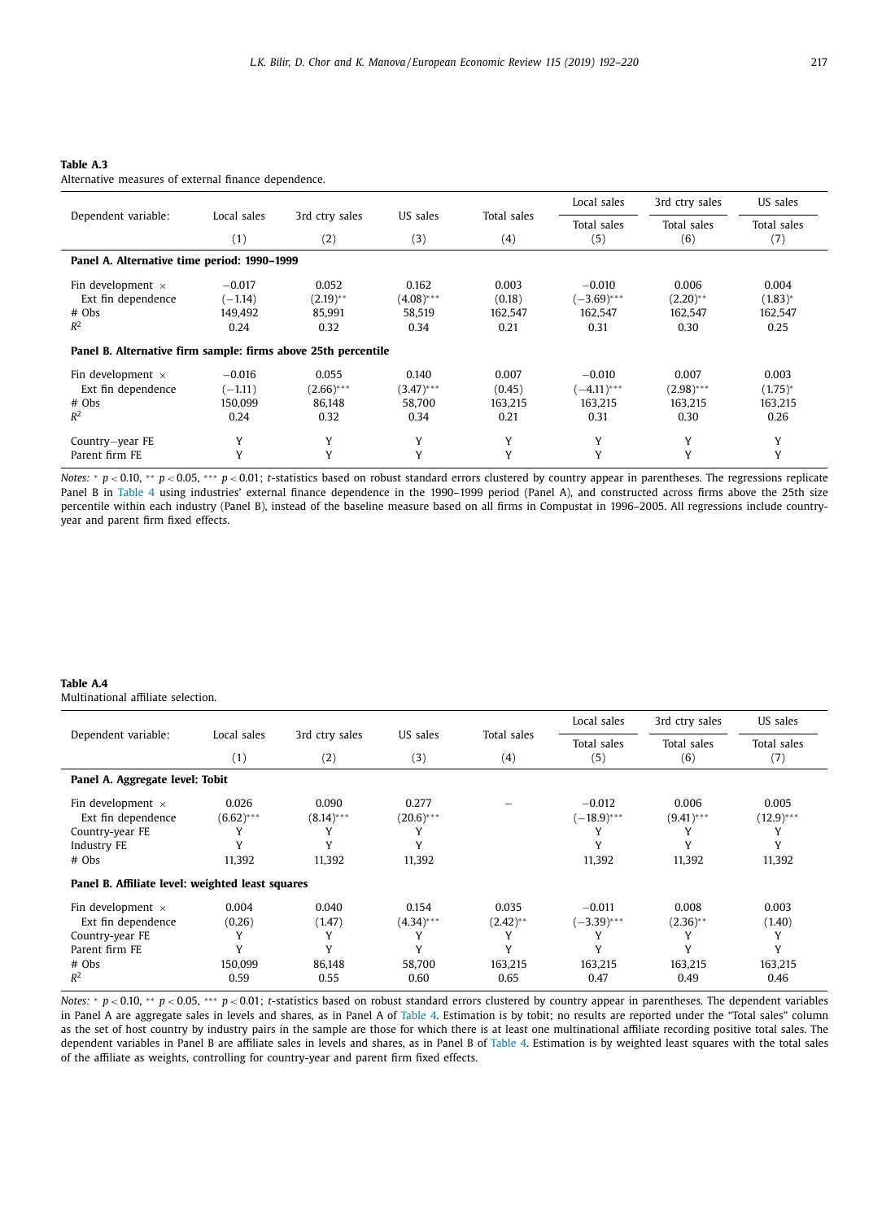**Table A.3**
Alternative measures of external finance dependence.

| Dependent variable: | Local sales | 3rd ctry sales | US sales | Total sales | Local sales / Total sales | 3rd ctry sales / Total sales | US sales / Total sales |
|---|---|---|---|---|---|---|---|
| | (1) | (2) | (3) | (4) | (5) | (6) | (7) |
| **Panel A. Alternative time period: 1990–1999** | | | | | | | |
| Fin development × Ext fin dependence | −0.017 | 0.052 | 0.162 | 0.003 | −0.010 | 0.006 | 0.004 |
| | (−1.14) | (2.19)** | (4.08)*** | (0.18) | (−3.69)*** | (2.20)** | (1.83)* |
| # Obs | 149,492 | 85,991 | 58,519 | 162,547 | 162,547 | 162,547 | 162,547 |
| $R^2$ | 0.24 | 0.32 | 0.34 | 0.21 | 0.31 | 0.30 | 0.25 |
| **Panel B. Alternative firm sample: firms above 25th percentile** | | | | | | | |
| Fin development × Ext fin dependence | −0.016 | 0.055 | 0.140 | 0.007 | −0.010 | 0.007 | 0.003 |
| | (−1.11) | (2.66)*** | (3.47)*** | (0.45) | (−4.11)*** | (2.98)*** | (1.75)* |
| # Obs | 150,099 | 86,148 | 58,700 | 163,215 | 163,215 | 163,215 | 163,215 |
| $R^2$ | 0.24 | 0.32 | 0.34 | 0.21 | 0.31 | 0.30 | 0.26 |
| Country−year FE | Y | Y | Y | Y | Y | Y | Y |
| Parent firm FE | Y | Y | Y | Y | Y | Y | Y |

*Notes:* * $p < 0.10$, ** $p < 0.05$, *** $p < 0.01$; *t*-statistics based on robust standard errors clustered by country appear in parentheses. The regressions replicate Panel B in Table 4 using industries' external finance dependence in the 1990–1999 period (Panel A), and constructed across firms above the 25th size percentile within each industry (Panel B), instead of the baseline measure based on all firms in Compustat in 1996–2005. All regressions include country-year and parent firm fixed effects.

**Table A.4**
Multinational affiliate selection.

| Dependent variable: | Local sales | 3rd ctry sales | US sales | Total sales | Local sales / Total sales | 3rd ctry sales / Total sales | US sales / Total sales |
|---|---|---|---|---|---|---|---|
| | (1) | (2) | (3) | (4) | (5) | (6) | (7) |
| **Panel A. Aggregate level: Tobit** | | | | | | | |
| Fin development × Ext fin dependence | 0.026 | 0.090 | 0.277 | – | −0.012 | 0.006 | 0.005 |
| | (6.62)*** | (8.14)*** | (20.6)*** | | (−18.9)*** | (9.41)*** | (12.9)*** |
| Country-year FE | Y | Y | Y | | Y | Y | Y |
| Industry FE | Y | Y | Y | | Y | Y | Y |
| # Obs | 11,392 | 11,392 | 11,392 | | 11,392 | 11,392 | 11,392 |
| **Panel B. Affiliate level: weighted least squares** | | | | | | | |
| Fin development × Ext fin dependence | 0.004 | 0.040 | 0.154 | 0.035 | −0.011 | 0.008 | 0.003 |
| | (0.26) | (1.47) | (4.34)*** | (2.42)** | (−3.39)*** | (2.36)** | (1.40) |
| Country-year FE | Y | Y | Y | Y | Y | Y | Y |
| Parent firm FE | Y | Y | Y | Y | Y | Y | Y |
| # Obs | 150,099 | 86,148 | 58,700 | 163,215 | 163,215 | 163,215 | 163,215 |
| $R^2$ | 0.59 | 0.55 | 0.60 | 0.65 | 0.47 | 0.49 | 0.46 |

*Notes:* * $p < 0.10$, ** $p < 0.05$, *** $p < 0.01$; *t*-statistics based on robust standard errors clustered by country appear in parentheses. The dependent variables in Panel A are aggregate sales in levels and shares, as in Panel A of Table 4. Estimation is by tobit; no results are reported under the "Total sales" column as the set of host country by industry pairs in the sample are those for which there is at least one multinational affiliate recording positive total sales. The dependent variables in Panel B are affiliate sales in levels and shares, as in Panel B of Table 4. Estimation is by weighted least squares with the total sales of the affiliate as weights, controlling for country-year and parent firm fixed effects.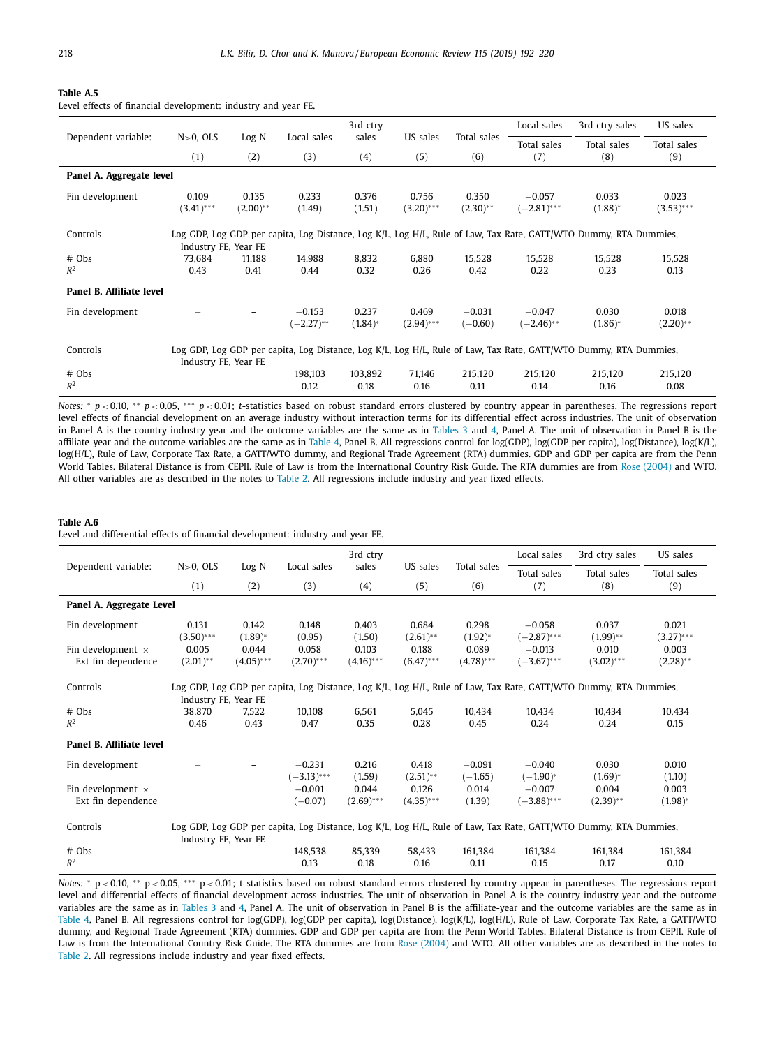**Table A.5**
Level effects of financial development: industry and year FE.

| Dependent variable: | N>0, OLS | Log N | Local sales | 3rd ctry sales | US sales | Total sales | Local sales / Total sales | 3rd ctry sales / Total sales | US sales / Total sales |
|---|---|---|---|---|---|---|---|---|---|
| | (1) | (2) | (3) | (4) | (5) | (6) | (7) | (8) | (9) |
| **Panel A. Aggregate level** | | | | | | | | | |
| Fin development | 0.109 | 0.135 | 0.233 | 0.376 | 0.756 | 0.350 | −0.057 | 0.033 | 0.023 |
| | (3.41)*** | (2.00)** | (1.49) | (1.51) | (3.20)*** | (2.30)** | (−2.81)*** | (1.88)* | (3.53)*** |
| Controls | Log GDP, Log GDP per capita, Log Distance, Log K/L, Log H/L, Rule of Law, Tax Rate, GATT/WTO Dummy, RTA Dummies, Industry FE, Year FE | | | | | | | | |
| # Obs | 73,684 | 11,188 | 14,988 | 8,832 | 6,880 | 15,528 | 15,528 | 15,528 | 15,528 |
| $R^2$ | 0.43 | 0.41 | 0.44 | 0.32 | 0.26 | 0.42 | 0.22 | 0.23 | 0.13 |
| **Panel B. Affiliate level** | | | | | | | | | |
| Fin development | – | – | −0.153 | 0.237 | 0.469 | −0.031 | −0.047 | 0.030 | 0.018 |
| | | | (−2.27)** | (1.84)* | (2.94)*** | (−0.60) | (−2.46)** | (1.86)* | (2.20)** |
| Controls | Log GDP, Log GDP per capita, Log Distance, Log K/L, Log H/L, Rule of Law, Tax Rate, GATT/WTO Dummy, RTA Dummies, Industry FE, Year FE | | | | | | | | |
| # Obs | | | 198,103 | 103,892 | 71,146 | 215,120 | 215,120 | 215,120 | 215,120 |
| $R^2$ | | | 0.12 | 0.18 | 0.16 | 0.11 | 0.14 | 0.16 | 0.08 |

*Notes:* * $p<0.10$, ** $p<0.05$, *** $p<0.01$; *t*-statistics based on robust standard errors clustered by country appear in parentheses. The regressions report level effects of financial development on an average industry without interaction terms for its differential effect across industries. The unit of observation in Panel A is the country-industry-year and the outcome variables are the same as in Tables 3 and 4, Panel A. The unit of observation in Panel B is the affiliate-year and the outcome variables are the same as in Table 4, Panel B. All regressions control for log(GDP), log(GDP per capita), log(Distance), log(K/L), log(H/L), Rule of Law, Corporate Tax Rate, a GATT/WTO dummy, and Regional Trade Agreement (RTA) dummies. GDP and GDP per capita are from the Penn World Tables. Bilateral Distance is from CEPII. Rule of Law is from the International Country Risk Guide. The RTA dummies are from Rose (2004) and WTO. All other variables are as described in the notes to Table 2. All regressions include industry and year fixed effects.

**Table A.6**
Level and differential effects of financial development: industry and year FE.

| Dependent variable: | N>0, OLS | Log N | Local sales | 3rd ctry sales | US sales | Total sales | Local sales / Total sales | 3rd ctry sales / Total sales | US sales / Total sales |
|---|---|---|---|---|---|---|---|---|---|
| | (1) | (2) | (3) | (4) | (5) | (6) | (7) | (8) | (9) |
| **Panel A. Aggregate Level** | | | | | | | | | |
| Fin development | 0.131 | 0.142 | 0.148 | 0.403 | 0.684 | 0.298 | −0.058 | 0.037 | 0.021 |
| | (3.50)*** | (1.89)* | (0.95) | (1.50) | (2.61)** | (1.92)* | (−2.87)*** | (1.99)** | (3.27)*** |
| Fin development × Ext fin dependence | 0.005 | 0.044 | 0.058 | 0.103 | 0.188 | 0.089 | −0.013 | 0.010 | 0.003 |
| | (2.01)** | (4.05)*** | (2.70)*** | (4.16)*** | (6.47)*** | (4.78)*** | (−3.67)*** | (3.02)*** | (2.28)** |
| Controls | Log GDP, Log GDP per capita, Log Distance, Log K/L, Log H/L, Rule of Law, Tax Rate, GATT/WTO Dummy, RTA Dummies, Industry FE, Year FE | | | | | | | | |
| # Obs | 38,870 | 7,522 | 10,108 | 6,561 | 5,045 | 10,434 | 10,434 | 10,434 | 10,434 |
| $R^2$ | 0.46 | 0.43 | 0.47 | 0.35 | 0.28 | 0.45 | 0.24 | 0.24 | 0.15 |
| **Panel B. Affiliate level** | | | | | | | | | |
| Fin development | – | – | −0.231 | 0.216 | 0.418 | −0.091 | −0.040 | 0.030 | 0.010 |
| | | | (−3.13)*** | (1.59) | (2.51)** | (−1.65) | (−1.90)* | (1.69)* | (1.10) |
| Fin development × Ext fin dependence | | | −0.001 | 0.044 | 0.126 | 0.014 | −0.007 | 0.004 | 0.003 |
| | | | (−0.07) | (2.69)*** | (4.35)*** | (1.39) | (−3.88)*** | (2.39)** | (1.98)* |
| Controls | Log GDP, Log GDP per capita, Log Distance, Log K/L, Log H/L, Rule of Law, Tax Rate, GATT/WTO Dummy, RTA Dummies, Industry FE, Year FE | | | | | | | | |
| # Obs | | | 148,538 | 85,339 | 58,433 | 161,384 | 161,384 | 161,384 | 161,384 |
| $R^2$ | | | 0.13 | 0.18 | 0.16 | 0.11 | 0.15 | 0.17 | 0.10 |

*Notes:* * $p<0.10$, ** $p<0.05$, *** $p<0.01$; t-statistics based on robust standard errors clustered by country appear in parentheses. The regressions report level and differential effects of financial development across industries. The unit of observation in Panel A is the country-industry-year and the outcome variables are the same as in Tables 3 and 4, Panel A. The unit of observation in Panel B is the affiliate-year and the outcome variables are the same as in Table 4, Panel B. All regressions control for log(GDP), log(GDP per capita), log(Distance), log(K/L), log(H/L), Rule of Law, Corporate Tax Rate, a GATT/WTO dummy, and Regional Trade Agreement (RTA) dummies. GDP and GDP per capita are from the Penn World Tables. Bilateral Distance is from CEPII. Rule of Law is from the International Country Risk Guide. The RTA dummies are from Rose (2004) and WTO. All other variables are as described in the notes to Table 2. All regressions include industry and year fixed effects.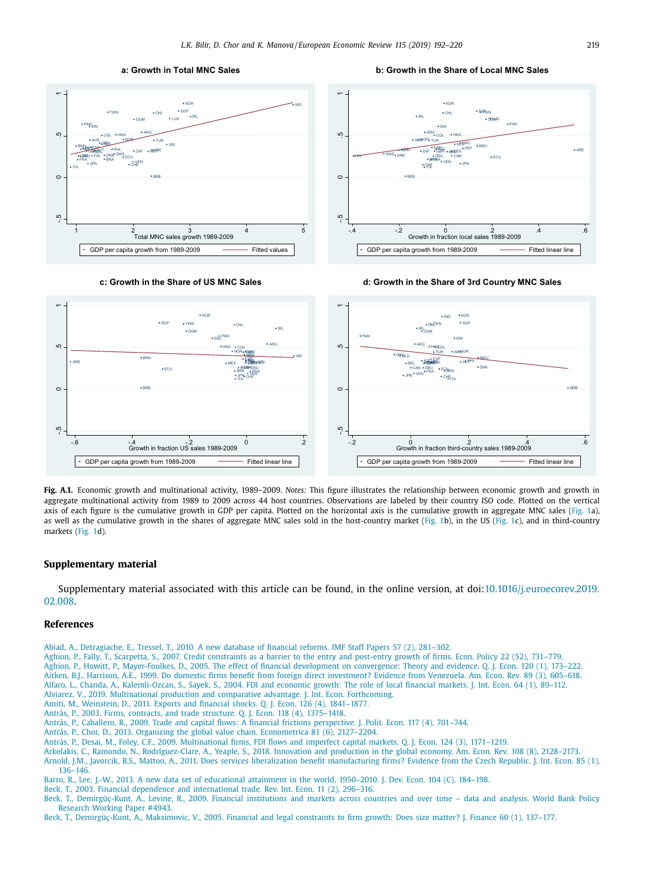**Fig. A.1.** Economic growth and multinational activity, 1989–2009. *Notes:* This figure illustrates the relationship between economic growth and growth in aggregate multinational activity from 1989 to 2009 across 44 host countries. Observations are labeled by their country ISO code. Plotted on the vertical axis of each figure is the cumulative growth in GDP per capita. Plotted on the horizontal axis is the cumulative growth in aggregate MNC sales (Fig. 1a), as well as the cumulative growth in the shares of aggregate MNC sales sold in the host-country market (Fig. 1b), in the US (Fig. 1c), and in third-country markets (Fig. 1d).

## Supplementary material

Supplementary material associated with this article can be found, in the online version, at doi:10.1016/j.euroecorev.2019.02.008.

## References

Abiad, A., Detragiache, E., Tressel, T., 2010. A new database of financial reforms. IMF Staff Papers 57 (2), 281–302.

Aghion, P., Fally, T., Scarpetta, S., 2007. Credit constraints as a barrier to the entry and post-entry growth of firms. Econ. Policy 22 (52), 731–779.

Aghion, P., Howitt, P., Mayer-Foulkes, D., 2005. The effect of financial development on convergence: Theory and evidence. Q. J. Econ. 120 (1), 173–222.

Aitken, B.J., Harrison, A.E., 1999. Do domestic firms benefit from foreign direct investment? Evidence from Venezuela. Am. Econ. Rev. 89 (3), 605–618.

Alfaro, L., Chanda, A., Kalemli-Ozcan, S., Sayek, S., 2004. FDI and economic growth: The role of local financial markets. J. Int. Econ. 64 (1), 89–112.

Alviarez, V., 2019. Multinational production and comparative advantage. J. Int. Econ. Forthcoming.

Amiti, M., Weinstein, D., 2011. Exports and financial shocks. Q. J. Econ. 126 (4), 1841–1877.

Antràs, P., 2003. Firms, contracts, and trade structure. Q. J. Econ. 118 (4), 1375–1418.

Antràs, P., Caballero, R., 2009. Trade and capital flows: A financial frictions perspective. J. Polit. Econ. 117 (4), 701–744.

Antrás, P., Chor, D., 2013. Organizing the global value chain. Econometrica 81 (6), 2127–2204.

Antrás, P., Desai, M., Foley, C.F., 2009. Multinational firms, FDI flows and imperfect capital markets. Q. J. Econ. 124 (3), 1171–1219.

Arkolakis, C., Ramondo, N., Rodríguez-Clare, A., Yeaple, S., 2018. Innovation and production in the global economy. Am. Econ. Rev. 108 (8), 2128–2173.

Arnold, J.M., Javorcik, B.S., Mattoo, A., 2011. Does services liberalization benefit manufacturing firms? Evidence from the Czech Republic. J. Int. Econ. 85 (1), 136–146.

Barro, R., Lee, J.-W., 2013. A new data set of educational attainment in the world, 1950–2010. J. Dev. Econ. 104 (C), 184–198.

Beck, T., 2003. Financial dependence and international trade. Rev. Int. Econ. 11 (2), 296–316.

Beck, T., Demirgüç-Kunt, A., Levine, R., 2009. Financial institutions and markets across countries and over time – data and analysis. World Bank Policy Research Working Paper #4943.

Beck, T., Demirgüç-Kunt, A., Maksimovic, V., 2005. Financial and legal constraints to firm growth: Does size matter? J. Finance 60 (1), 137–177.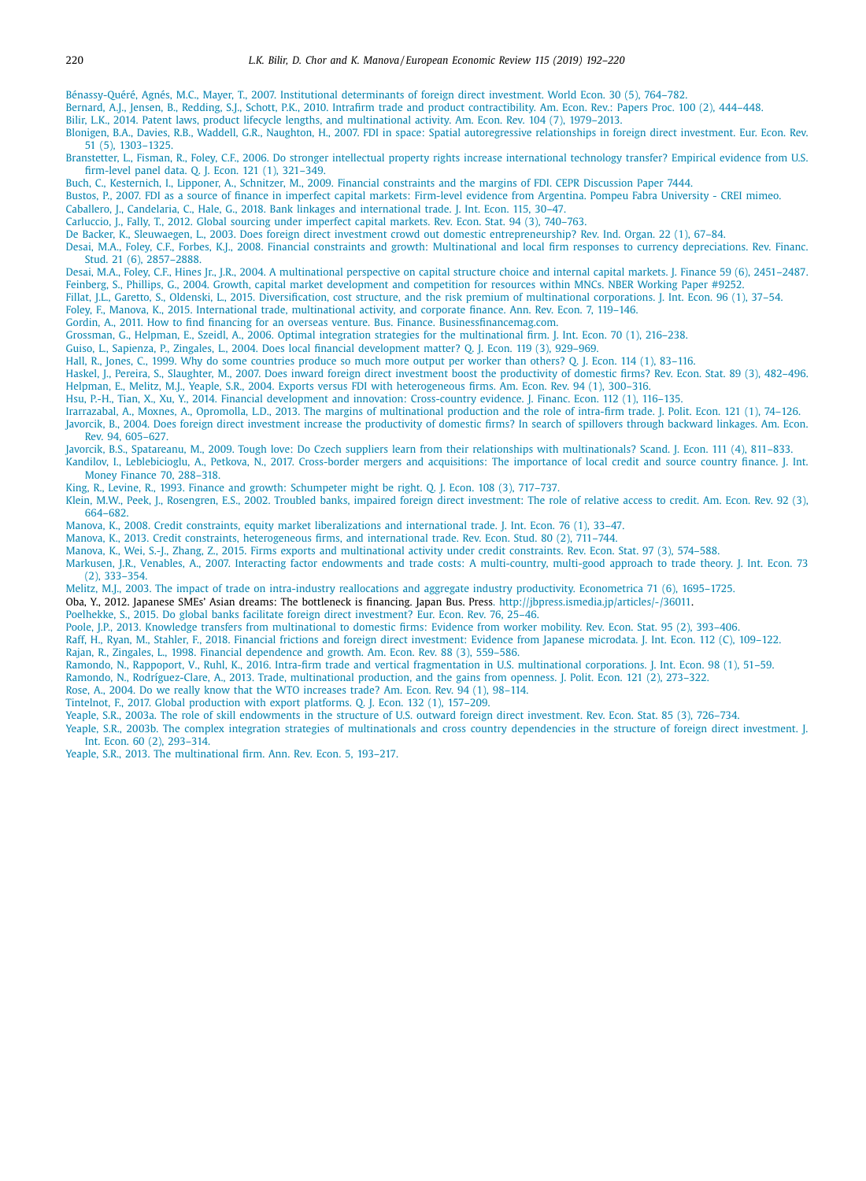Bénassy-Quéré, Agnés, M.C., Mayer, T., 2007. Institutional determinants of foreign direct investment. World Econ. 30 (5), 764–782.

Bernard, A.J., Jensen, B., Redding, S.J., Schott, P.K., 2010. Intrafirm trade and product contractibility. Am. Econ. Rev.: Papers Proc. 100 (2), 444–448.

Bilir, L.K., 2014. Patent laws, product lifecycle lengths, and multinational activity. Am. Econ. Rev. 104 (7), 1979–2013.

Blonigen, B.A., Davies, R.B., Waddell, G.R., Naughton, H., 2007. FDI in space: Spatial autoregressive relationships in foreign direct investment. Eur. Econ. Rev. 51 (5), 1303–1325.

Branstetter, L., Fisman, R., Foley, C.F., 2006. Do stronger intellectual property rights increase international technology transfer? Empirical evidence from U.S. firm-level panel data. Q. J. Econ. 121 (1), 321–349.

Buch, C., Kesternich, I., Lipponer, A., Schnitzer, M., 2009. Financial constraints and the margins of FDI. CEPR Discussion Paper 7444.

Bustos, P., 2007. FDI as a source of finance in imperfect capital markets: Firm-level evidence from Argentina. Pompeu Fabra University - CREI mimeo.

Caballero, J., Candelaria, C., Hale, G., 2018. Bank linkages and international trade. J. Int. Econ. 115, 30–47.

Carluccio, J., Fally, T., 2012. Global sourcing under imperfect capital markets. Rev. Econ. Stat. 94 (3), 740–763.

De Backer, K., Sleuwaegen, L., 2003. Does foreign direct investment crowd out domestic entrepreneurship? Rev. Ind. Organ. 22 (1), 67–84.

Desai, M.A., Foley, C.F., Forbes, K.J., 2008. Financial constraints and growth: Multinational and local firm responses to currency depreciations. Rev. Financ. Stud. 21 (6), 2857–2888.

Desai, M.A., Foley, C.F., Hines Jr., J.R., 2004. A multinational perspective on capital structure choice and internal capital markets. J. Finance 59 (6), 2451–2487.

Feinberg, S., Phillips, G., 2004. Growth, capital market development and competition for resources within MNCs. NBER Working Paper #9252.

Fillat, J.L., Garetto, S., Oldenski, L., 2015. Diversification, cost structure, and the risk premium of multinational corporations. J. Int. Econ. 96 (1), 37–54.

Foley, F., Manova, K., 2015. International trade, multinational activity, and corporate finance. Ann. Rev. Econ. 7, 119–146.

Gordin, A., 2011. How to find financing for an overseas venture. Bus. Finance. Businessfinancemag.com.

Grossman, G., Helpman, E., Szeidl, A., 2006. Optimal integration strategies for the multinational firm. J. Int. Econ. 70 (1), 216–238.

Guiso, L., Sapienza, P., Zingales, L., 2004. Does local financial development matter? Q. J. Econ. 119 (3), 929–969.

Hall, R., Jones, C., 1999. Why do some countries produce so much more output per worker than others? Q. J. Econ. 114 (1), 83–116.

Haskel, J., Pereira, S., Slaughter, M., 2007. Does inward foreign direct investment boost the productivity of domestic firms? Rev. Econ. Stat. 89 (3), 482–496.

Helpman, E., Melitz, M.J., Yeaple, S.R., 2004. Exports versus FDI with heterogeneous firms. Am. Econ. Rev. 94 (1), 300–316.

Hsu, P.-H., Tian, X., Xu, Y., 2014. Financial development and innovation: Cross-country evidence. J. Financ. Econ. 112 (1), 116–135.

Irarrazabal, A., Moxnes, A., Opromolla, L.D., 2013. The margins of multinational production and the role of intra-firm trade. J. Polit. Econ. 121 (1), 74–126.

Javorcik, B., 2004. Does foreign direct investment increase the productivity of domestic firms? In search of spillovers through backward linkages. Am. Econ. Rev. 94, 605–627.

Javorcik, B.S., Spatareanu, M., 2009. Tough love: Do Czech suppliers learn from their relationships with multinationals? Scand. J. Econ. 111 (4), 811–833.

Kandilov, I., Leblebicioglu, A., Petkova, N., 2017. Cross-border mergers and acquisitions: The importance of local credit and source country finance. J. Int. Money Finance 70, 288–318.

King, R., Levine, R., 1993. Finance and growth: Schumpeter might be right. Q. J. Econ. 108 (3), 717–737.

Klein, M.W., Peek, J., Rosengren, E.S., 2002. Troubled banks, impaired foreign direct investment: The role of relative access to credit. Am. Econ. Rev. 92 (3), 664–682.

Manova, K., 2008. Credit constraints, equity market liberalizations and international trade. J. Int. Econ. 76 (1), 33–47.

Manova, K., 2013. Credit constraints, heterogeneous firms, and international trade. Rev. Econ. Stud. 80 (2), 711–744.

Manova, K., Wei, S.-J., Zhang, Z., 2015. Firms exports and multinational activity under credit constraints. Rev. Econ. Stat. 97 (3), 574–588.

Markusen, J.R., Venables, A., 2007. Interacting factor endowments and trade costs: A multi-country, multi-good approach to trade theory. J. Int. Econ. 73 (2), 333–354.

Melitz, M.J., 2003. The impact of trade on intra-industry reallocations and aggregate industry productivity. Econometrica 71 (6), 1695–1725.

Oba, Y., 2012. Japanese SMEs' Asian dreams: The bottleneck is financing. Japan Bus. Press. http://jbpress.ismedia.jp/articles/-/36011.

Poelhekke, S., 2015. Do global banks facilitate foreign direct investment? Eur. Econ. Rev. 76, 25–46.

Poole, J.P., 2013. Knowledge transfers from multinational to domestic firms: Evidence from worker mobility. Rev. Econ. Stat. 95 (2), 393–406.

Raff, H., Ryan, M., Stahler, F., 2018. Financial frictions and foreign direct investment: Evidence from Japanese microdata. J. Int. Econ. 112 (C), 109–122.

Rajan, R., Zingales, L., 1998. Financial dependence and growth. Am. Econ. Rev. 88 (3), 559–586.

Ramondo, N., Rappoport, V., Ruhl, K., 2016. Intra-firm trade and vertical fragmentation in U.S. multinational corporations. J. Int. Econ. 98 (1), 51–59.

Ramondo, N., Rodríguez-Clare, A., 2013. Trade, multinational production, and the gains from openness. J. Polit. Econ. 121 (2), 273–322.

Rose, A., 2004. Do we really know that the WTO increases trade? Am. Econ. Rev. 94 (1), 98–114.

Tintelnot, F., 2017. Global production with export platforms. Q. J. Econ. 132 (1), 157–209.

Yeaple, S.R., 2003a. The role of skill endowments in the structure of U.S. outward foreign direct investment. Rev. Econ. Stat. 85 (3), 726–734.

Yeaple, S.R., 2003b. The complex integration strategies of multinationals and cross country dependencies in the structure of foreign direct investment. J. Int. Econ. 60 (2), 293–314.

Yeaple, S.R., 2013. The multinational firm. Ann. Rev. Econ. 5, 193–217.